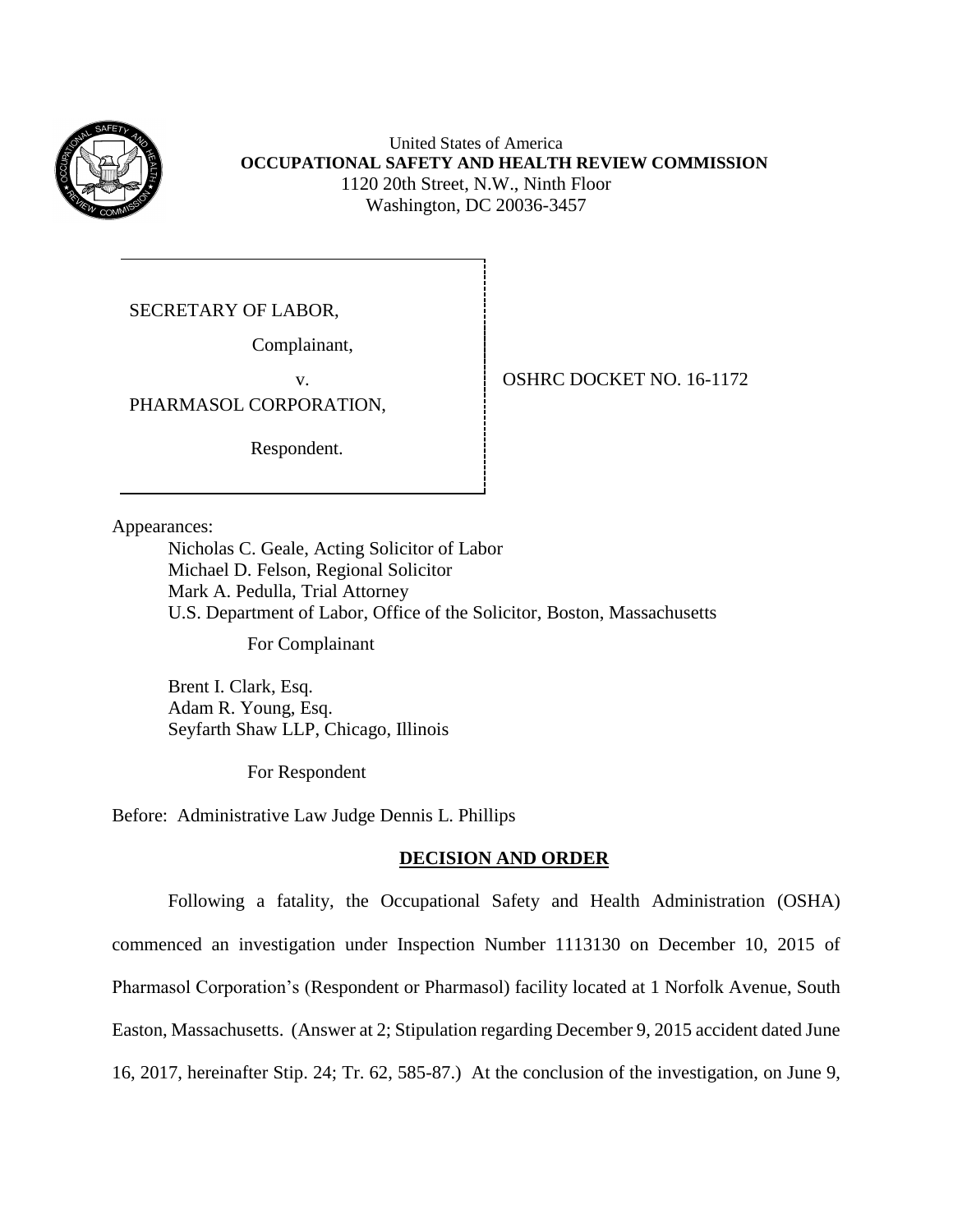United States of America
**OCCUPATIONAL SAFETY AND HEALTH REVIEW COMMISSION**
1120 20th Street, N.W., Ninth Floor
Washington, DC 20036-3457

SECRETARY OF LABOR,

Complainant,

v.

PHARMASOL CORPORATION,

Respondent.

OSHRC DOCKET NO. 16-1172

Appearances:

Nicholas C. Geale, Acting Solicitor of Labor
Michael D. Felson, Regional Solicitor
Mark A. Pedulla, Trial Attorney
U.S. Department of Labor, Office of the Solicitor, Boston, Massachusetts

For Complainant

Brent I. Clark, Esq.
Adam R. Young, Esq.
Seyfarth Shaw LLP, Chicago, Illinois

For Respondent

Before: Administrative Law Judge Dennis L. Phillips

## DECISION AND ORDER

Following a fatality, the Occupational Safety and Health Administration (OSHA) commenced an investigation under Inspection Number 1113130 on December 10, 2015 of Pharmasol Corporation's (Respondent or Pharmasol) facility located at 1 Norfolk Avenue, South Easton, Massachusetts. (Answer at 2; Stipulation regarding December 9, 2015 accident dated June 16, 2017, hereinafter Stip. 24; Tr. 62, 585-87.) At the conclusion of the investigation, on June 9,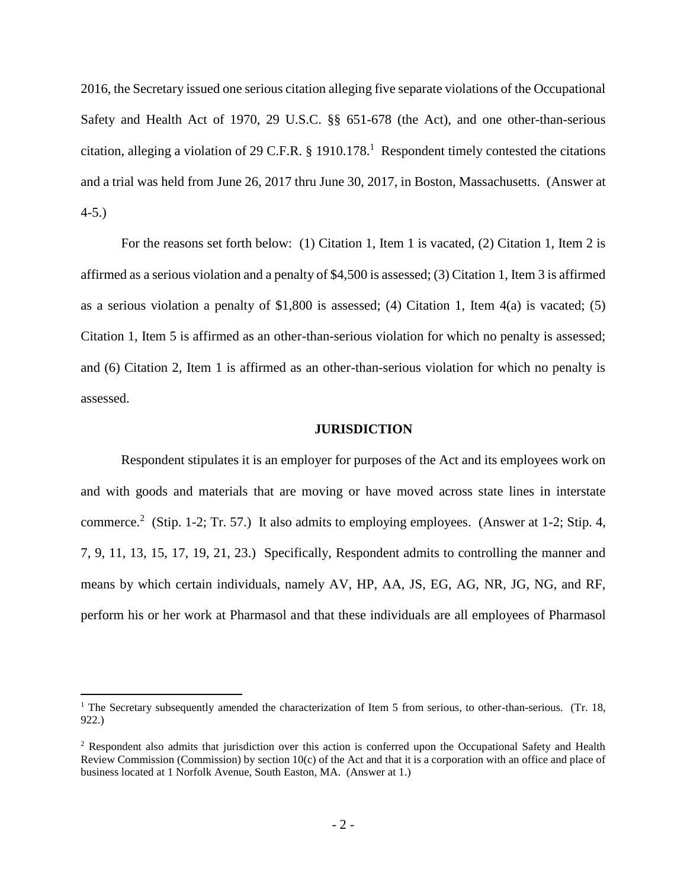2016, the Secretary issued one serious citation alleging five separate violations of the Occupational Safety and Health Act of 1970, 29 U.S.C. §§ 651-678 (the Act), and one other-than-serious citation, alleging a violation of 29 C.F.R. § 1910.178.[1] Respondent timely contested the citations and a trial was held from June 26, 2017 thru June 30, 2017, in Boston, Massachusetts. (Answer at 4-5.)

For the reasons set forth below: (1) Citation 1, Item 1 is vacated, (2) Citation 1, Item 2 is affirmed as a serious violation and a penalty of $4,500 is assessed; (3) Citation 1, Item 3 is affirmed as a serious violation a penalty of $1,800 is assessed; (4) Citation 1, Item 4(a) is vacated; (5) Citation 1, Item 5 is affirmed as an other-than-serious violation for which no penalty is assessed; and (6) Citation 2, Item 1 is affirmed as an other-than-serious violation for which no penalty is assessed.

## JURISDICTION

Respondent stipulates it is an employer for purposes of the Act and its employees work on and with goods and materials that are moving or have moved across state lines in interstate commerce.[2] (Stip. 1-2; Tr. 57.) It also admits to employing employees. (Answer at 1-2; Stip. 4, 7, 9, 11, 13, 15, 17, 19, 21, 23.) Specifically, Respondent admits to controlling the manner and means by which certain individuals, namely AV, HP, AA, JS, EG, AG, NR, JG, NG, and RF, perform his or her work at Pharmasol and that these individuals are all employees of Pharmasol

---

[1] The Secretary subsequently amended the characterization of Item 5 from serious, to other-than-serious. (Tr. 18, 922.)

[2] Respondent also admits that jurisdiction over this action is conferred upon the Occupational Safety and Health Review Commission (Commission) by section 10(c) of the Act and that it is a corporation with an office and place of business located at 1 Norfolk Avenue, South Easton, MA. (Answer at 1.)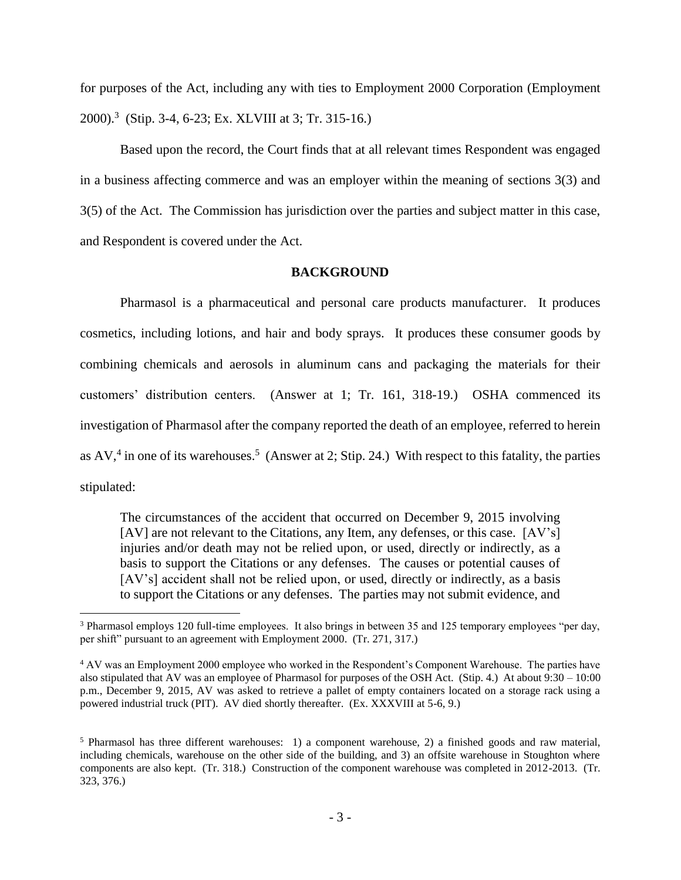for purposes of the Act, including any with ties to Employment 2000 Corporation (Employment 2000).[3] (Stip. 3-4, 6-23; Ex. XLVIII at 3; Tr. 315-16.)

Based upon the record, the Court finds that at all relevant times Respondent was engaged in a business affecting commerce and was an employer within the meaning of sections 3(3) and 3(5) of the Act. The Commission has jurisdiction over the parties and subject matter in this case, and Respondent is covered under the Act.

## BACKGROUND

Pharmasol is a pharmaceutical and personal care products manufacturer. It produces cosmetics, including lotions, and hair and body sprays. It produces these consumer goods by combining chemicals and aerosols in aluminum cans and packaging the materials for their customers' distribution centers. (Answer at 1; Tr. 161, 318-19.) OSHA commenced its investigation of Pharmasol after the company reported the death of an employee, referred to herein as AV,[4] in one of its warehouses.[5] (Answer at 2; Stip. 24.) With respect to this fatality, the parties stipulated:

> The circumstances of the accident that occurred on December 9, 2015 involving [AV] are not relevant to the Citations, any Item, any defenses, or this case. [AV's] injuries and/or death may not be relied upon, or used, directly or indirectly, as a basis to support the Citations or any defenses. The causes or potential causes of [AV's] accident shall not be relied upon, or used, directly or indirectly, as a basis to support the Citations or any defenses. The parties may not submit evidence, and

---

[3] Pharmasol employs 120 full-time employees. It also brings in between 35 and 125 temporary employees "per day, per shift" pursuant to an agreement with Employment 2000. (Tr. 271, 317.)

[4] AV was an Employment 2000 employee who worked in the Respondent's Component Warehouse. The parties have also stipulated that AV was an employee of Pharmasol for purposes of the OSH Act. (Stip. 4.) At about 9:30 – 10:00 p.m., December 9, 2015, AV was asked to retrieve a pallet of empty containers located on a storage rack using a powered industrial truck (PIT). AV died shortly thereafter. (Ex. XXXVIII at 5-6, 9.)

[5] Pharmasol has three different warehouses: 1) a component warehouse, 2) a finished goods and raw material, including chemicals, warehouse on the other side of the building, and 3) an offsite warehouse in Stoughton where components are also kept. (Tr. 318.) Construction of the component warehouse was completed in 2012-2013. (Tr. 323, 376.)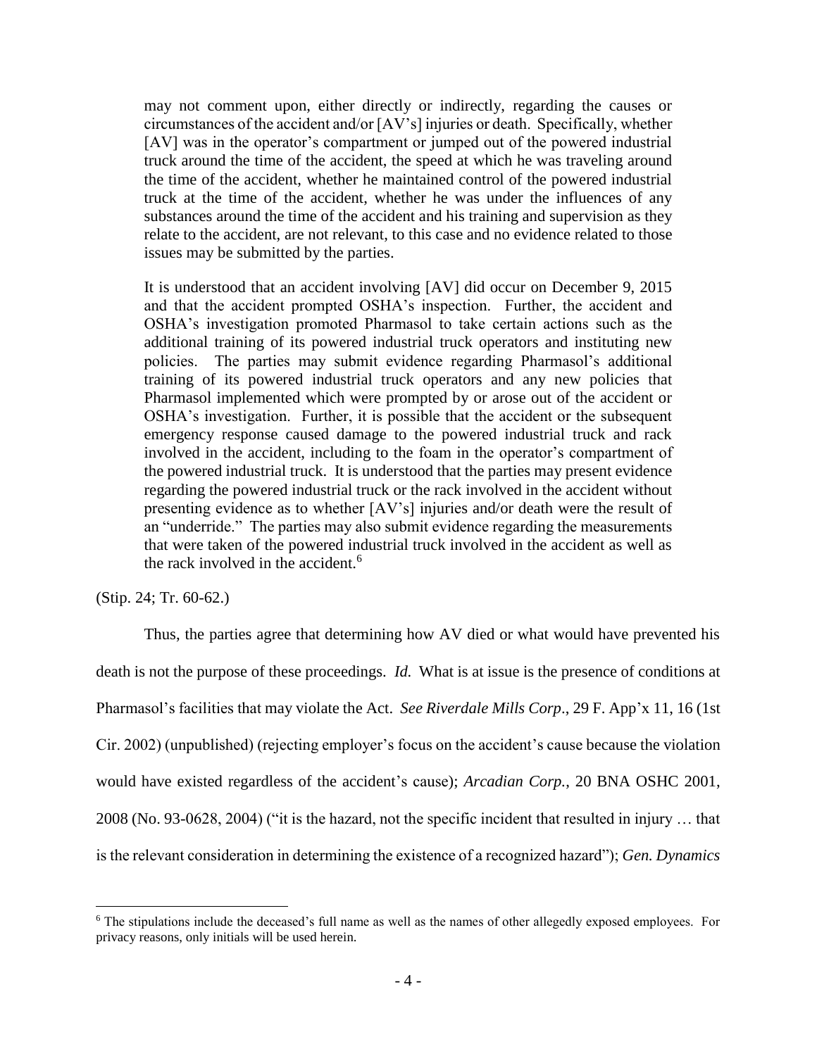> may not comment upon, either directly or indirectly, regarding the causes or circumstances of the accident and/or [AV's] injuries or death. Specifically, whether [AV] was in the operator's compartment or jumped out of the powered industrial truck around the time of the accident, the speed at which he was traveling around the time of the accident, whether he maintained control of the powered industrial truck at the time of the accident, whether he was under the influences of any substances around the time of the accident and his training and supervision as they relate to the accident, are not relevant, to this case and no evidence related to those issues may be submitted by the parties.
>
> It is understood that an accident involving [AV] did occur on December 9, 2015 and that the accident prompted OSHA's inspection. Further, the accident and OSHA's investigation promoted Pharmasol to take certain actions such as the additional training of its powered industrial truck operators and instituting new policies. The parties may submit evidence regarding Pharmasol's additional training of its powered industrial truck operators and any new policies that Pharmasol implemented which were prompted by or arose out of the accident or OSHA's investigation. Further, it is possible that the accident or the subsequent emergency response caused damage to the powered industrial truck and rack involved in the accident, including to the foam in the operator's compartment of the powered industrial truck. It is understood that the parties may present evidence regarding the powered industrial truck or the rack involved in the accident without presenting evidence as to whether [AV's] injuries and/or death were the result of an "underride." The parties may also submit evidence regarding the measurements that were taken of the powered industrial truck involved in the accident as well as the rack involved in the accident.[6]

(Stip. 24; Tr. 60-62.)

Thus, the parties agree that determining how AV died or what would have prevented his death is not the purpose of these proceedings. *Id.* What is at issue is the presence of conditions at Pharmasol's facilities that may violate the Act. *See Riverdale Mills Corp*., 29 F. App'x 11, 16 (1st Cir. 2002) (unpublished) (rejecting employer's focus on the accident's cause because the violation would have existed regardless of the accident's cause); *Arcadian Corp.*, 20 BNA OSHC 2001, 2008 (No. 93-0628, 2004) ("it is the hazard, not the specific incident that resulted in injury … that is the relevant consideration in determining the existence of a recognized hazard"); *Gen. Dynamics*

---

[6] The stipulations include the deceased's full name as well as the names of other allegedly exposed employees. For privacy reasons, only initials will be used herein.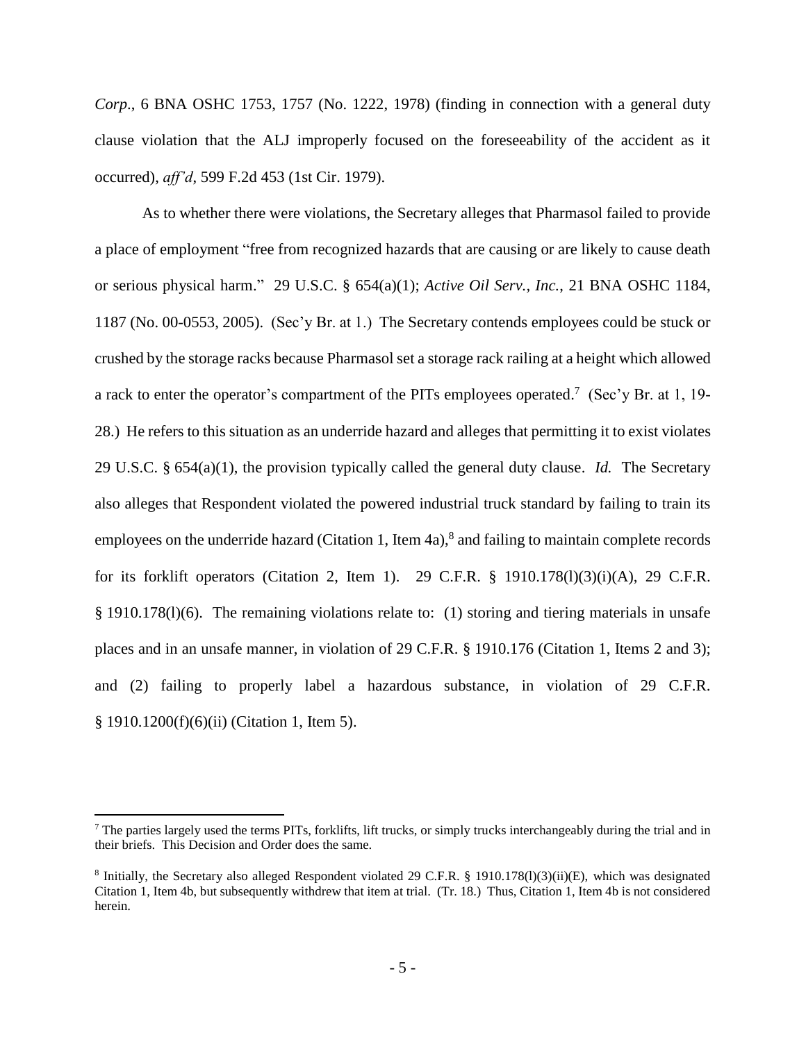*Corp*., 6 BNA OSHC 1753, 1757 (No. 1222, 1978) (finding in connection with a general duty clause violation that the ALJ improperly focused on the foreseeability of the accident as it occurred), *aff'd*, 599 F.2d 453 (1st Cir. 1979).

As to whether there were violations, the Secretary alleges that Pharmasol failed to provide a place of employment "free from recognized hazards that are causing or are likely to cause death or serious physical harm." 29 U.S.C. § 654(a)(1); *Active Oil Serv., Inc.*, 21 BNA OSHC 1184, 1187 (No. 00-0553, 2005). (Sec'y Br. at 1.) The Secretary contends employees could be stuck or crushed by the storage racks because Pharmasol set a storage rack railing at a height which allowed a rack to enter the operator's compartment of the PITs employees operated.[7] (Sec'y Br. at 1, 19-28.) He refers to this situation as an underride hazard and alleges that permitting it to exist violates 29 U.S.C. § 654(a)(1), the provision typically called the general duty clause. *Id.* The Secretary also alleges that Respondent violated the powered industrial truck standard by failing to train its employees on the underride hazard (Citation 1, Item 4a),[8] and failing to maintain complete records for its forklift operators (Citation 2, Item 1). 29 C.F.R. § 1910.178(l)(3)(i)(A), 29 C.F.R. § 1910.178(l)(6). The remaining violations relate to: (1) storing and tiering materials in unsafe places and in an unsafe manner, in violation of 29 C.F.R. § 1910.176 (Citation 1, Items 2 and 3); and (2) failing to properly label a hazardous substance, in violation of 29 C.F.R. § 1910.1200(f)(6)(ii) (Citation 1, Item 5).

---

[7] The parties largely used the terms PITs, forklifts, lift trucks, or simply trucks interchangeably during the trial and in their briefs. This Decision and Order does the same.

[8] Initially, the Secretary also alleged Respondent violated 29 C.F.R. § 1910.178(l)(3)(ii)(E), which was designated Citation 1, Item 4b, but subsequently withdrew that item at trial. (Tr. 18.) Thus, Citation 1, Item 4b is not considered herein.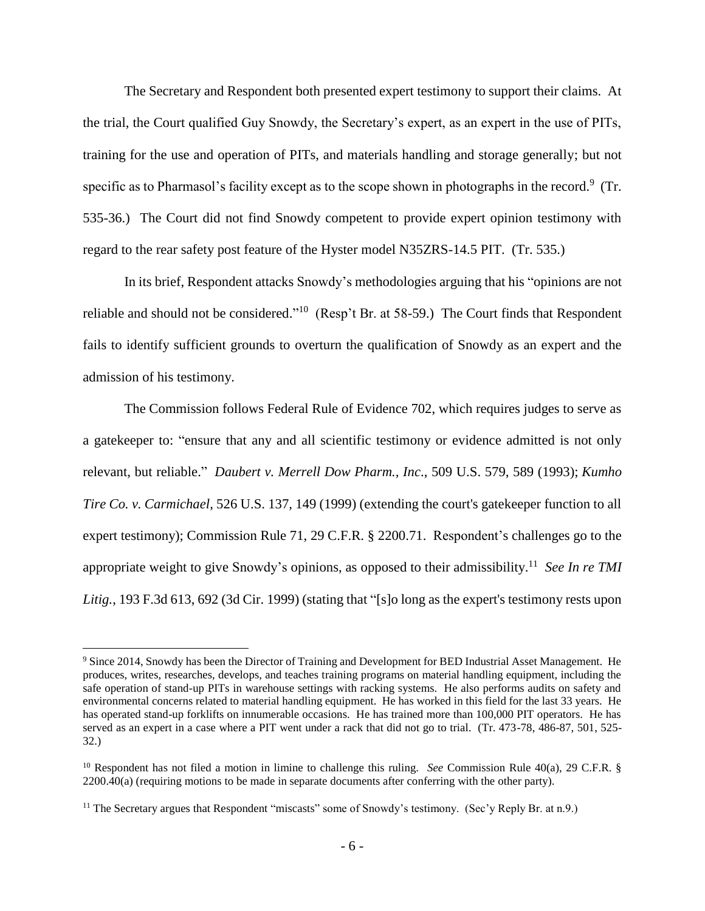The Secretary and Respondent both presented expert testimony to support their claims. At the trial, the Court qualified Guy Snowdy, the Secretary's expert, as an expert in the use of PITs, training for the use and operation of PITs, and materials handling and storage generally; but not specific as to Pharmasol's facility except as to the scope shown in photographs in the record.[9] (Tr. 535-36.) The Court did not find Snowdy competent to provide expert opinion testimony with regard to the rear safety post feature of the Hyster model N35ZRS-14.5 PIT. (Tr. 535.)

In its brief, Respondent attacks Snowdy's methodologies arguing that his "opinions are not reliable and should not be considered."[10] (Resp't Br. at 58-59.) The Court finds that Respondent fails to identify sufficient grounds to overturn the qualification of Snowdy as an expert and the admission of his testimony.

The Commission follows Federal Rule of Evidence 702, which requires judges to serve as a gatekeeper to: "ensure that any and all scientific testimony or evidence admitted is not only relevant, but reliable." *Daubert v. Merrell Dow Pharm., Inc*., 509 U.S. 579, 589 (1993); *Kumho Tire Co. v. Carmichael*, 526 U.S. 137, 149 (1999) (extending the court's gatekeeper function to all expert testimony); Commission Rule 71, 29 C.F.R. § 2200.71. Respondent's challenges go to the appropriate weight to give Snowdy's opinions, as opposed to their admissibility.[11] *See In re TMI Litig.*, 193 F.3d 613, 692 (3d Cir. 1999) (stating that "[s]o long as the expert's testimony rests upon

---

[9] Since 2014, Snowdy has been the Director of Training and Development for BED Industrial Asset Management. He produces, writes, researches, develops, and teaches training programs on material handling equipment, including the safe operation of stand-up PITs in warehouse settings with racking systems. He also performs audits on safety and environmental concerns related to material handling equipment. He has worked in this field for the last 33 years. He has operated stand-up forklifts on innumerable occasions. He has trained more than 100,000 PIT operators. He has served as an expert in a case where a PIT went under a rack that did not go to trial. (Tr. 473-78, 486-87, 501, 525-32.)

[10] Respondent has not filed a motion in limine to challenge this ruling. *See* Commission Rule 40(a), 29 C.F.R. § 2200.40(a) (requiring motions to be made in separate documents after conferring with the other party).

[11] The Secretary argues that Respondent "miscasts" some of Snowdy's testimony. (Sec'y Reply Br. at n.9.)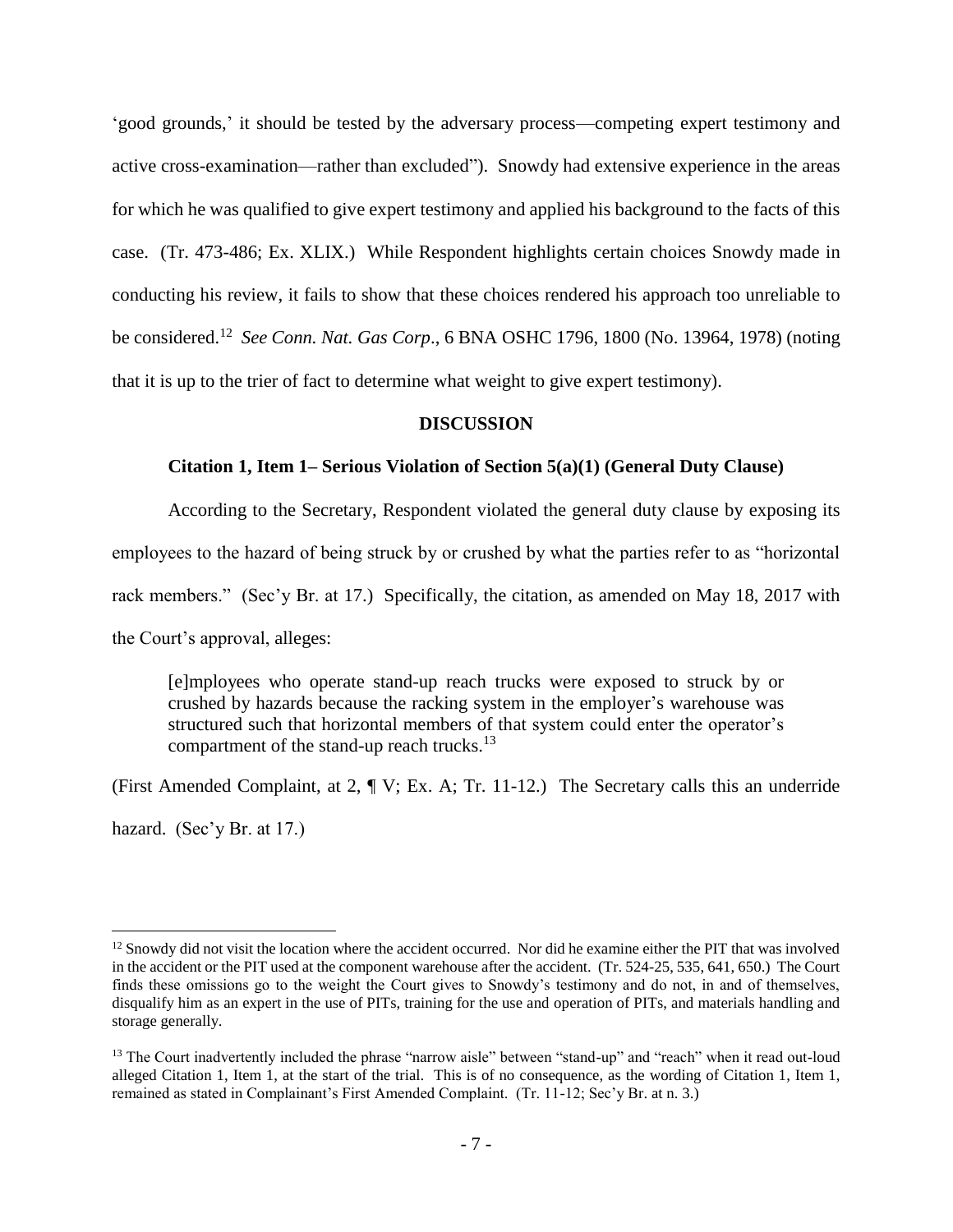'good grounds,' it should be tested by the adversary process—competing expert testimony and active cross-examination—rather than excluded"). Snowdy had extensive experience in the areas for which he was qualified to give expert testimony and applied his background to the facts of this case. (Tr. 473-486; Ex. XLIX.) While Respondent highlights certain choices Snowdy made in conducting his review, it fails to show that these choices rendered his approach too unreliable to be considered.[12] *See Conn. Nat. Gas Corp*., 6 BNA OSHC 1796, 1800 (No. 13964, 1978) (noting that it is up to the trier of fact to determine what weight to give expert testimony).

## DISCUSSION

### Citation 1, Item 1– Serious Violation of Section 5(a)(1) (General Duty Clause)

According to the Secretary, Respondent violated the general duty clause by exposing its employees to the hazard of being struck by or crushed by what the parties refer to as "horizontal rack members." (Sec'y Br. at 17.) Specifically, the citation, as amended on May 18, 2017 with the Court's approval, alleges:

> [e]mployees who operate stand-up reach trucks were exposed to struck by or crushed by hazards because the racking system in the employer's warehouse was structured such that horizontal members of that system could enter the operator's compartment of the stand-up reach trucks.[13]

(First Amended Complaint, at 2, ¶ V; Ex. A; Tr. 11-12.) The Secretary calls this an underride hazard. (Sec'y Br. at 17.)

---

[12] Snowdy did not visit the location where the accident occurred. Nor did he examine either the PIT that was involved in the accident or the PIT used at the component warehouse after the accident. (Tr. 524-25, 535, 641, 650.) The Court finds these omissions go to the weight the Court gives to Snowdy's testimony and do not, in and of themselves, disqualify him as an expert in the use of PITs, training for the use and operation of PITs, and materials handling and storage generally.

[13] The Court inadvertently included the phrase "narrow aisle" between "stand-up" and "reach" when it read out-loud alleged Citation 1, Item 1, at the start of the trial. This is of no consequence, as the wording of Citation 1, Item 1, remained as stated in Complainant's First Amended Complaint. (Tr. 11-12; Sec'y Br. at n. 3.)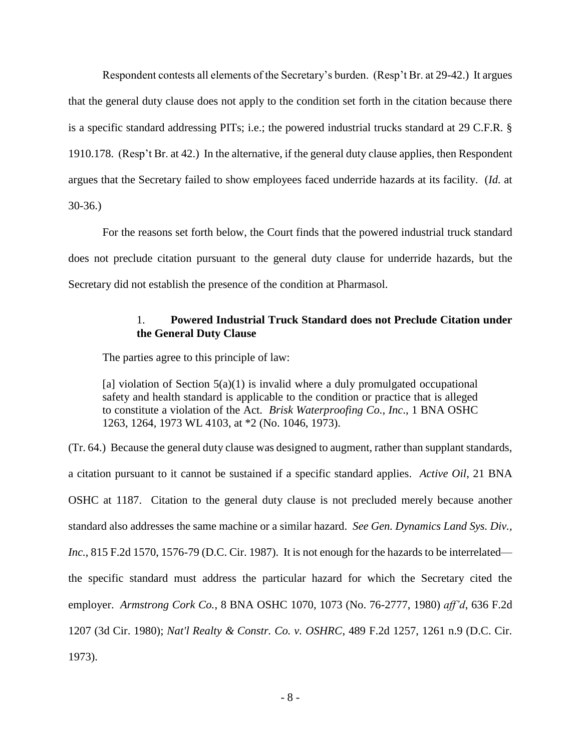Respondent contests all elements of the Secretary's burden. (Resp't Br. at 29-42.) It argues that the general duty clause does not apply to the condition set forth in the citation because there is a specific standard addressing PITs; i.e.; the powered industrial trucks standard at 29 C.F.R. § 1910.178. (Resp't Br. at 42.) In the alternative, if the general duty clause applies, then Respondent argues that the Secretary failed to show employees faced underride hazards at its facility. (*Id.* at 30-36.)

For the reasons set forth below, the Court finds that the powered industrial truck standard does not preclude citation pursuant to the general duty clause for underride hazards, but the Secretary did not establish the presence of the condition at Pharmasol.

### 1. **Powered Industrial Truck Standard does not Preclude Citation under the General Duty Clause**

The parties agree to this principle of law:

> [a] violation of Section 5(a)(1) is invalid where a duly promulgated occupational safety and health standard is applicable to the condition or practice that is alleged to constitute a violation of the Act. *Brisk Waterproofing Co., Inc.*, 1 BNA OSHC 1263, 1264, 1973 WL 4103, at *2 (No. 1046, 1973).

(Tr. 64.) Because the general duty clause was designed to augment, rather than supplant standards, a citation pursuant to it cannot be sustained if a specific standard applies. *Active Oil*, 21 BNA OSHC at 1187. Citation to the general duty clause is not precluded merely because another standard also addresses the same machine or a similar hazard. *See Gen. Dynamics Land Sys. Div., Inc.*, 815 F.2d 1570, 1576-79 (D.C. Cir. 1987). It is not enough for the hazards to be interrelated—the specific standard must address the particular hazard for which the Secretary cited the employer. *Armstrong Cork Co.*, 8 BNA OSHC 1070, 1073 (No. 76-2777, 1980) *aff'd*, 636 F.2d 1207 (3d Cir. 1980); *Nat'l Realty & Constr. Co. v. OSHRC*, 489 F.2d 1257, 1261 n.9 (D.C. Cir. 1973).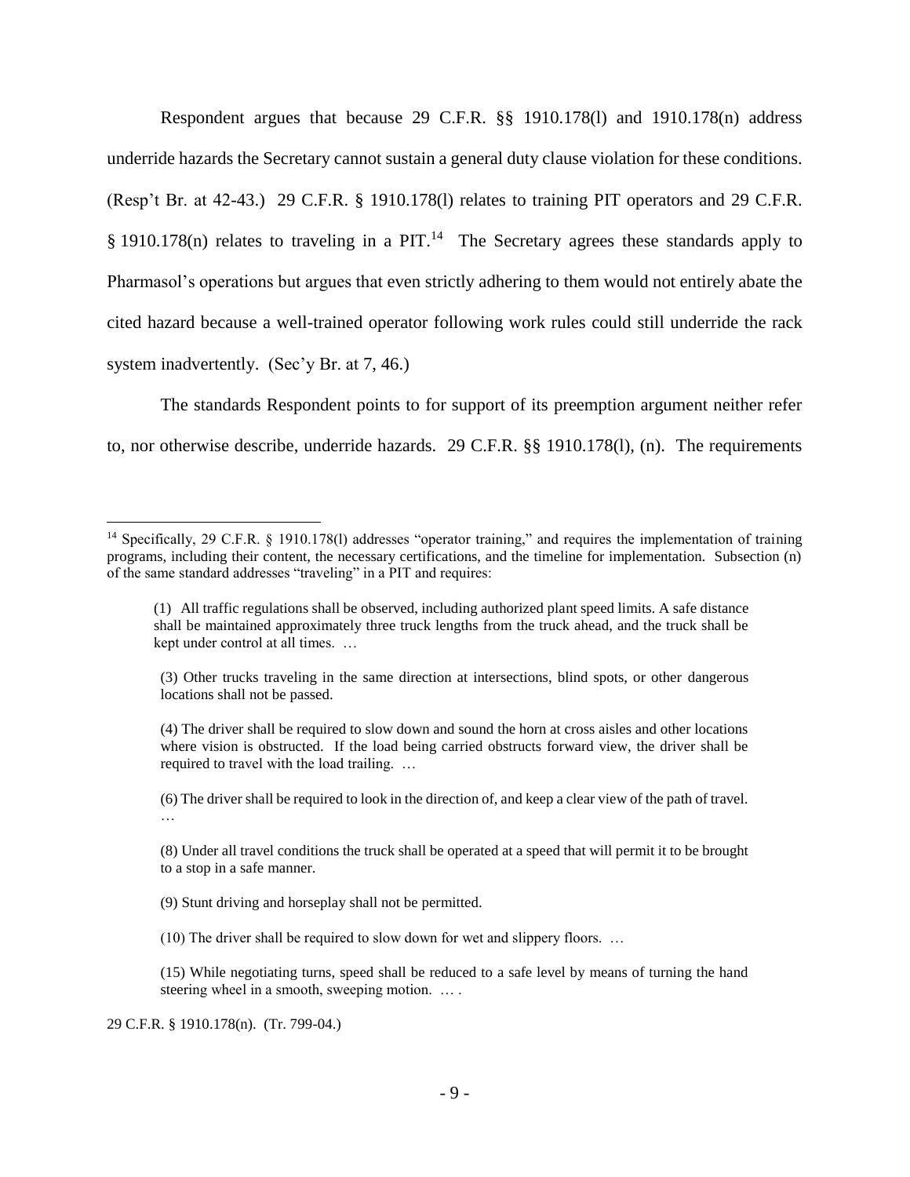Respondent argues that because 29 C.F.R. §§ 1910.178(l) and 1910.178(n) address underride hazards the Secretary cannot sustain a general duty clause violation for these conditions. (Resp't Br. at 42-43.) 29 C.F.R. § 1910.178(l) relates to training PIT operators and 29 C.F.R. § 1910.178(n) relates to traveling in a PIT.[14] The Secretary agrees these standards apply to Pharmasol's operations but argues that even strictly adhering to them would not entirely abate the cited hazard because a well-trained operator following work rules could still underride the rack system inadvertently. (Sec'y Br. at 7, 46.)

The standards Respondent points to for support of its preemption argument neither refer to, nor otherwise describe, underride hazards. 29 C.F.R. §§ 1910.178(l), (n). The requirements

---

[14] Specifically, 29 C.F.R. § 1910.178(l) addresses "operator training," and requires the implementation of training programs, including their content, the necessary certifications, and the timeline for implementation. Subsection (n) of the same standard addresses "traveling" in a PIT and requires:

> (1) All traffic regulations shall be observed, including authorized plant speed limits. A safe distance shall be maintained approximately three truck lengths from the truck ahead, and the truck shall be kept under control at all times. …
>
> (3) Other trucks traveling in the same direction at intersections, blind spots, or other dangerous locations shall not be passed.
>
> (4) The driver shall be required to slow down and sound the horn at cross aisles and other locations where vision is obstructed. If the load being carried obstructs forward view, the driver shall be required to travel with the load trailing. …
>
> (6) The driver shall be required to look in the direction of, and keep a clear view of the path of travel. …
>
> (8) Under all travel conditions the truck shall be operated at a speed that will permit it to be brought to a stop in a safe manner.
>
> (9) Stunt driving and horseplay shall not be permitted.
>
> (10) The driver shall be required to slow down for wet and slippery floors. …
>
> (15) While negotiating turns, speed shall be reduced to a safe level by means of turning the hand steering wheel in a smooth, sweeping motion. … .

29 C.F.R. § 1910.178(n). (Tr. 799-04.)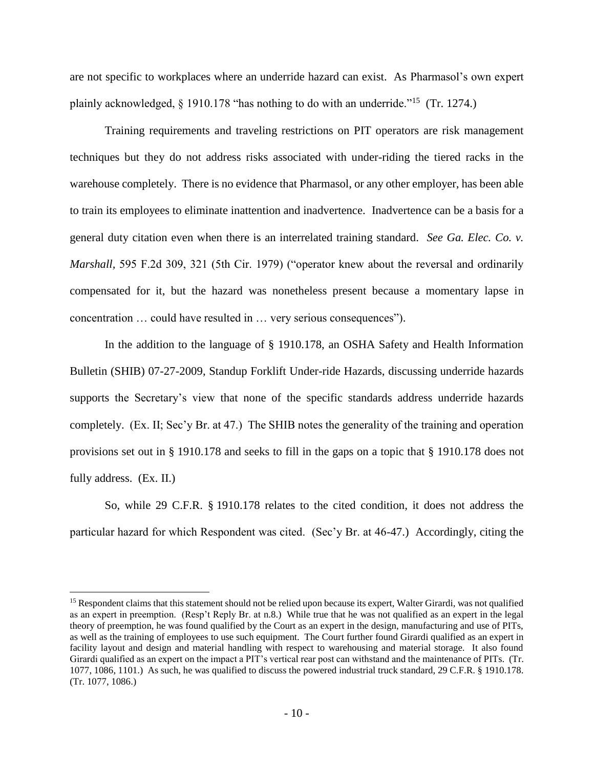are not specific to workplaces where an underride hazard can exist. As Pharmasol's own expert plainly acknowledged, § 1910.178 "has nothing to do with an underride."[15] (Tr. 1274.)

Training requirements and traveling restrictions on PIT operators are risk management techniques but they do not address risks associated with under-riding the tiered racks in the warehouse completely. There is no evidence that Pharmasol, or any other employer, has been able to train its employees to eliminate inattention and inadvertence. Inadvertence can be a basis for a general duty citation even when there is an interrelated training standard. *See Ga. Elec. Co. v. Marshall*, 595 F.2d 309, 321 (5th Cir. 1979) ("operator knew about the reversal and ordinarily compensated for it, but the hazard was nonetheless present because a momentary lapse in concentration … could have resulted in … very serious consequences").

In the addition to the language of § 1910.178, an OSHA Safety and Health Information Bulletin (SHIB) 07-27-2009, Standup Forklift Under-ride Hazards, discussing underride hazards supports the Secretary's view that none of the specific standards address underride hazards completely. (Ex. II; Sec'y Br. at 47.) The SHIB notes the generality of the training and operation provisions set out in § 1910.178 and seeks to fill in the gaps on a topic that § 1910.178 does not fully address. (Ex. II.)

So, while 29 C.F.R. § 1910.178 relates to the cited condition, it does not address the particular hazard for which Respondent was cited. (Sec'y Br. at 46-47.) Accordingly, citing the

---

[15] Respondent claims that this statement should not be relied upon because its expert, Walter Girardi, was not qualified as an expert in preemption. (Resp't Reply Br. at n.8.) While true that he was not qualified as an expert in the legal theory of preemption, he was found qualified by the Court as an expert in the design, manufacturing and use of PITs, as well as the training of employees to use such equipment. The Court further found Girardi qualified as an expert in facility layout and design and material handling with respect to warehousing and material storage. It also found Girardi qualified as an expert on the impact a PIT's vertical rear post can withstand and the maintenance of PITs. (Tr. 1077, 1086, 1101.) As such, he was qualified to discuss the powered industrial truck standard, 29 C.F.R. § 1910.178. (Tr. 1077, 1086.)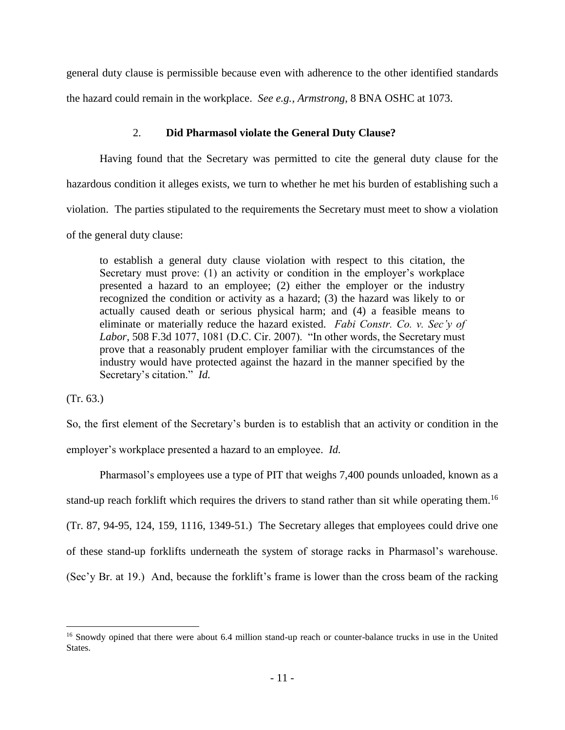general duty clause is permissible because even with adherence to the other identified standards the hazard could remain in the workplace. *See e.g.*, *Armstrong*, 8 BNA OSHC at 1073.

### 2. **Did Pharmasol violate the General Duty Clause?**

Having found that the Secretary was permitted to cite the general duty clause for the hazardous condition it alleges exists, we turn to whether he met his burden of establishing such a violation. The parties stipulated to the requirements the Secretary must meet to show a violation of the general duty clause:

> to establish a general duty clause violation with respect to this citation, the Secretary must prove: (1) an activity or condition in the employer's workplace presented a hazard to an employee; (2) either the employer or the industry recognized the condition or activity as a hazard; (3) the hazard was likely to or actually caused death or serious physical harm; and (4) a feasible means to eliminate or materially reduce the hazard existed. *Fabi Constr. Co. v. Sec'y of Labor*, 508 F.3d 1077, 1081 (D.C. Cir. 2007). "In other words, the Secretary must prove that a reasonably prudent employer familiar with the circumstances of the industry would have protected against the hazard in the manner specified by the Secretary's citation." *Id.*

(Tr. 63.)

So, the first element of the Secretary's burden is to establish that an activity or condition in the employer's workplace presented a hazard to an employee. *Id.*

Pharmasol's employees use a type of PIT that weighs 7,400 pounds unloaded, known as a stand-up reach forklift which requires the drivers to stand rather than sit while operating them.[16] (Tr. 87, 94-95, 124, 159, 1116, 1349-51.) The Secretary alleges that employees could drive one of these stand-up forklifts underneath the system of storage racks in Pharmasol's warehouse. (Sec'y Br. at 19.) And, because the forklift's frame is lower than the cross beam of the racking

---

[16] Snowdy opined that there were about 6.4 million stand-up reach or counter-balance trucks in use in the United States.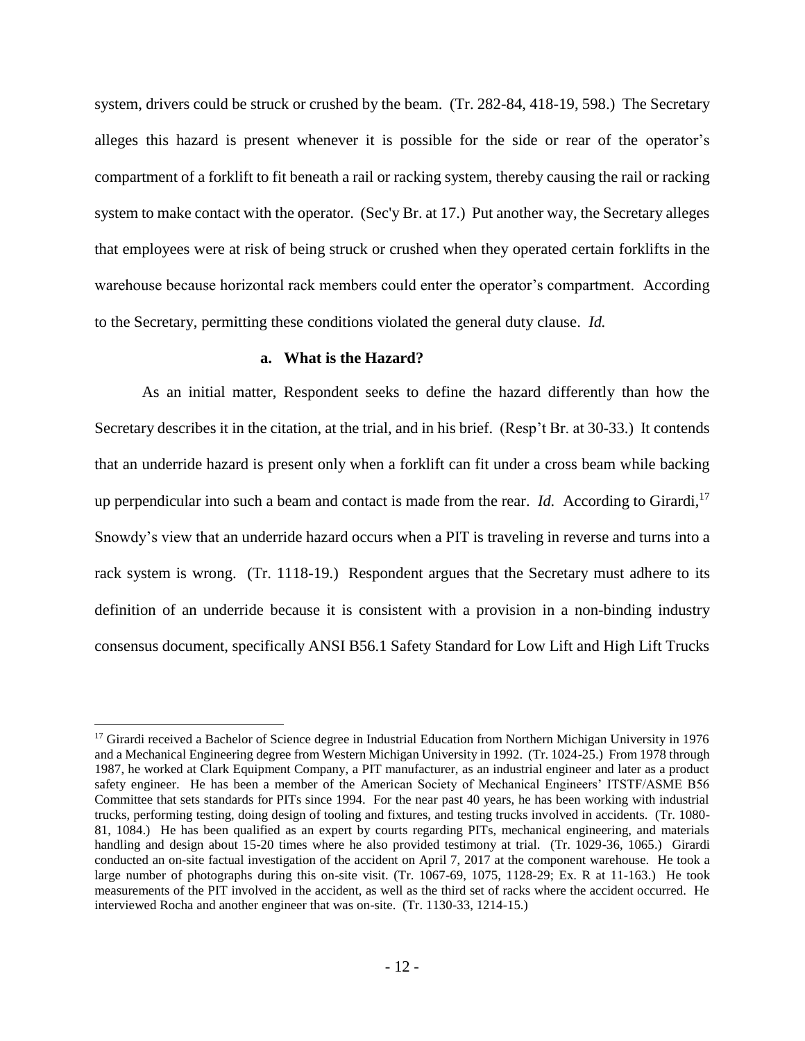system, drivers could be struck or crushed by the beam. (Tr. 282-84, 418-19, 598.) The Secretary alleges this hazard is present whenever it is possible for the side or rear of the operator's compartment of a forklift to fit beneath a rail or racking system, thereby causing the rail or racking system to make contact with the operator. (Sec'y Br. at 17.) Put another way, the Secretary alleges that employees were at risk of being struck or crushed when they operated certain forklifts in the warehouse because horizontal rack members could enter the operator's compartment. According to the Secretary, permitting these conditions violated the general duty clause. *Id.*

#### a. What is the Hazard?

As an initial matter, Respondent seeks to define the hazard differently than how the Secretary describes it in the citation, at the trial, and in his brief. (Resp't Br. at 30-33.) It contends that an underride hazard is present only when a forklift can fit under a cross beam while backing up perpendicular into such a beam and contact is made from the rear. *Id.* According to Girardi,[17] Snowdy's view that an underride hazard occurs when a PIT is traveling in reverse and turns into a rack system is wrong. (Tr. 1118-19.) Respondent argues that the Secretary must adhere to its definition of an underride because it is consistent with a provision in a non-binding industry consensus document, specifically ANSI B56.1 Safety Standard for Low Lift and High Lift Trucks

---

[17] Girardi received a Bachelor of Science degree in Industrial Education from Northern Michigan University in 1976 and a Mechanical Engineering degree from Western Michigan University in 1992. (Tr. 1024-25.) From 1978 through 1987, he worked at Clark Equipment Company, a PIT manufacturer, as an industrial engineer and later as a product safety engineer. He has been a member of the American Society of Mechanical Engineers' ITSTF/ASME B56 Committee that sets standards for PITs since 1994. For the near past 40 years, he has been working with industrial trucks, performing testing, doing design of tooling and fixtures, and testing trucks involved in accidents. (Tr. 1080-81, 1084.) He has been qualified as an expert by courts regarding PITs, mechanical engineering, and materials handling and design about 15-20 times where he also provided testimony at trial. (Tr. 1029-36, 1065.) Girardi conducted an on-site factual investigation of the accident on April 7, 2017 at the component warehouse. He took a large number of photographs during this on-site visit. (Tr. 1067-69, 1075, 1128-29; Ex. R at 11-163.) He took measurements of the PIT involved in the accident, as well as the third set of racks where the accident occurred. He interviewed Rocha and another engineer that was on-site. (Tr. 1130-33, 1214-15.)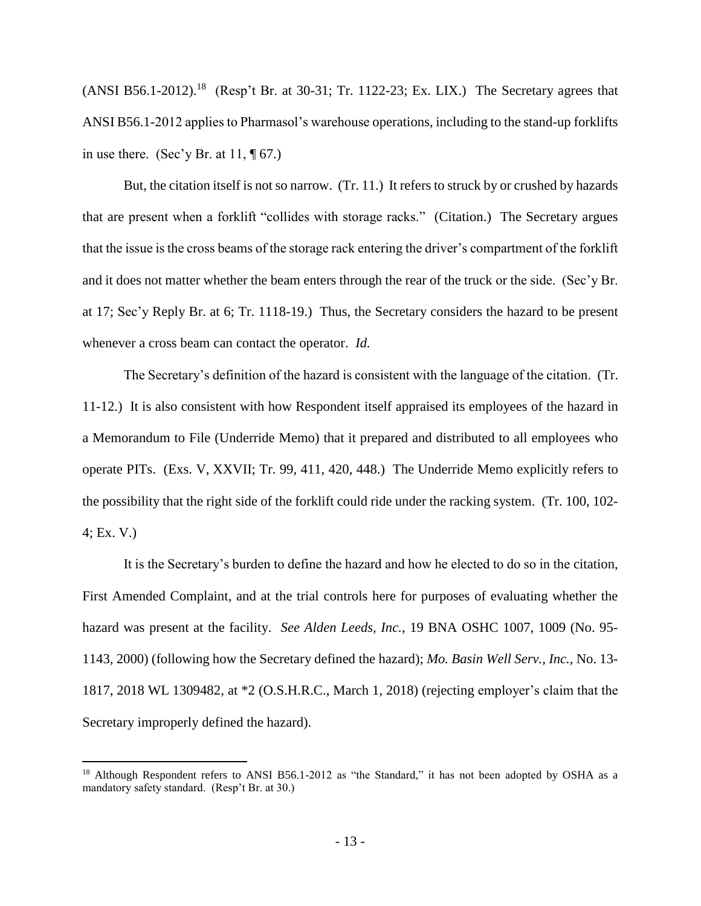(ANSI B56.1-2012).[18] (Resp't Br. at 30-31; Tr. 1122-23; Ex. LIX.) The Secretary agrees that ANSI B56.1-2012 applies to Pharmasol's warehouse operations, including to the stand-up forklifts in use there. (Sec'y Br. at 11, ¶ 67.)

But, the citation itself is not so narrow. (Tr. 11.) It refers to struck by or crushed by hazards that are present when a forklift "collides with storage racks." (Citation.) The Secretary argues that the issue is the cross beams of the storage rack entering the driver's compartment of the forklift and it does not matter whether the beam enters through the rear of the truck or the side. (Sec'y Br. at 17; Sec'y Reply Br. at 6; Tr. 1118-19.) Thus, the Secretary considers the hazard to be present whenever a cross beam can contact the operator. *Id.*

The Secretary's definition of the hazard is consistent with the language of the citation. (Tr. 11-12.) It is also consistent with how Respondent itself appraised its employees of the hazard in a Memorandum to File (Underride Memo) that it prepared and distributed to all employees who operate PITs. (Exs. V, XXVII; Tr. 99, 411, 420, 448.) The Underride Memo explicitly refers to the possibility that the right side of the forklift could ride under the racking system. (Tr. 100, 102-4; Ex. V.)

It is the Secretary's burden to define the hazard and how he elected to do so in the citation, First Amended Complaint, and at the trial controls here for purposes of evaluating whether the hazard was present at the facility. *See Alden Leeds, Inc.*, 19 BNA OSHC 1007, 1009 (No. 95-1143, 2000) (following how the Secretary defined the hazard); *Mo. Basin Well Serv., Inc.*, No. 13-1817, 2018 WL 1309482, at *2 (O.S.H.R.C., March 1, 2018) (rejecting employer's claim that the Secretary improperly defined the hazard).

---

[18] Although Respondent refers to ANSI B56.1-2012 as "the Standard," it has not been adopted by OSHA as a mandatory safety standard. (Resp't Br. at 30.)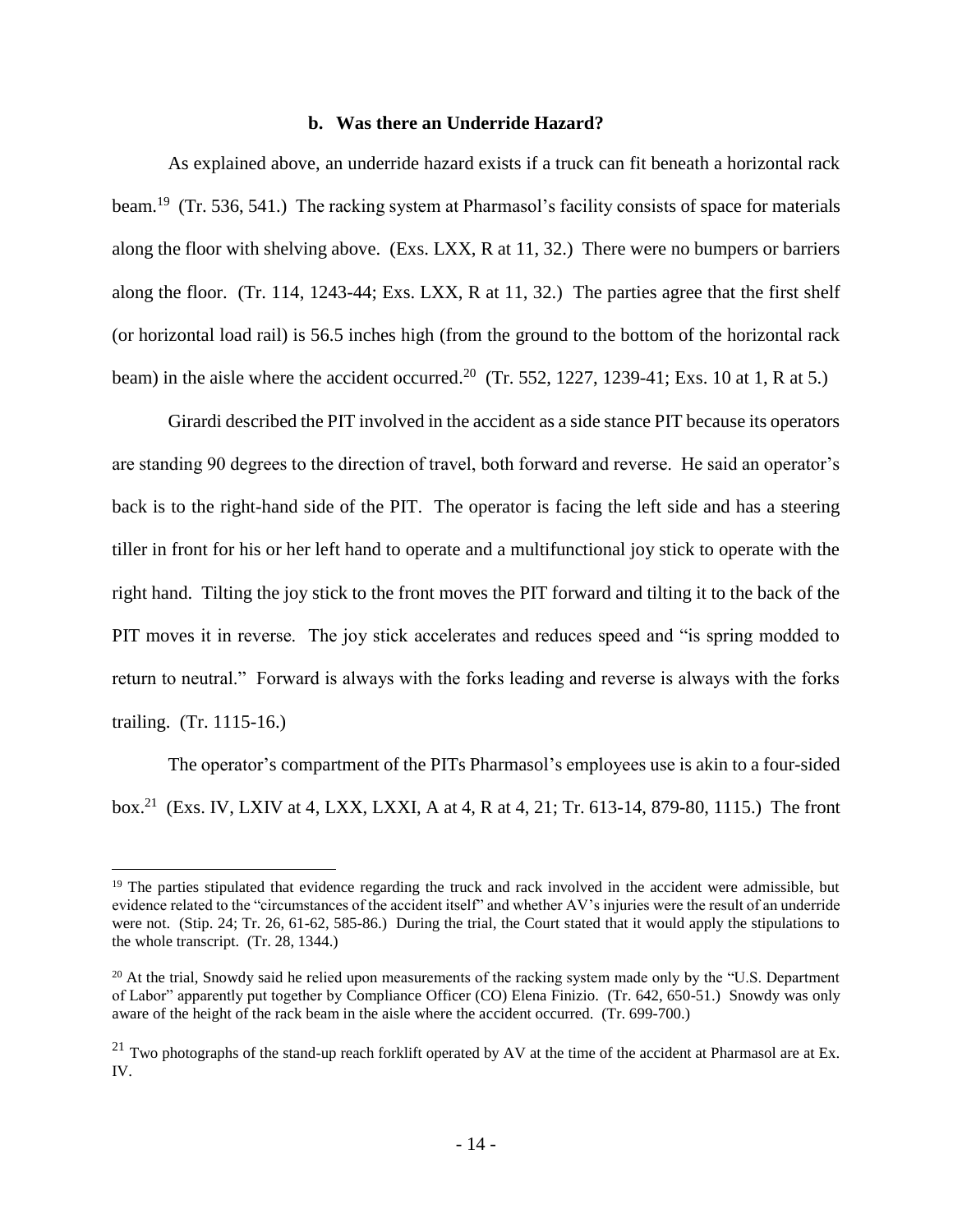### b. Was there an Underride Hazard?

As explained above, an underride hazard exists if a truck can fit beneath a horizontal rack beam.[19] (Tr. 536, 541.) The racking system at Pharmasol's facility consists of space for materials along the floor with shelving above. (Exs. LXX, R at 11, 32.) There were no bumpers or barriers along the floor. (Tr. 114, 1243-44; Exs. LXX, R at 11, 32.) The parties agree that the first shelf (or horizontal load rail) is 56.5 inches high (from the ground to the bottom of the horizontal rack beam) in the aisle where the accident occurred.[20] (Tr. 552, 1227, 1239-41; Exs. 10 at 1, R at 5.)

Girardi described the PIT involved in the accident as a side stance PIT because its operators are standing 90 degrees to the direction of travel, both forward and reverse. He said an operator's back is to the right-hand side of the PIT. The operator is facing the left side and has a steering tiller in front for his or her left hand to operate and a multifunctional joy stick to operate with the right hand. Tilting the joy stick to the front moves the PIT forward and tilting it to the back of the PIT moves it in reverse. The joy stick accelerates and reduces speed and "is spring modded to return to neutral." Forward is always with the forks leading and reverse is always with the forks trailing. (Tr. 1115-16.)

The operator's compartment of the PITs Pharmasol's employees use is akin to a four-sided box.[21] (Exs. IV, LXIV at 4, LXX, LXXI, A at 4, R at 4, 21; Tr. 613-14, 879-80, 1115.) The front

---

[19] The parties stipulated that evidence regarding the truck and rack involved in the accident were admissible, but evidence related to the "circumstances of the accident itself" and whether AV's injuries were the result of an underride were not. (Stip. 24; Tr. 26, 61-62, 585-86.) During the trial, the Court stated that it would apply the stipulations to the whole transcript. (Tr. 28, 1344.)

[20] At the trial, Snowdy said he relied upon measurements of the racking system made only by the "U.S. Department of Labor" apparently put together by Compliance Officer (CO) Elena Finizio. (Tr. 642, 650-51.) Snowdy was only aware of the height of the rack beam in the aisle where the accident occurred. (Tr. 699-700.)

[21] Two photographs of the stand-up reach forklift operated by AV at the time of the accident at Pharmasol are at Ex. IV.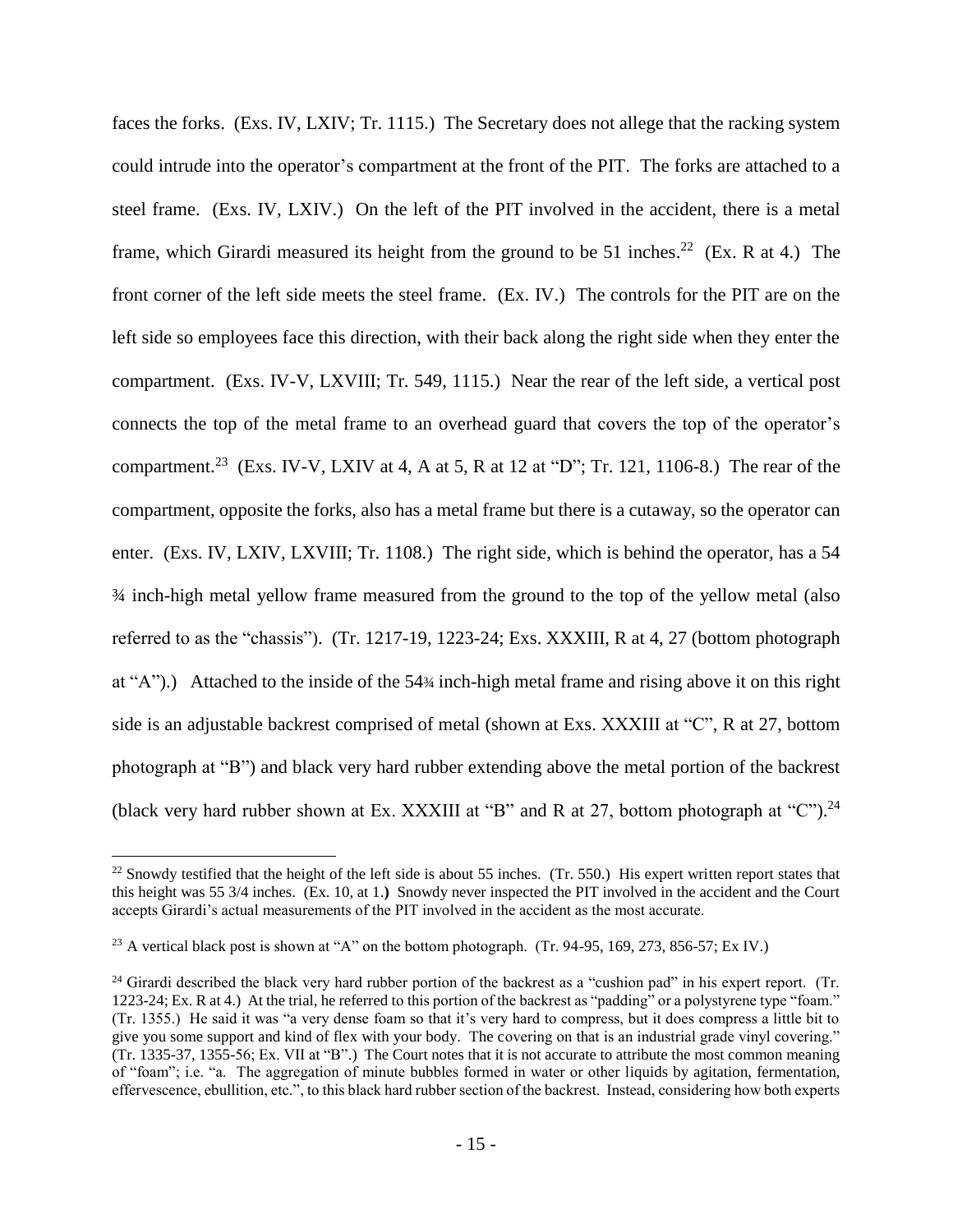faces the forks. (Exs. IV, LXIV; Tr. 1115.) The Secretary does not allege that the racking system could intrude into the operator's compartment at the front of the PIT. The forks are attached to a steel frame. (Exs. IV, LXIV.) On the left of the PIT involved in the accident, there is a metal frame, which Girardi measured its height from the ground to be 51 inches.[22] (Ex. R at 4.) The front corner of the left side meets the steel frame. (Ex. IV.) The controls for the PIT are on the left side so employees face this direction, with their back along the right side when they enter the compartment. (Exs. IV-V, LXVIII; Tr. 549, 1115.) Near the rear of the left side, a vertical post connects the top of the metal frame to an overhead guard that covers the top of the operator's compartment.[23] (Exs. IV-V, LXIV at 4, A at 5, R at 12 at "D"; Tr. 121, 1106-8.) The rear of the compartment, opposite the forks, also has a metal frame but there is a cutaway, so the operator can enter. (Exs. IV, LXIV, LXVIII; Tr. 1108.) The right side, which is behind the operator, has a 54 ¾ inch-high metal yellow frame measured from the ground to the top of the yellow metal (also referred to as the "chassis"). (Tr. 1217-19, 1223-24; Exs. XXXIII, R at 4, 27 (bottom photograph at "A").) Attached to the inside of the 54¾ inch-high metal frame and rising above it on this right side is an adjustable backrest comprised of metal (shown at Exs. XXXIII at "C", R at 27, bottom photograph at "B") and black very hard rubber extending above the metal portion of the backrest (black very hard rubber shown at Ex. XXXIII at "B" and R at 27, bottom photograph at "C").[24]

---

[22] Snowdy testified that the height of the left side is about 55 inches. (Tr. 550.) His expert written report states that this height was 55 3/4 inches. (Ex. 10, at 1.) Snowdy never inspected the PIT involved in the accident and the Court accepts Girardi's actual measurements of the PIT involved in the accident as the most accurate.

[23] A vertical black post is shown at "A" on the bottom photograph. (Tr. 94-95, 169, 273, 856-57; Ex IV.)

[24] Girardi described the black very hard rubber portion of the backrest as a "cushion pad" in his expert report. (Tr. 1223-24; Ex. R at 4.) At the trial, he referred to this portion of the backrest as "padding" or a polystyrene type "foam." (Tr. 1355.) He said it was "a very dense foam so that it's very hard to compress, but it does compress a little bit to give you some support and kind of flex with your body. The covering on that is an industrial grade vinyl covering." (Tr. 1335-37, 1355-56; Ex. VII at "B".) The Court notes that it is not accurate to attribute the most common meaning of "foam"; i.e. "a. The aggregation of minute bubbles formed in water or other liquids by agitation, fermentation, effervescence, ebullition, etc.", to this black hard rubber section of the backrest. Instead, considering how both experts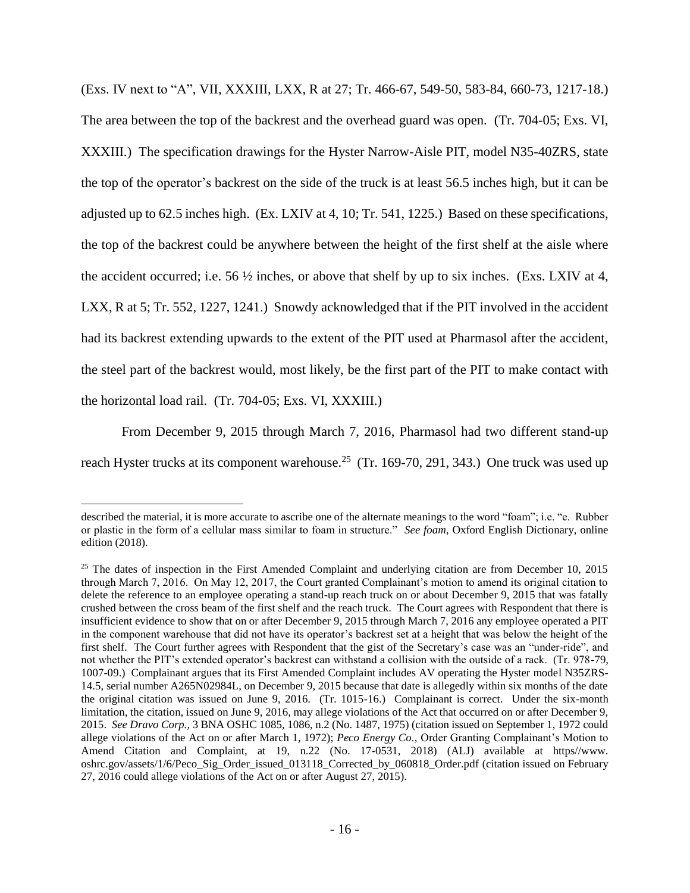(Exs. IV next to "A", VII, XXXIII, LXX, R at 27; Tr. 466-67, 549-50, 583-84, 660-73, 1217-18.) The area between the top of the backrest and the overhead guard was open. (Tr. 704-05; Exs. VI, XXXIII.) The specification drawings for the Hyster Narrow-Aisle PIT, model N35-40ZRS, state the top of the operator's backrest on the side of the truck is at least 56.5 inches high, but it can be adjusted up to 62.5 inches high. (Ex. LXIV at 4, 10; Tr. 541, 1225.) Based on these specifications, the top of the backrest could be anywhere between the height of the first shelf at the aisle where the accident occurred; i.e. 56 ½ inches, or above that shelf by up to six inches. (Exs. LXIV at 4, LXX, R at 5; Tr. 552, 1227, 1241.) Snowdy acknowledged that if the PIT involved in the accident had its backrest extending upwards to the extent of the PIT used at Pharmasol after the accident, the steel part of the backrest would, most likely, be the first part of the PIT to make contact with the horizontal load rail. (Tr. 704-05; Exs. VI, XXXIII.)

From December 9, 2015 through March 7, 2016, Pharmasol had two different stand-up reach Hyster trucks at its component warehouse.[25] (Tr. 169-70, 291, 343.) One truck was used up

---

described the material, it is more accurate to ascribe one of the alternate meanings to the word "foam"; i.e. "e. Rubber or plastic in the form of a cellular mass similar to foam in structure." *See foam*, Oxford English Dictionary, online edition (2018).

[25] The dates of inspection in the First Amended Complaint and underlying citation are from December 10, 2015 through March 7, 2016. On May 12, 2017, the Court granted Complainant's motion to amend its original citation to delete the reference to an employee operating a stand-up reach truck on or about December 9, 2015 that was fatally crushed between the cross beam of the first shelf and the reach truck. The Court agrees with Respondent that there is insufficient evidence to show that on or after December 9, 2015 through March 7, 2016 any employee operated a PIT in the component warehouse that did not have its operator's backrest set at a height that was below the height of the first shelf. The Court further agrees with Respondent that the gist of the Secretary's case was an "under-ride", and not whether the PIT's extended operator's backrest can withstand a collision with the outside of a rack. (Tr. 978-79, 1007-09.) Complainant argues that its First Amended Complaint includes AV operating the Hyster model N35ZRS-14.5, serial number A265N02984L, on December 9, 2015 because that date is allegedly within six months of the date the original citation was issued on June 9, 2016. (Tr. 1015-16.) Complainant is correct. Under the six-month limitation, the citation, issued on June 9, 2016, may allege violations of the Act that occurred on or after December 9, 2015. *See Dravo Corp.,* 3 BNA OSHC 1085, 1086, n.2 (No. 1487, 1975) (citation issued on September 1, 1972 could allege violations of the Act on or after March 1, 1972); *Peco Energy Co.*, Order Granting Complainant's Motion to Amend Citation and Complaint, at 19, n.22 (No. 17-0531, 2018) (ALJ) available at https//www. oshrc.gov/assets/1/6/Peco_Sig_Order_issued_013118_Corrected_by_060818_Order.pdf (citation issued on February 27, 2016 could allege violations of the Act on or after August 27, 2015).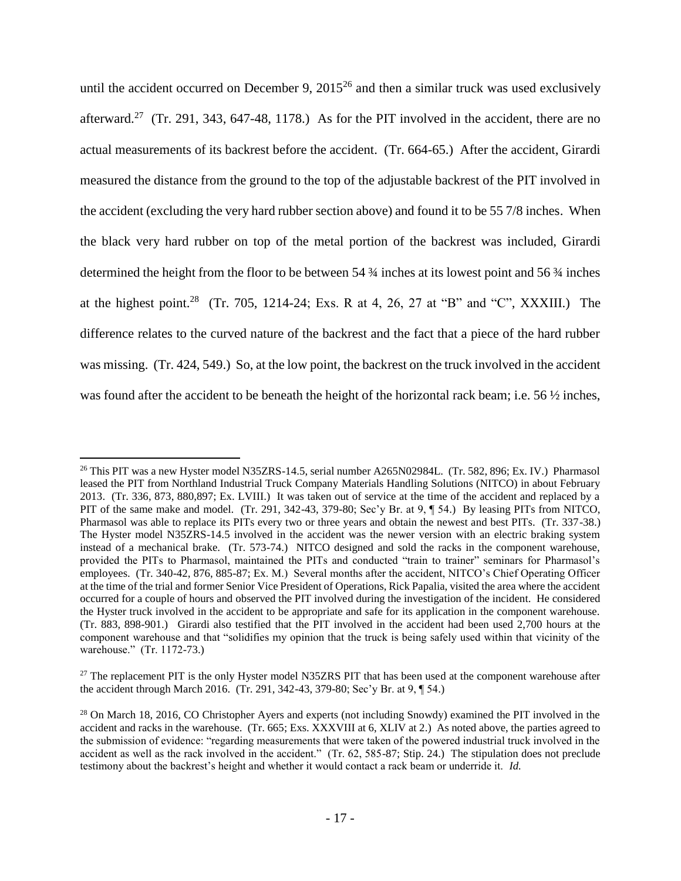until the accident occurred on December 9, 2015[26] and then a similar truck was used exclusively afterward.[27] (Tr. 291, 343, 647-48, 1178.) As for the PIT involved in the accident, there are no actual measurements of its backrest before the accident. (Tr. 664-65.) After the accident, Girardi measured the distance from the ground to the top of the adjustable backrest of the PIT involved in the accident (excluding the very hard rubber section above) and found it to be 55 7/8 inches. When the black very hard rubber on top of the metal portion of the backrest was included, Girardi determined the height from the floor to be between 54 ¾ inches at its lowest point and 56 ¾ inches at the highest point.[28] (Tr. 705, 1214-24; Exs. R at 4, 26, 27 at "B" and "C", XXXIII.) The difference relates to the curved nature of the backrest and the fact that a piece of the hard rubber was missing. (Tr. 424, 549.) So, at the low point, the backrest on the truck involved in the accident was found after the accident to be beneath the height of the horizontal rack beam; i.e. 56 ½ inches,

---

[26] This PIT was a new Hyster model N35ZRS-14.5, serial number A265N02984L. (Tr. 582, 896; Ex. IV.) Pharmasol leased the PIT from Northland Industrial Truck Company Materials Handling Solutions (NITCO) in about February 2013. (Tr. 336, 873, 880,897; Ex. LVIII.) It was taken out of service at the time of the accident and replaced by a PIT of the same make and model. (Tr. 291, 342-43, 379-80; Sec'y Br. at 9, ¶ 54.) By leasing PITs from NITCO, Pharmasol was able to replace its PITs every two or three years and obtain the newest and best PITs. (Tr. 337-38.) The Hyster model N35ZRS-14.5 involved in the accident was the newer version with an electric braking system instead of a mechanical brake. (Tr. 573-74.) NITCO designed and sold the racks in the component warehouse, provided the PITs to Pharmasol, maintained the PITs and conducted "train to trainer" seminars for Pharmasol's employees. (Tr. 340-42, 876, 885-87; Ex. M.) Several months after the accident, NITCO's Chief Operating Officer at the time of the trial and former Senior Vice President of Operations, Rick Papalia, visited the area where the accident occurred for a couple of hours and observed the PIT involved during the investigation of the incident. He considered the Hyster truck involved in the accident to be appropriate and safe for its application in the component warehouse. (Tr. 883, 898-901.) Girardi also testified that the PIT involved in the accident had been used 2,700 hours at the component warehouse and that "solidifies my opinion that the truck is being safely used within that vicinity of the warehouse." (Tr. 1172-73.)

[27] The replacement PIT is the only Hyster model N35ZRS PIT that has been used at the component warehouse after the accident through March 2016. (Tr. 291, 342-43, 379-80; Sec'y Br. at 9, ¶ 54.)

[28] On March 18, 2016, CO Christopher Ayers and experts (not including Snowdy) examined the PIT involved in the accident and racks in the warehouse. (Tr. 665; Exs. XXXVIII at 6, XLIV at 2.) As noted above, the parties agreed to the submission of evidence: "regarding measurements that were taken of the powered industrial truck involved in the accident as well as the rack involved in the accident." (Tr. 62, 585-87; Stip. 24.) The stipulation does not preclude testimony about the backrest's height and whether it would contact a rack beam or underride it. *Id.*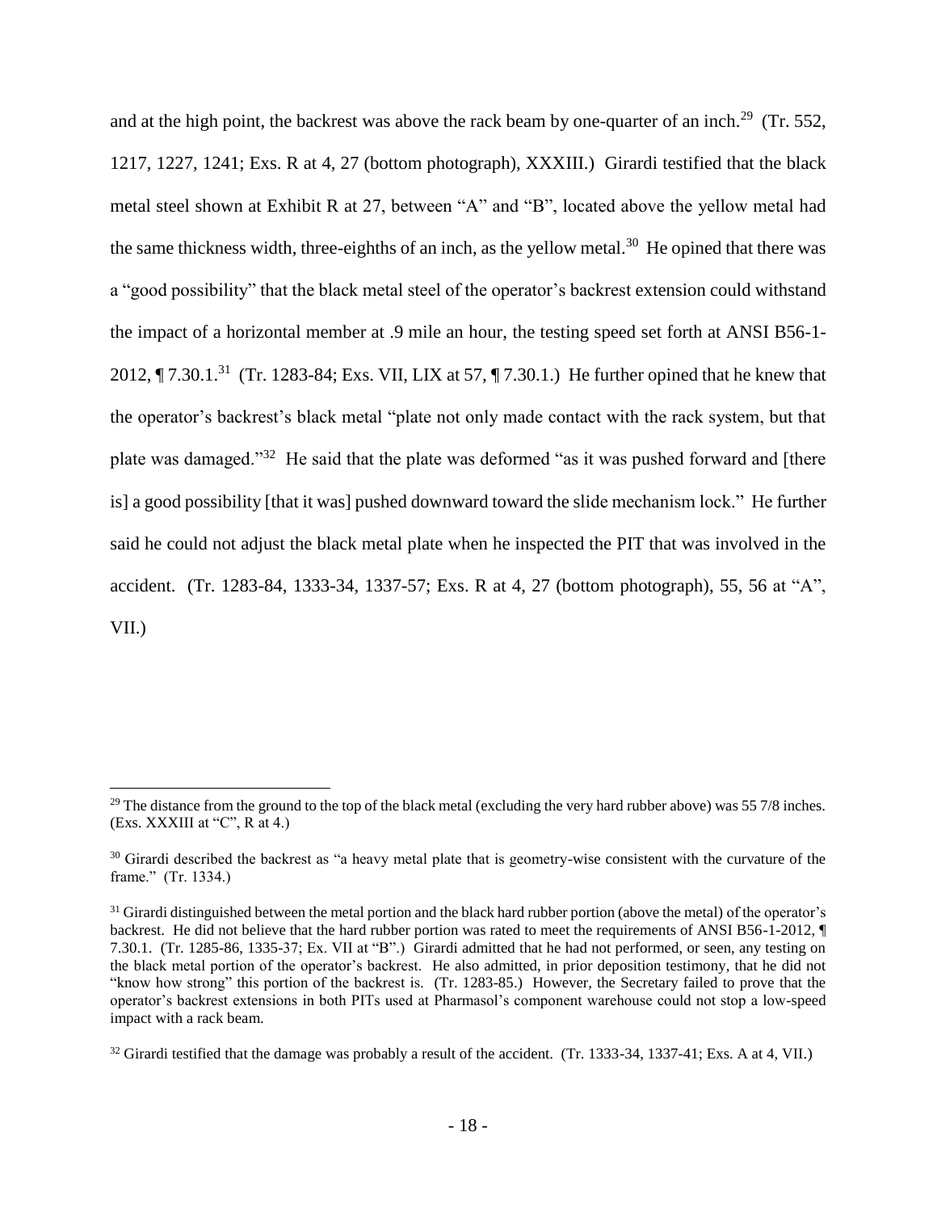and at the high point, the backrest was above the rack beam by one-quarter of an inch.[29] (Tr. 552, 1217, 1227, 1241; Exs. R at 4, 27 (bottom photograph), XXXIII.) Girardi testified that the black metal steel shown at Exhibit R at 27, between "A" and "B", located above the yellow metal had the same thickness width, three-eighths of an inch, as the yellow metal.[30] He opined that there was a "good possibility" that the black metal steel of the operator's backrest extension could withstand the impact of a horizontal member at .9 mile an hour, the testing speed set forth at ANSI B56-1-2012, ¶ 7.30.1.[31] (Tr. 1283-84; Exs. VII, LIX at 57, ¶ 7.30.1.) He further opined that he knew that the operator's backrest's black metal "plate not only made contact with the rack system, but that plate was damaged."[32] He said that the plate was deformed "as it was pushed forward and [there is] a good possibility [that it was] pushed downward toward the slide mechanism lock." He further said he could not adjust the black metal plate when he inspected the PIT that was involved in the accident. (Tr. 1283-84, 1333-34, 1337-57; Exs. R at 4, 27 (bottom photograph), 55, 56 at "A", VII.)

---

[29] The distance from the ground to the top of the black metal (excluding the very hard rubber above) was 55 7/8 inches. (Exs. XXXIII at "C", R at 4.)

[30] Girardi described the backrest as "a heavy metal plate that is geometry-wise consistent with the curvature of the frame." (Tr. 1334.)

[31] Girardi distinguished between the metal portion and the black hard rubber portion (above the metal) of the operator's backrest. He did not believe that the hard rubber portion was rated to meet the requirements of ANSI B56-1-2012, ¶ 7.30.1. (Tr. 1285-86, 1335-37; Ex. VII at "B".) Girardi admitted that he had not performed, or seen, any testing on the black metal portion of the operator's backrest. He also admitted, in prior deposition testimony, that he did not "know how strong" this portion of the backrest is. (Tr. 1283-85.) However, the Secretary failed to prove that the operator's backrest extensions in both PITs used at Pharmasol's component warehouse could not stop a low-speed impact with a rack beam.

[32] Girardi testified that the damage was probably a result of the accident. (Tr. 1333-34, 1337-41; Exs. A at 4, VII.)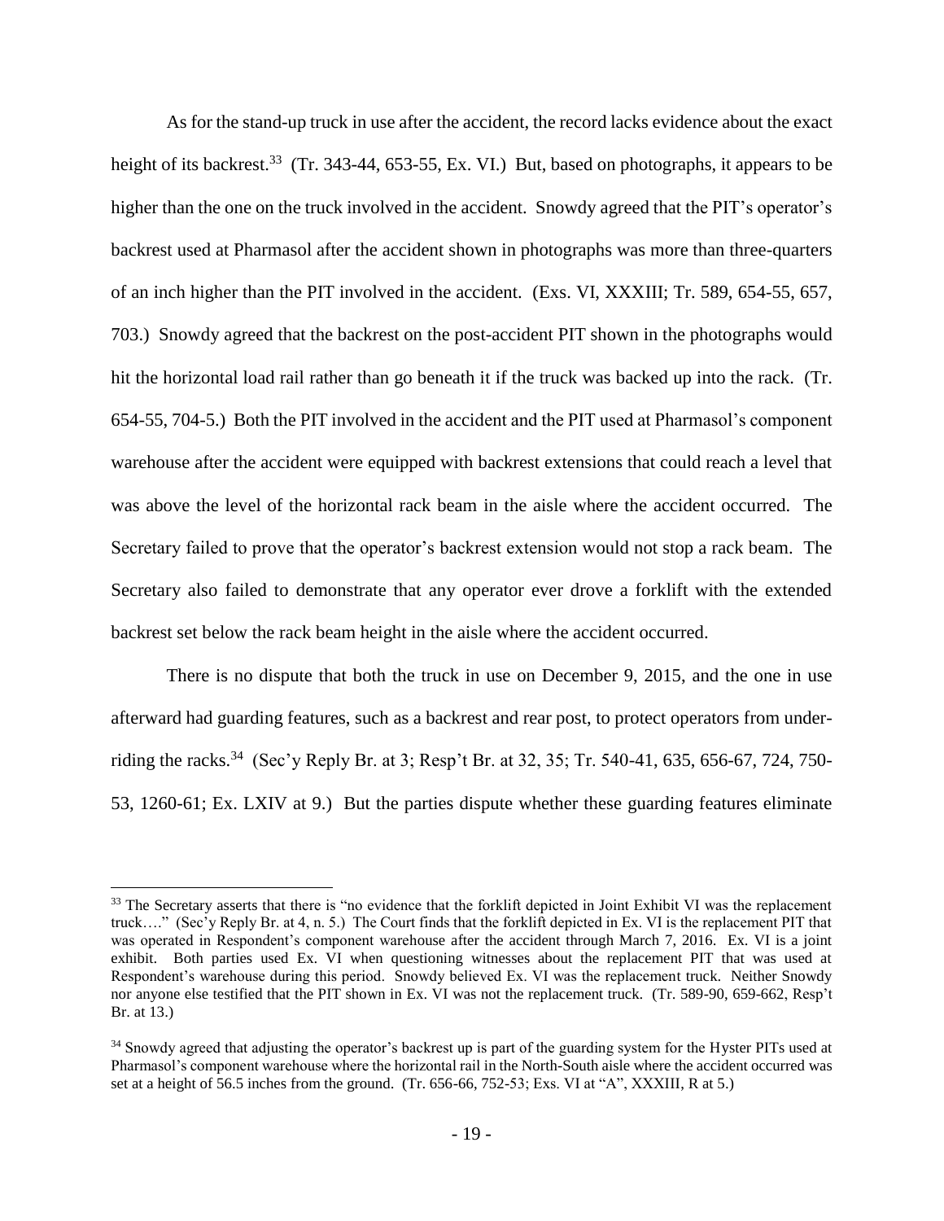As for the stand-up truck in use after the accident, the record lacks evidence about the exact height of its backrest.[33] (Tr. 343-44, 653-55, Ex. VI.) But, based on photographs, it appears to be higher than the one on the truck involved in the accident. Snowdy agreed that the PIT's operator's backrest used at Pharmasol after the accident shown in photographs was more than three-quarters of an inch higher than the PIT involved in the accident. (Exs. VI, XXXIII; Tr. 589, 654-55, 657, 703.) Snowdy agreed that the backrest on the post-accident PIT shown in the photographs would hit the horizontal load rail rather than go beneath it if the truck was backed up into the rack. (Tr. 654-55, 704-5.) Both the PIT involved in the accident and the PIT used at Pharmasol's component warehouse after the accident were equipped with backrest extensions that could reach a level that was above the level of the horizontal rack beam in the aisle where the accident occurred. The Secretary failed to prove that the operator's backrest extension would not stop a rack beam. The Secretary also failed to demonstrate that any operator ever drove a forklift with the extended backrest set below the rack beam height in the aisle where the accident occurred.

There is no dispute that both the truck in use on December 9, 2015, and the one in use afterward had guarding features, such as a backrest and rear post, to protect operators from under-riding the racks.[34] (Sec'y Reply Br. at 3; Resp't Br. at 32, 35; Tr. 540-41, 635, 656-67, 724, 750-53, 1260-61; Ex. LXIV at 9.) But the parties dispute whether these guarding features eliminate

[33] The Secretary asserts that there is "no evidence that the forklift depicted in Joint Exhibit VI was the replacement truck…." (Sec'y Reply Br. at 4, n. 5.) The Court finds that the forklift depicted in Ex. VI is the replacement PIT that was operated in Respondent's component warehouse after the accident through March 7, 2016. Ex. VI is a joint exhibit. Both parties used Ex. VI when questioning witnesses about the replacement PIT that was used at Respondent's warehouse during this period. Snowdy believed Ex. VI was the replacement truck. Neither Snowdy nor anyone else testified that the PIT shown in Ex. VI was not the replacement truck. (Tr. 589-90, 659-662, Resp't Br. at 13.)

[34] Snowdy agreed that adjusting the operator's backrest up is part of the guarding system for the Hyster PITs used at Pharmasol's component warehouse where the horizontal rail in the North-South aisle where the accident occurred was set at a height of 56.5 inches from the ground. (Tr. 656-66, 752-53; Exs. VI at "A", XXXIII, R at 5.)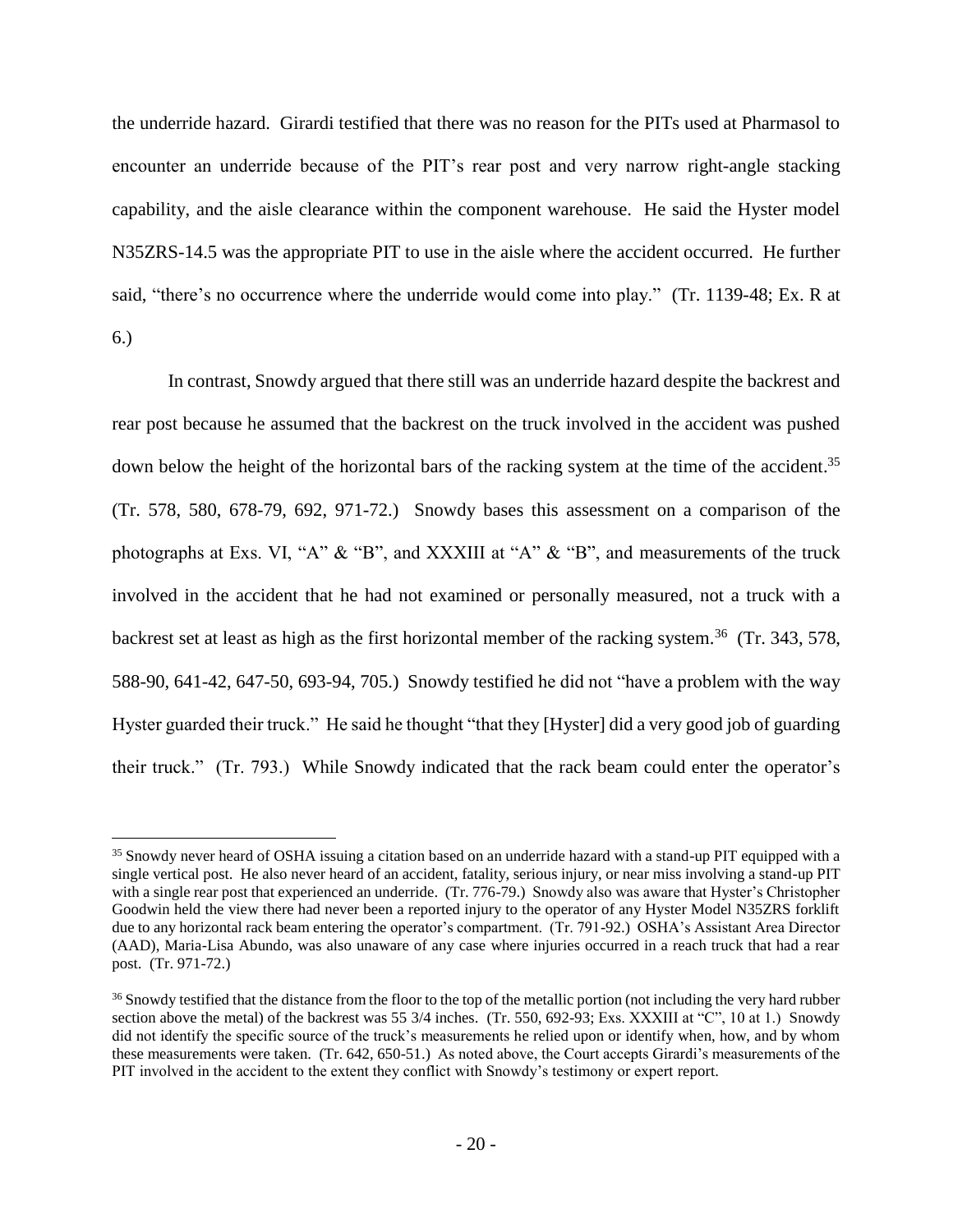the underride hazard. Girardi testified that there was no reason for the PITs used at Pharmasol to encounter an underride because of the PIT's rear post and very narrow right-angle stacking capability, and the aisle clearance within the component warehouse. He said the Hyster model N35ZRS-14.5 was the appropriate PIT to use in the aisle where the accident occurred. He further said, "there's no occurrence where the underride would come into play." (Tr. 1139-48; Ex. R at 6.)

In contrast, Snowdy argued that there still was an underride hazard despite the backrest and rear post because he assumed that the backrest on the truck involved in the accident was pushed down below the height of the horizontal bars of the racking system at the time of the accident.[35] (Tr. 578, 580, 678-79, 692, 971-72.) Snowdy bases this assessment on a comparison of the photographs at Exs. VI, "A" & "B", and XXXIII at "A" & "B", and measurements of the truck involved in the accident that he had not examined or personally measured, not a truck with a backrest set at least as high as the first horizontal member of the racking system.[36] (Tr. 343, 578, 588-90, 641-42, 647-50, 693-94, 705.) Snowdy testified he did not "have a problem with the way Hyster guarded their truck." He said he thought "that they [Hyster] did a very good job of guarding their truck." (Tr. 793.) While Snowdy indicated that the rack beam could enter the operator's

---

[35] Snowdy never heard of OSHA issuing a citation based on an underride hazard with a stand-up PIT equipped with a single vertical post. He also never heard of an accident, fatality, serious injury, or near miss involving a stand-up PIT with a single rear post that experienced an underride. (Tr. 776-79.) Snowdy also was aware that Hyster's Christopher Goodwin held the view there had never been a reported injury to the operator of any Hyster Model N35ZRS forklift due to any horizontal rack beam entering the operator's compartment. (Tr. 791-92.) OSHA's Assistant Area Director (AAD), Maria-Lisa Abundo, was also unaware of any case where injuries occurred in a reach truck that had a rear post. (Tr. 971-72.)

[36] Snowdy testified that the distance from the floor to the top of the metallic portion (not including the very hard rubber section above the metal) of the backrest was 55 3/4 inches. (Tr. 550, 692-93; Exs. XXXIII at "C", 10 at 1.) Snowdy did not identify the specific source of the truck's measurements he relied upon or identify when, how, and by whom these measurements were taken. (Tr. 642, 650-51.) As noted above, the Court accepts Girardi's measurements of the PIT involved in the accident to the extent they conflict with Snowdy's testimony or expert report.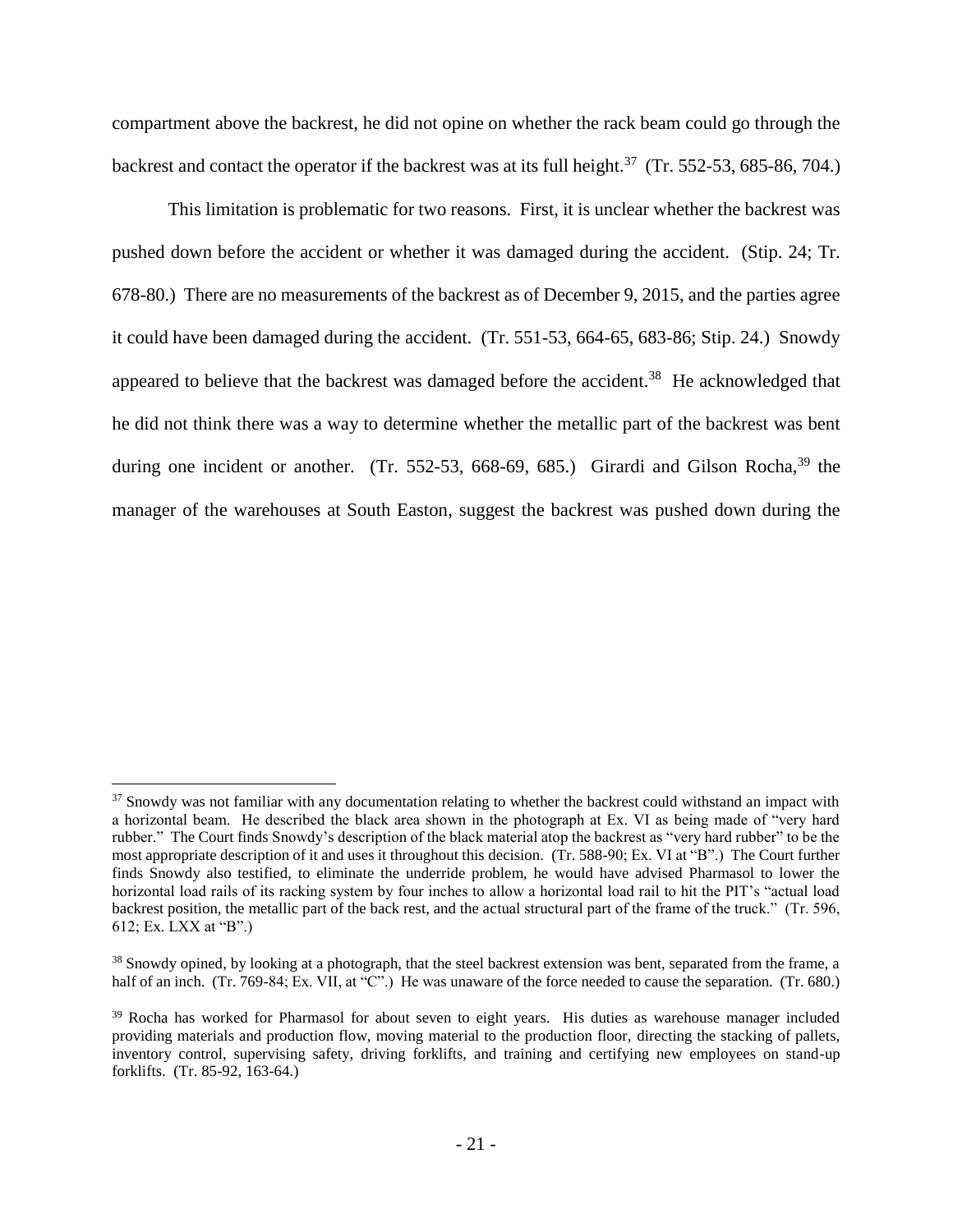compartment above the backrest, he did not opine on whether the rack beam could go through the backrest and contact the operator if the backrest was at its full height.[37] (Tr. 552-53, 685-86, 704.)

This limitation is problematic for two reasons. First, it is unclear whether the backrest was pushed down before the accident or whether it was damaged during the accident. (Stip. 24; Tr. 678-80.) There are no measurements of the backrest as of December 9, 2015, and the parties agree it could have been damaged during the accident. (Tr. 551-53, 664-65, 683-86; Stip. 24.) Snowdy appeared to believe that the backrest was damaged before the accident.[38] He acknowledged that he did not think there was a way to determine whether the metallic part of the backrest was bent during one incident or another. (Tr. 552-53, 668-69, 685.) Girardi and Gilson Rocha,[39] the manager of the warehouses at South Easton, suggest the backrest was pushed down during the

---

[37] Snowdy was not familiar with any documentation relating to whether the backrest could withstand an impact with a horizontal beam. He described the black area shown in the photograph at Ex. VI as being made of "very hard rubber." The Court finds Snowdy's description of the black material atop the backrest as "very hard rubber" to be the most appropriate description of it and uses it throughout this decision. (Tr. 588-90; Ex. VI at "B".) The Court further finds Snowdy also testified, to eliminate the underride problem, he would have advised Pharmasol to lower the horizontal load rails of its racking system by four inches to allow a horizontal load rail to hit the PIT's "actual load backrest position, the metallic part of the back rest, and the actual structural part of the frame of the truck." (Tr. 596, 612; Ex. LXX at "B".)

[38] Snowdy opined, by looking at a photograph, that the steel backrest extension was bent, separated from the frame, a half of an inch. (Tr. 769-84; Ex. VII, at "C".) He was unaware of the force needed to cause the separation. (Tr. 680.)

[39] Rocha has worked for Pharmasol for about seven to eight years. His duties as warehouse manager included providing materials and production flow, moving material to the production floor, directing the stacking of pallets, inventory control, supervising safety, driving forklifts, and training and certifying new employees on stand-up forklifts. (Tr. 85-92, 163-64.)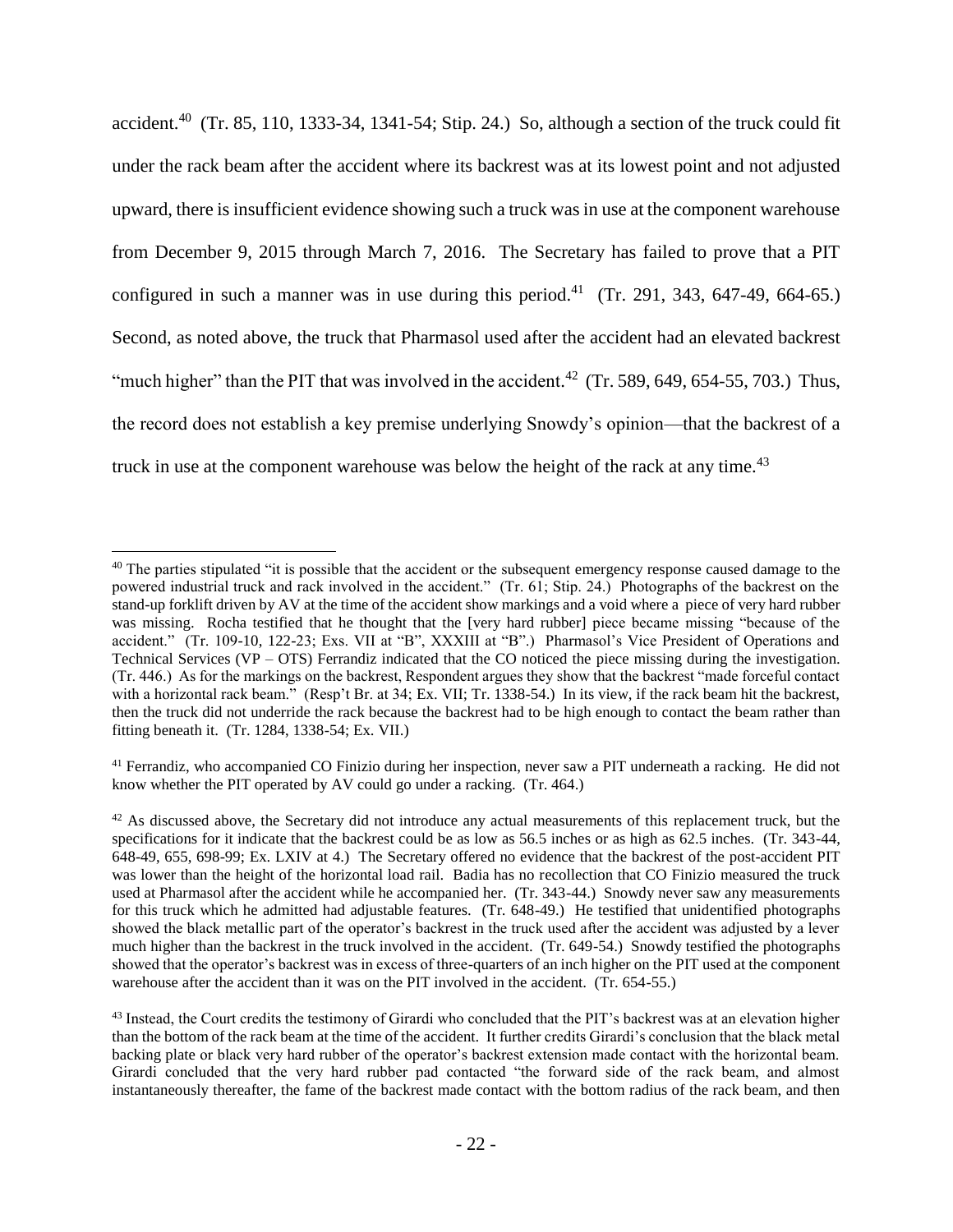accident.[40] (Tr. 85, 110, 1333-34, 1341-54; Stip. 24.) So, although a section of the truck could fit under the rack beam after the accident where its backrest was at its lowest point and not adjusted upward, there is insufficient evidence showing such a truck was in use at the component warehouse from December 9, 2015 through March 7, 2016. The Secretary has failed to prove that a PIT configured in such a manner was in use during this period.[41] (Tr. 291, 343, 647-49, 664-65.) Second, as noted above, the truck that Pharmasol used after the accident had an elevated backrest "much higher" than the PIT that was involved in the accident.[42] (Tr. 589, 649, 654-55, 703.) Thus, the record does not establish a key premise underlying Snowdy's opinion—that the backrest of a truck in use at the component warehouse was below the height of the rack at any time.[43]

---

[40] The parties stipulated "it is possible that the accident or the subsequent emergency response caused damage to the powered industrial truck and rack involved in the accident." (Tr. 61; Stip. 24.) Photographs of the backrest on the stand-up forklift driven by AV at the time of the accident show markings and a void where a piece of very hard rubber was missing. Rocha testified that he thought that the [very hard rubber] piece became missing "because of the accident." (Tr. 109-10, 122-23; Exs. VII at "B", XXXIII at "B".) Pharmasol's Vice President of Operations and Technical Services (VP – OTS) Ferrandiz indicated that the CO noticed the piece missing during the investigation. (Tr. 446.) As for the markings on the backrest, Respondent argues they show that the backrest "made forceful contact with a horizontal rack beam." (Resp't Br. at 34; Ex. VII; Tr. 1338-54.) In its view, if the rack beam hit the backrest, then the truck did not underride the rack because the backrest had to be high enough to contact the beam rather than fitting beneath it. (Tr. 1284, 1338-54; Ex. VII.)

[41] Ferrandiz, who accompanied CO Finizio during her inspection, never saw a PIT underneath a racking. He did not know whether the PIT operated by AV could go under a racking. (Tr. 464.)

[42] As discussed above, the Secretary did not introduce any actual measurements of this replacement truck, but the specifications for it indicate that the backrest could be as low as 56.5 inches or as high as 62.5 inches. (Tr. 343-44, 648-49, 655, 698-99; Ex. LXIV at 4.) The Secretary offered no evidence that the backrest of the post-accident PIT was lower than the height of the horizontal load rail. Badia has no recollection that CO Finizio measured the truck used at Pharmasol after the accident while he accompanied her. (Tr. 343-44.) Snowdy never saw any measurements for this truck which he admitted had adjustable features. (Tr. 648-49.) He testified that unidentified photographs showed the black metallic part of the operator's backrest in the truck used after the accident was adjusted by a lever much higher than the backrest in the truck involved in the accident. (Tr. 649-54.) Snowdy testified the photographs showed that the operator's backrest was in excess of three-quarters of an inch higher on the PIT used at the component warehouse after the accident than it was on the PIT involved in the accident. (Tr. 654-55.)

[43] Instead, the Court credits the testimony of Girardi who concluded that the PIT's backrest was at an elevation higher than the bottom of the rack beam at the time of the accident. It further credits Girardi's conclusion that the black metal backing plate or black very hard rubber of the operator's backrest extension made contact with the horizontal beam. Girardi concluded that the very hard rubber pad contacted "the forward side of the rack beam, and almost instantaneously thereafter, the fame of the backrest made contact with the bottom radius of the rack beam, and then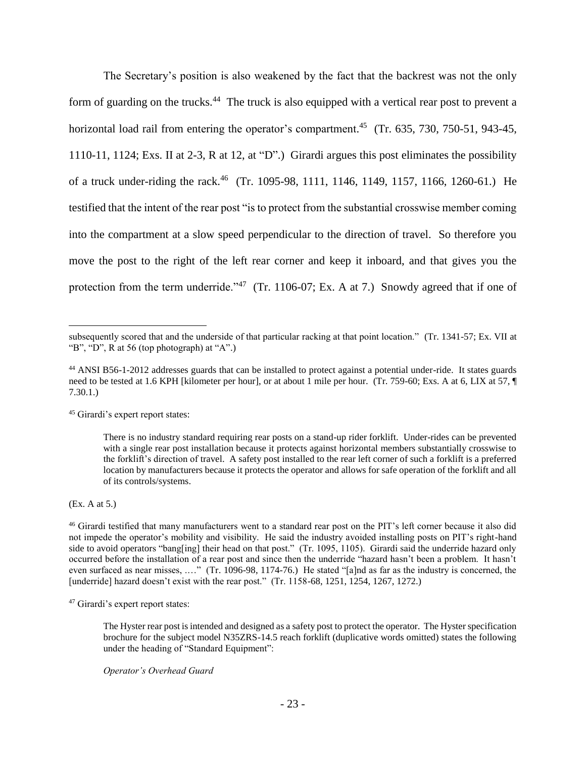The Secretary's position is also weakened by the fact that the backrest was not the only form of guarding on the trucks.[44] The truck is also equipped with a vertical rear post to prevent a horizontal load rail from entering the operator's compartment.[45] (Tr. 635, 730, 750-51, 943-45, 1110-11, 1124; Exs. II at 2-3, R at 12, at "D".) Girardi argues this post eliminates the possibility of a truck under-riding the rack.[46] (Tr. 1095-98, 1111, 1146, 1149, 1157, 1166, 1260-61.) He testified that the intent of the rear post "is to protect from the substantial crosswise member coming into the compartment at a slow speed perpendicular to the direction of travel. So therefore you move the post to the right of the left rear corner and keep it inboard, and that gives you the protection from the term underride."[47] (Tr. 1106-07; Ex. A at 7.) Snowdy agreed that if one of

---

subsequently scored that and the underside of that particular racking at that point location." (Tr. 1341-57; Ex. VII at "B", "D", R at 56 (top photograph) at "A".)

[44] ANSI B56-1-2012 addresses guards that can be installed to protect against a potential under-ride. It states guards need to be tested at 1.6 KPH [kilometer per hour], or at about 1 mile per hour. (Tr. 759-60; Exs. A at 6, LIX at 57, ¶ 7.30.1.)

[45] Girardi's expert report states:

> There is no industry standard requiring rear posts on a stand-up rider forklift. Under-rides can be prevented with a single rear post installation because it protects against horizontal members substantially crosswise to the forklift's direction of travel. A safety post installed to the rear left corner of such a forklift is a preferred location by manufacturers because it protects the operator and allows for safe operation of the forklift and all of its controls/systems.

(Ex. A at 5.)

[46] Girardi testified that many manufacturers went to a standard rear post on the PIT's left corner because it also did not impede the operator's mobility and visibility. He said the industry avoided installing posts on PIT's right-hand side to avoid operators "bang[ing] their head on that post." (Tr. 1095, 1105). Girardi said the underride hazard only occurred before the installation of a rear post and since then the underride "hazard hasn't been a problem. It hasn't even surfaced as near misses, …." (Tr. 1096-98, 1174-76.) He stated "[a]nd as far as the industry is concerned, the [underride] hazard doesn't exist with the rear post." (Tr. 1158-68, 1251, 1254, 1267, 1272.)

[47] Girardi's expert report states:

> The Hyster rear post is intended and designed as a safety post to protect the operator. The Hyster specification brochure for the subject model N35ZRS-14.5 reach forklift (duplicative words omitted) states the following under the heading of "Standard Equipment":
>
> *Operator's Overhead Guard*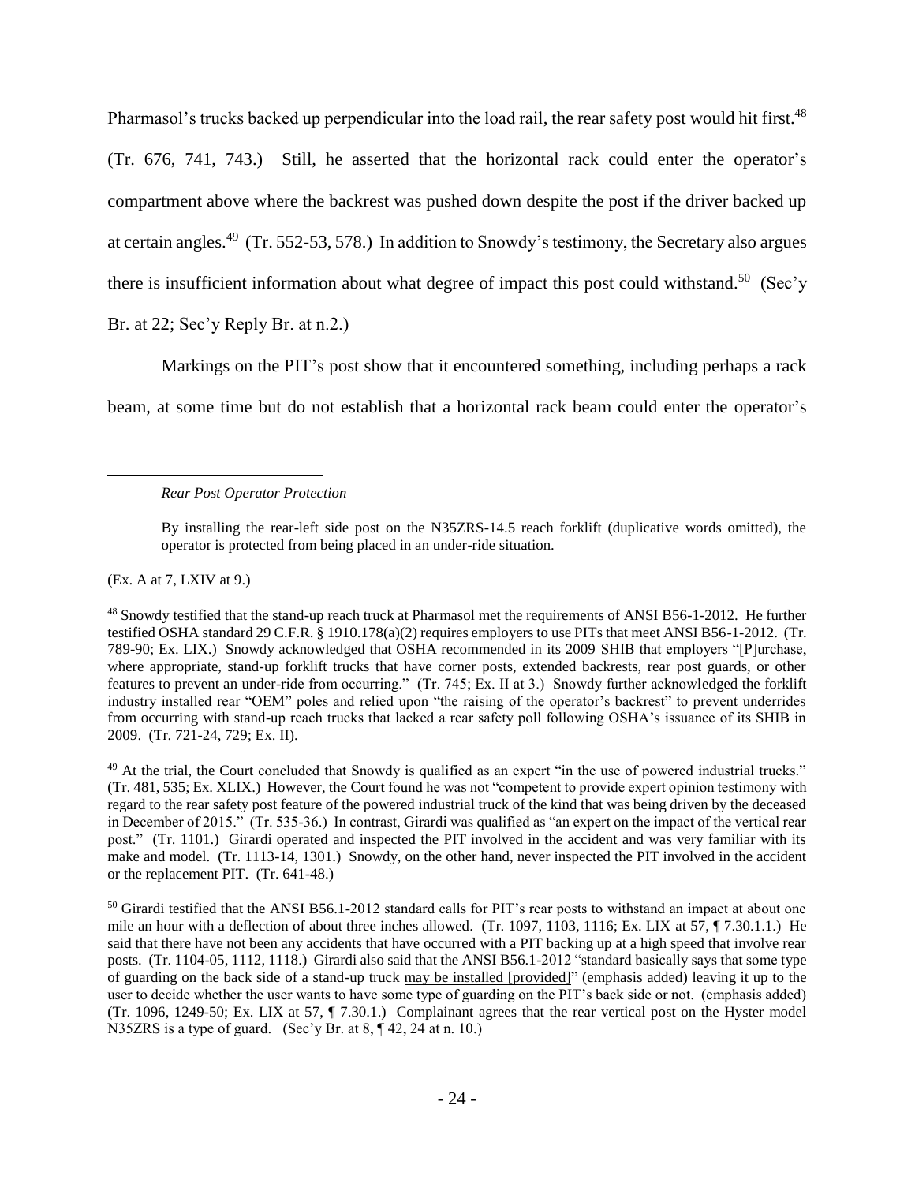Pharmasol's trucks backed up perpendicular into the load rail, the rear safety post would hit first.[48] (Tr. 676, 741, 743.) Still, he asserted that the horizontal rack could enter the operator's compartment above where the backrest was pushed down despite the post if the driver backed up at certain angles.[49] (Tr. 552-53, 578.) In addition to Snowdy's testimony, the Secretary also argues there is insufficient information about what degree of impact this post could withstand.[50] (Sec'y Br. at 22; Sec'y Reply Br. at n.2.)

Markings on the PIT's post show that it encountered something, including perhaps a rack beam, at some time but do not establish that a horizontal rack beam could enter the operator's

---

> *Rear Post Operator Protection*
>
> By installing the rear-left side post on the N35ZRS-14.5 reach forklift (duplicative words omitted), the operator is protected from being placed in an under-ride situation.

(Ex. A at 7, LXIV at 9.)

[48] Snowdy testified that the stand-up reach truck at Pharmasol met the requirements of ANSI B56-1-2012. He further testified OSHA standard 29 C.F.R. § 1910.178(a)(2) requires employers to use PITs that meet ANSI B56-1-2012. (Tr. 789-90; Ex. LIX.) Snowdy acknowledged that OSHA recommended in its 2009 SHIB that employers "[P]urchase, where appropriate, stand-up forklift trucks that have corner posts, extended backrests, rear post guards, or other features to prevent an under-ride from occurring." (Tr. 745; Ex. II at 3.) Snowdy further acknowledged the forklift industry installed rear "OEM" poles and relied upon "the raising of the operator's backrest" to prevent underrides from occurring with stand-up reach trucks that lacked a rear safety poll following OSHA's issuance of its SHIB in 2009. (Tr. 721-24, 729; Ex. II).

[49] At the trial, the Court concluded that Snowdy is qualified as an expert "in the use of powered industrial trucks." (Tr. 481, 535; Ex. XLIX.) However, the Court found he was not "competent to provide expert opinion testimony with regard to the rear safety post feature of the powered industrial truck of the kind that was being driven by the deceased in December of 2015." (Tr. 535-36.) In contrast, Girardi was qualified as "an expert on the impact of the vertical rear post." (Tr. 1101.) Girardi operated and inspected the PIT involved in the accident and was very familiar with its make and model. (Tr. 1113-14, 1301.) Snowdy, on the other hand, never inspected the PIT involved in the accident or the replacement PIT. (Tr. 641-48.)

[50] Girardi testified that the ANSI B56.1-2012 standard calls for PIT's rear posts to withstand an impact at about one mile an hour with a deflection of about three inches allowed. (Tr. 1097, 1103, 1116; Ex. LIX at 57, ¶ 7.30.1.1.) He said that there have not been any accidents that have occurred with a PIT backing up at a high speed that involve rear posts. (Tr. 1104-05, 1112, 1118.) Girardi also said that the ANSI B56.1-2012 "standard basically says that some type of guarding on the back side of a stand-up truck <u>may be installed [provided]</u>" (emphasis added) leaving it up to the user to decide whether the user wants to have some type of guarding on the PIT's back side or not. (emphasis added) (Tr. 1096, 1249-50; Ex. LIX at 57, ¶ 7.30.1.) Complainant agrees that the rear vertical post on the Hyster model N35ZRS is a type of guard. (Sec'y Br. at 8, ¶ 42, 24 at n. 10.)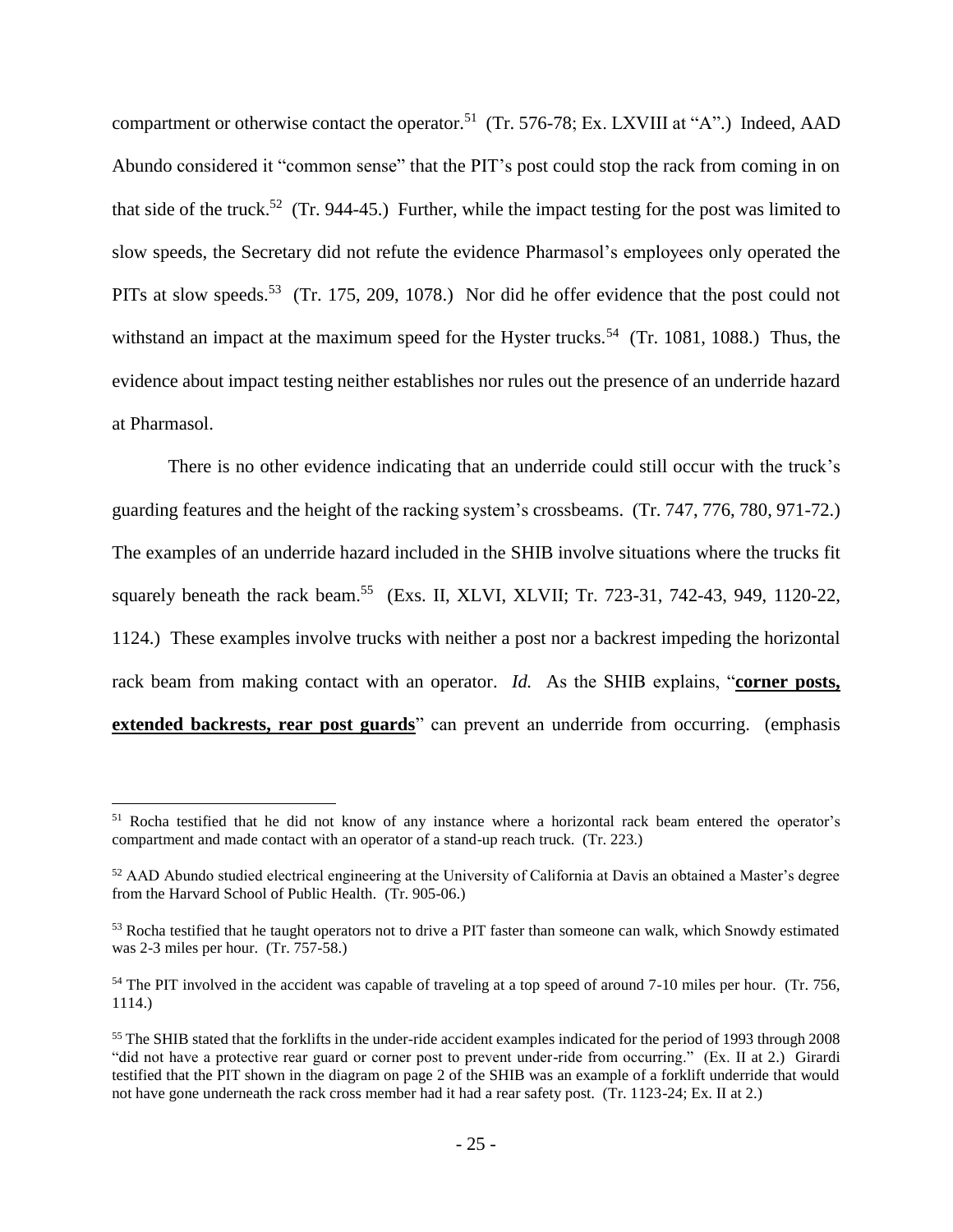compartment or otherwise contact the operator.[51] (Tr. 576-78; Ex. LXVIII at "A".) Indeed, AAD Abundo considered it "common sense" that the PIT's post could stop the rack from coming in on that side of the truck.[52] (Tr. 944-45.) Further, while the impact testing for the post was limited to slow speeds, the Secretary did not refute the evidence Pharmasol's employees only operated the PITs at slow speeds.[53] (Tr. 175, 209, 1078.) Nor did he offer evidence that the post could not withstand an impact at the maximum speed for the Hyster trucks.[54] (Tr. 1081, 1088.) Thus, the evidence about impact testing neither establishes nor rules out the presence of an underride hazard at Pharmasol.

There is no other evidence indicating that an underride could still occur with the truck's guarding features and the height of the racking system's crossbeams. (Tr. 747, 776, 780, 971-72.) The examples of an underride hazard included in the SHIB involve situations where the trucks fit squarely beneath the rack beam.[55] (Exs. II, XLVI, XLVII; Tr. 723-31, 742-43, 949, 1120-22, 1124.) These examples involve trucks with neither a post nor a backrest impeding the horizontal rack beam from making contact with an operator. *Id.* As the SHIB explains, "**corner posts, extended backrests, rear post guards**" can prevent an underride from occurring. (emphasis

---

[51] Rocha testified that he did not know of any instance where a horizontal rack beam entered the operator's compartment and made contact with an operator of a stand-up reach truck. (Tr. 223.)

[52] AAD Abundo studied electrical engineering at the University of California at Davis an obtained a Master's degree from the Harvard School of Public Health. (Tr. 905-06.)

[53] Rocha testified that he taught operators not to drive a PIT faster than someone can walk, which Snowdy estimated was 2-3 miles per hour. (Tr. 757-58.)

[54] The PIT involved in the accident was capable of traveling at a top speed of around 7-10 miles per hour. (Tr. 756, 1114.)

[55] The SHIB stated that the forklifts in the under-ride accident examples indicated for the period of 1993 through 2008 "did not have a protective rear guard or corner post to prevent under-ride from occurring." (Ex. II at 2.) Girardi testified that the PIT shown in the diagram on page 2 of the SHIB was an example of a forklift underride that would not have gone underneath the rack cross member had it had a rear safety post. (Tr. 1123-24; Ex. II at 2.)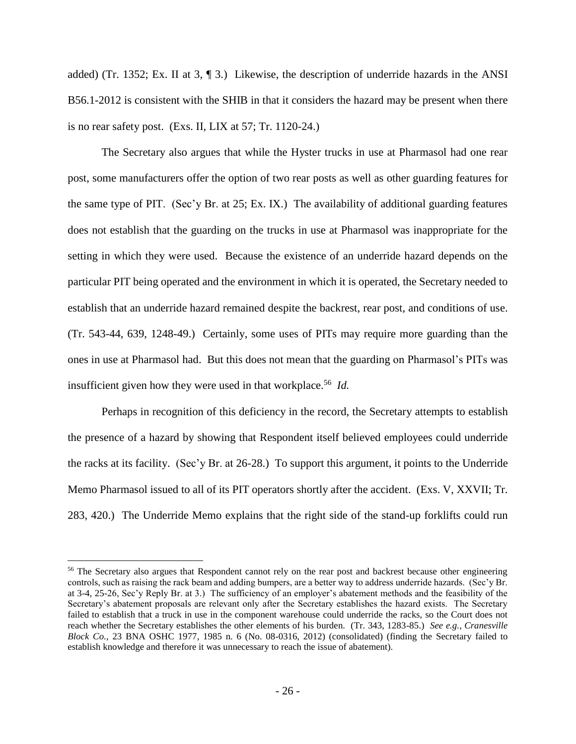added) (Tr. 1352; Ex. II at 3, ¶ 3.) Likewise, the description of underride hazards in the ANSI B56.1-2012 is consistent with the SHIB in that it considers the hazard may be present when there is no rear safety post. (Exs. II, LIX at 57; Tr. 1120-24.)

The Secretary also argues that while the Hyster trucks in use at Pharmasol had one rear post, some manufacturers offer the option of two rear posts as well as other guarding features for the same type of PIT. (Sec'y Br. at 25; Ex. IX.) The availability of additional guarding features does not establish that the guarding on the trucks in use at Pharmasol was inappropriate for the setting in which they were used. Because the existence of an underride hazard depends on the particular PIT being operated and the environment in which it is operated, the Secretary needed to establish that an underride hazard remained despite the backrest, rear post, and conditions of use. (Tr. 543-44, 639, 1248-49.) Certainly, some uses of PITs may require more guarding than the ones in use at Pharmasol had. But this does not mean that the guarding on Pharmasol's PITs was insufficient given how they were used in that workplace.[56] *Id.*

Perhaps in recognition of this deficiency in the record, the Secretary attempts to establish the presence of a hazard by showing that Respondent itself believed employees could underride the racks at its facility. (Sec'y Br. at 26-28.) To support this argument, it points to the Underride Memo Pharmasol issued to all of its PIT operators shortly after the accident. (Exs. V, XXVII; Tr. 283, 420.) The Underride Memo explains that the right side of the stand-up forklifts could run

---

[56] The Secretary also argues that Respondent cannot rely on the rear post and backrest because other engineering controls, such as raising the rack beam and adding bumpers, are a better way to address underride hazards. (Sec'y Br. at 3-4, 25-26, Sec'y Reply Br. at 3.) The sufficiency of an employer's abatement methods and the feasibility of the Secretary's abatement proposals are relevant only after the Secretary establishes the hazard exists. The Secretary failed to establish that a truck in use in the component warehouse could underride the racks, so the Court does not reach whether the Secretary establishes the other elements of his burden. (Tr. 343, 1283-85.) *See e.g., Cranesville Block Co.*, 23 BNA OSHC 1977, 1985 n. 6 (No. 08-0316, 2012) (consolidated) (finding the Secretary failed to establish knowledge and therefore it was unnecessary to reach the issue of abatement).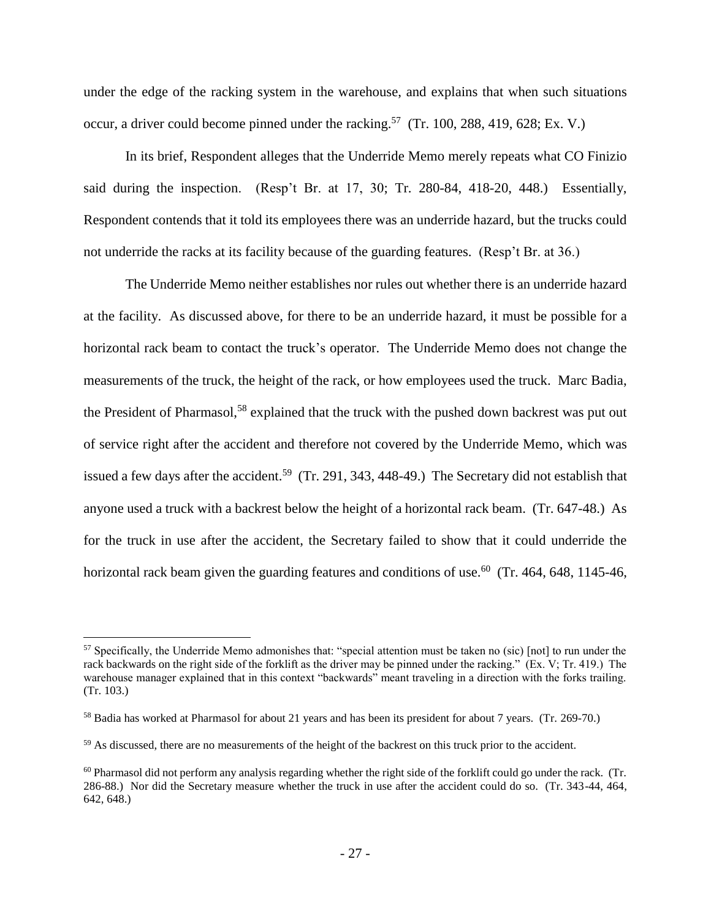under the edge of the racking system in the warehouse, and explains that when such situations occur, a driver could become pinned under the racking.[57] (Tr. 100, 288, 419, 628; Ex. V.)

In its brief, Respondent alleges that the Underride Memo merely repeats what CO Finizio said during the inspection. (Resp't Br. at 17, 30; Tr. 280-84, 418-20, 448.) Essentially, Respondent contends that it told its employees there was an underride hazard, but the trucks could not underride the racks at its facility because of the guarding features. (Resp't Br. at 36.)

The Underride Memo neither establishes nor rules out whether there is an underride hazard at the facility. As discussed above, for there to be an underride hazard, it must be possible for a horizontal rack beam to contact the truck's operator. The Underride Memo does not change the measurements of the truck, the height of the rack, or how employees used the truck. Marc Badia, the President of Pharmasol,[58] explained that the truck with the pushed down backrest was put out of service right after the accident and therefore not covered by the Underride Memo, which was issued a few days after the accident.[59] (Tr. 291, 343, 448-49.) The Secretary did not establish that anyone used a truck with a backrest below the height of a horizontal rack beam. (Tr. 647-48.) As for the truck in use after the accident, the Secretary failed to show that it could underride the horizontal rack beam given the guarding features and conditions of use.[60] (Tr. 464, 648, 1145-46,

---

[57] Specifically, the Underride Memo admonishes that: "special attention must be taken no (sic) [not] to run under the rack backwards on the right side of the forklift as the driver may be pinned under the racking." (Ex. V; Tr. 419.) The warehouse manager explained that in this context "backwards" meant traveling in a direction with the forks trailing. (Tr. 103.)

[58] Badia has worked at Pharmasol for about 21 years and has been its president for about 7 years. (Tr. 269-70.)

[59] As discussed, there are no measurements of the height of the backrest on this truck prior to the accident.

[60] Pharmasol did not perform any analysis regarding whether the right side of the forklift could go under the rack. (Tr. 286-88.) Nor did the Secretary measure whether the truck in use after the accident could do so. (Tr. 343-44, 464, 642, 648.)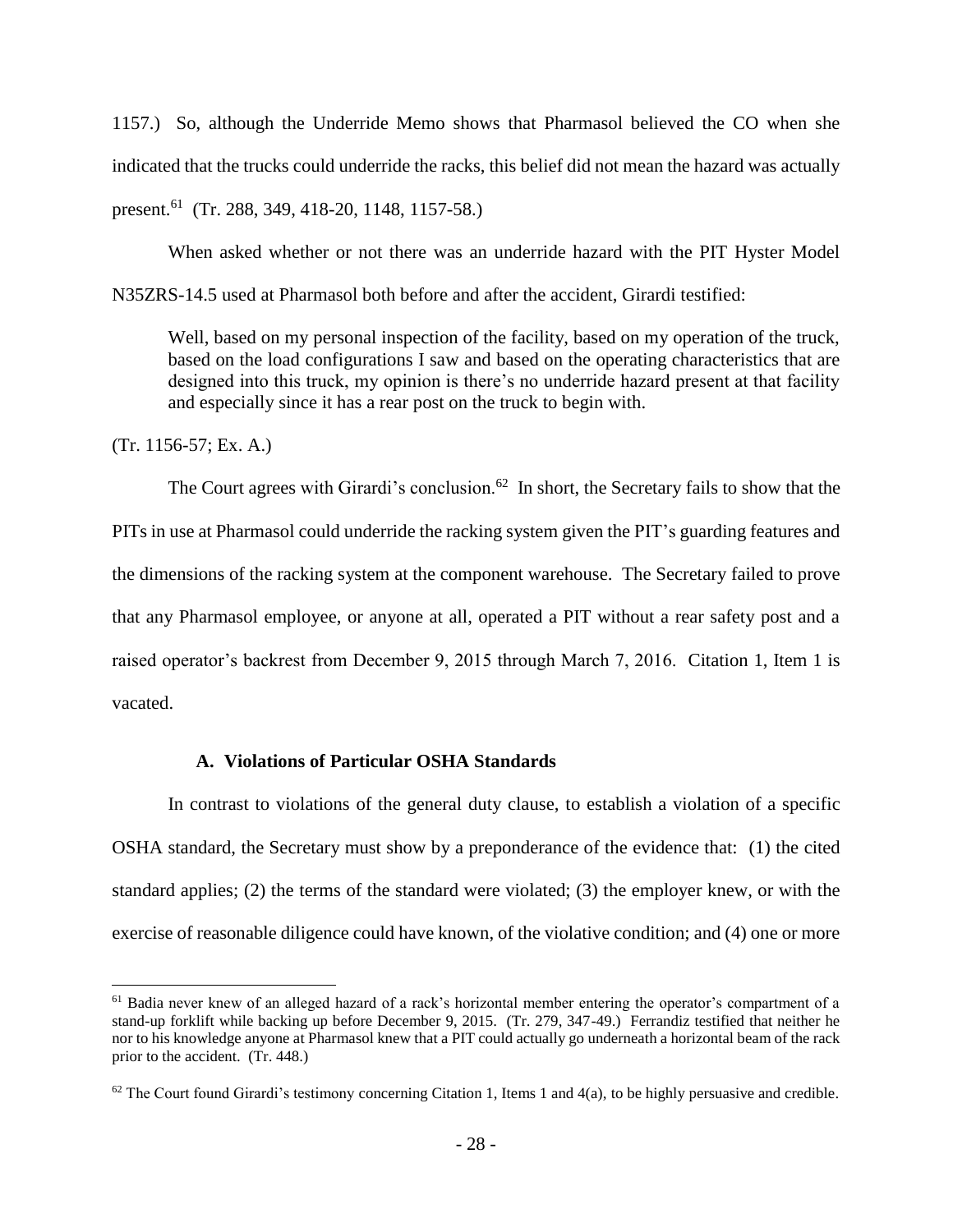1157.) So, although the Underride Memo shows that Pharmasol believed the CO when she indicated that the trucks could underride the racks, this belief did not mean the hazard was actually present.[61] (Tr. 288, 349, 418-20, 1148, 1157-58.)

When asked whether or not there was an underride hazard with the PIT Hyster Model N35ZRS-14.5 used at Pharmasol both before and after the accident, Girardi testified:

> Well, based on my personal inspection of the facility, based on my operation of the truck, based on the load configurations I saw and based on the operating characteristics that are designed into this truck, my opinion is there's no underride hazard present at that facility and especially since it has a rear post on the truck to begin with.

(Tr. 1156-57; Ex. A.)

The Court agrees with Girardi's conclusion.[62] In short, the Secretary fails to show that the PITs in use at Pharmasol could underride the racking system given the PIT's guarding features and the dimensions of the racking system at the component warehouse. The Secretary failed to prove that any Pharmasol employee, or anyone at all, operated a PIT without a rear safety post and a raised operator's backrest from December 9, 2015 through March 7, 2016. Citation 1, Item 1 is vacated.

### A. Violations of Particular OSHA Standards

In contrast to violations of the general duty clause, to establish a violation of a specific OSHA standard, the Secretary must show by a preponderance of the evidence that: (1) the cited standard applies; (2) the terms of the standard were violated; (3) the employer knew, or with the exercise of reasonable diligence could have known, of the violative condition; and (4) one or more

---

[61] Badia never knew of an alleged hazard of a rack's horizontal member entering the operator's compartment of a stand-up forklift while backing up before December 9, 2015. (Tr. 279, 347-49.) Ferrandiz testified that neither he nor to his knowledge anyone at Pharmasol knew that a PIT could actually go underneath a horizontal beam of the rack prior to the accident. (Tr. 448.)

[62] The Court found Girardi's testimony concerning Citation 1, Items 1 and 4(a), to be highly persuasive and credible.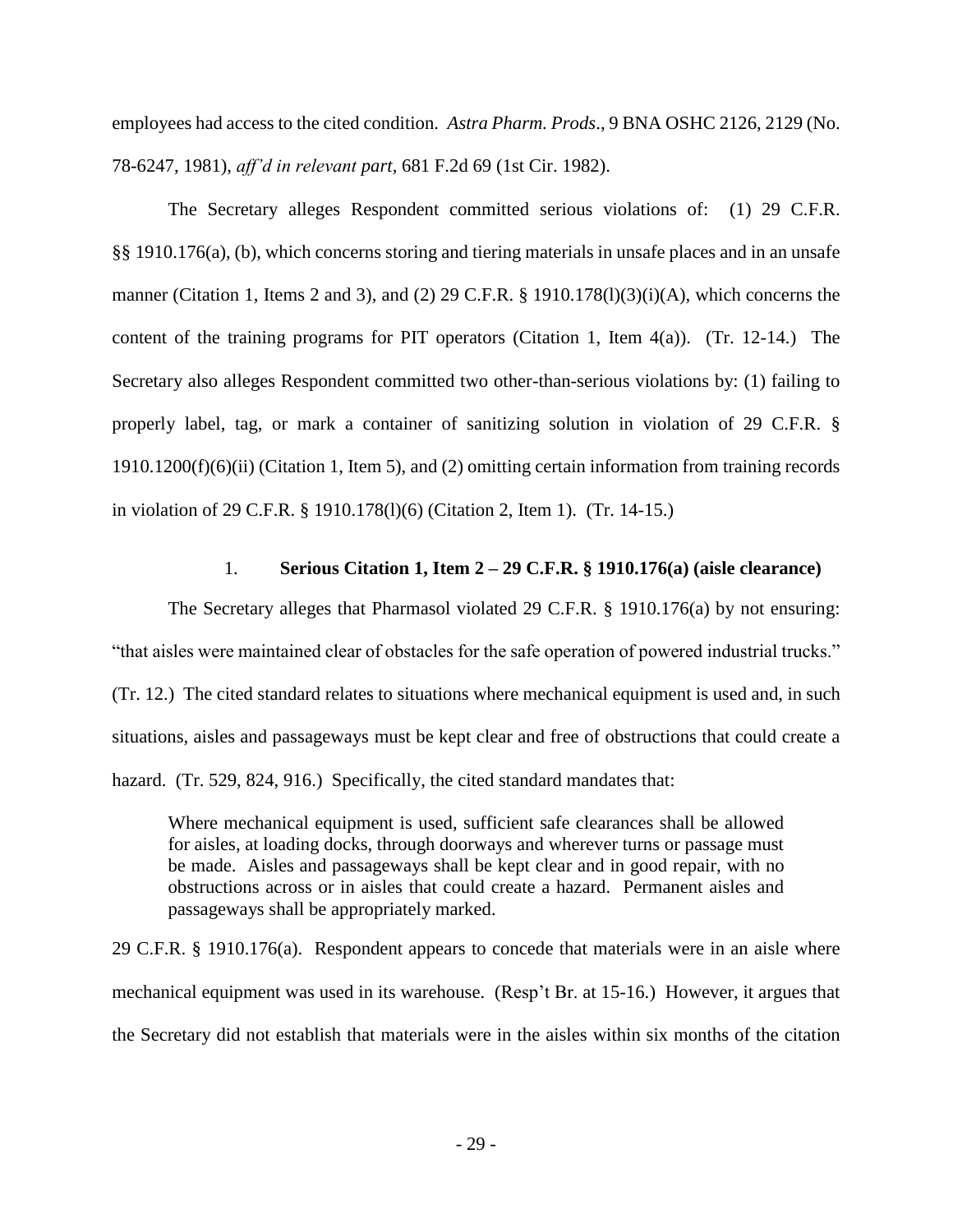employees had access to the cited condition. *Astra Pharm. Prods*., 9 BNA OSHC 2126, 2129 (No. 78-6247, 1981), *aff'd in relevant part*, 681 F.2d 69 (1st Cir. 1982).

The Secretary alleges Respondent committed serious violations of: (1) 29 C.F.R. §§ 1910.176(a), (b), which concerns storing and tiering materials in unsafe places and in an unsafe manner (Citation 1, Items 2 and 3), and (2) 29 C.F.R. § 1910.178(l)(3)(i)(A), which concerns the content of the training programs for PIT operators (Citation 1, Item 4(a)). (Tr. 12-14.) The Secretary also alleges Respondent committed two other-than-serious violations by: (1) failing to properly label, tag, or mark a container of sanitizing solution in violation of 29 C.F.R. § 1910.1200(f)(6)(ii) (Citation 1, Item 5), and (2) omitting certain information from training records in violation of 29 C.F.R. § 1910.178(l)(6) (Citation 2, Item 1). (Tr. 14-15.)

### 1. **Serious Citation 1, Item 2 – 29 C.F.R. § 1910.176(a) (aisle clearance)**

The Secretary alleges that Pharmasol violated 29 C.F.R. § 1910.176(a) by not ensuring: "that aisles were maintained clear of obstacles for the safe operation of powered industrial trucks." (Tr. 12.) The cited standard relates to situations where mechanical equipment is used and, in such situations, aisles and passageways must be kept clear and free of obstructions that could create a hazard. (Tr. 529, 824, 916.) Specifically, the cited standard mandates that:

> Where mechanical equipment is used, sufficient safe clearances shall be allowed for aisles, at loading docks, through doorways and wherever turns or passage must be made. Aisles and passageways shall be kept clear and in good repair, with no obstructions across or in aisles that could create a hazard. Permanent aisles and passageways shall be appropriately marked.

29 C.F.R. § 1910.176(a). Respondent appears to concede that materials were in an aisle where mechanical equipment was used in its warehouse. (Resp't Br. at 15-16.) However, it argues that the Secretary did not establish that materials were in the aisles within six months of the citation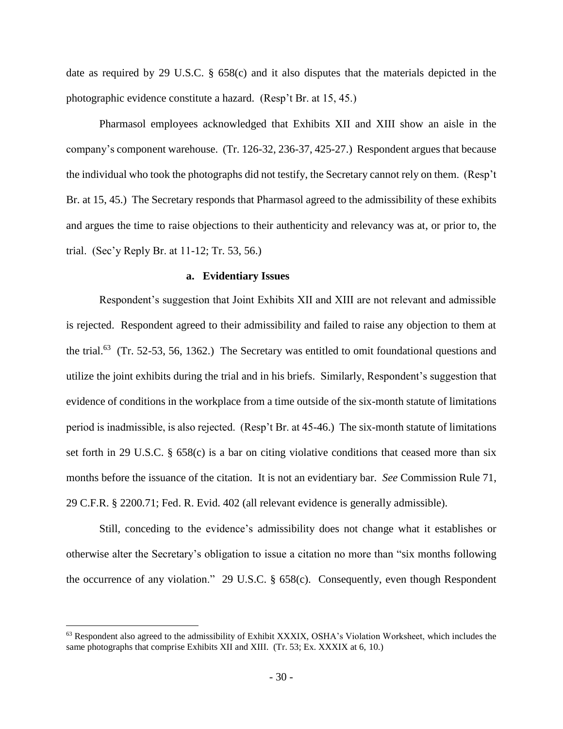date as required by 29 U.S.C. § 658(c) and it also disputes that the materials depicted in the photographic evidence constitute a hazard. (Resp't Br. at 15, 45.)

Pharmasol employees acknowledged that Exhibits XII and XIII show an aisle in the company's component warehouse. (Tr. 126-32, 236-37, 425-27.) Respondent argues that because the individual who took the photographs did not testify, the Secretary cannot rely on them. (Resp't Br. at 15, 45.) The Secretary responds that Pharmasol agreed to the admissibility of these exhibits and argues the time to raise objections to their authenticity and relevancy was at, or prior to, the trial. (Sec'y Reply Br. at 11-12; Tr. 53, 56.)

#### a. Evidentiary Issues

Respondent's suggestion that Joint Exhibits XII and XIII are not relevant and admissible is rejected. Respondent agreed to their admissibility and failed to raise any objection to them at the trial.[63] (Tr. 52-53, 56, 1362.) The Secretary was entitled to omit foundational questions and utilize the joint exhibits during the trial and in his briefs. Similarly, Respondent's suggestion that evidence of conditions in the workplace from a time outside of the six-month statute of limitations period is inadmissible, is also rejected. (Resp't Br. at 45-46.) The six-month statute of limitations set forth in 29 U.S.C. § 658(c) is a bar on citing violative conditions that ceased more than six months before the issuance of the citation. It is not an evidentiary bar. *See* Commission Rule 71, 29 C.F.R. § 2200.71; Fed. R. Evid. 402 (all relevant evidence is generally admissible).

Still, conceding to the evidence's admissibility does not change what it establishes or otherwise alter the Secretary's obligation to issue a citation no more than "six months following the occurrence of any violation." 29 U.S.C. § 658(c). Consequently, even though Respondent

---

[63] Respondent also agreed to the admissibility of Exhibit XXXIX, OSHA's Violation Worksheet, which includes the same photographs that comprise Exhibits XII and XIII. (Tr. 53; Ex. XXXIX at 6, 10.)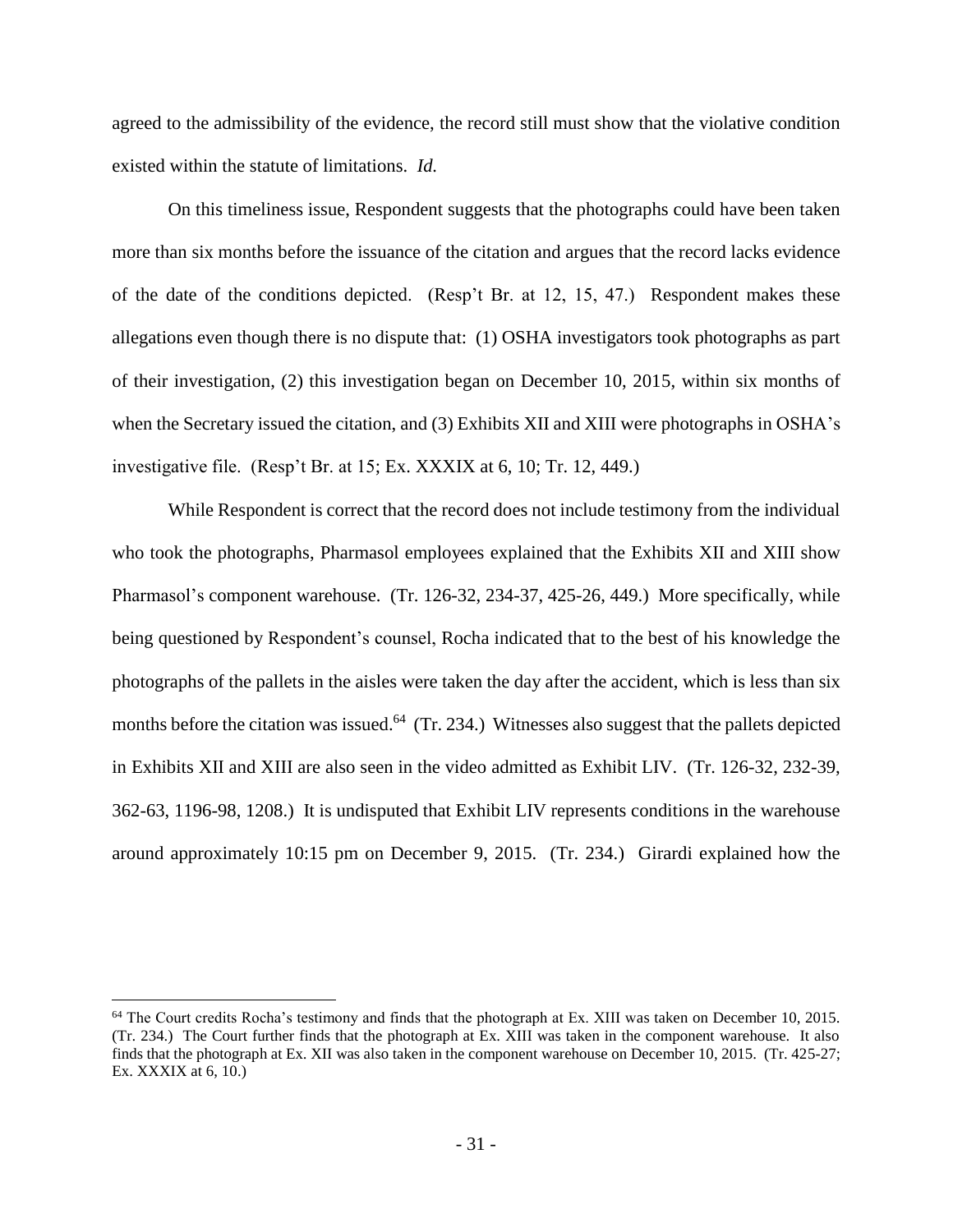agreed to the admissibility of the evidence, the record still must show that the violative condition existed within the statute of limitations. *Id.*

On this timeliness issue, Respondent suggests that the photographs could have been taken more than six months before the issuance of the citation and argues that the record lacks evidence of the date of the conditions depicted. (Resp't Br. at 12, 15, 47.) Respondent makes these allegations even though there is no dispute that: (1) OSHA investigators took photographs as part of their investigation, (2) this investigation began on December 10, 2015, within six months of when the Secretary issued the citation, and (3) Exhibits XII and XIII were photographs in OSHA's investigative file. (Resp't Br. at 15; Ex. XXXIX at 6, 10; Tr. 12, 449.)

While Respondent is correct that the record does not include testimony from the individual who took the photographs, Pharmasol employees explained that the Exhibits XII and XIII show Pharmasol's component warehouse. (Tr. 126-32, 234-37, 425-26, 449.) More specifically, while being questioned by Respondent's counsel, Rocha indicated that to the best of his knowledge the photographs of the pallets in the aisles were taken the day after the accident, which is less than six months before the citation was issued.[64] (Tr. 234.) Witnesses also suggest that the pallets depicted in Exhibits XII and XIII are also seen in the video admitted as Exhibit LIV. (Tr. 126-32, 232-39, 362-63, 1196-98, 1208.) It is undisputed that Exhibit LIV represents conditions in the warehouse around approximately 10:15 pm on December 9, 2015. (Tr. 234.) Girardi explained how the

[64] The Court credits Rocha's testimony and finds that the photograph at Ex. XIII was taken on December 10, 2015. (Tr. 234.) The Court further finds that the photograph at Ex. XIII was taken in the component warehouse. It also finds that the photograph at Ex. XII was also taken in the component warehouse on December 10, 2015. (Tr. 425-27; Ex. XXXIX at 6, 10.)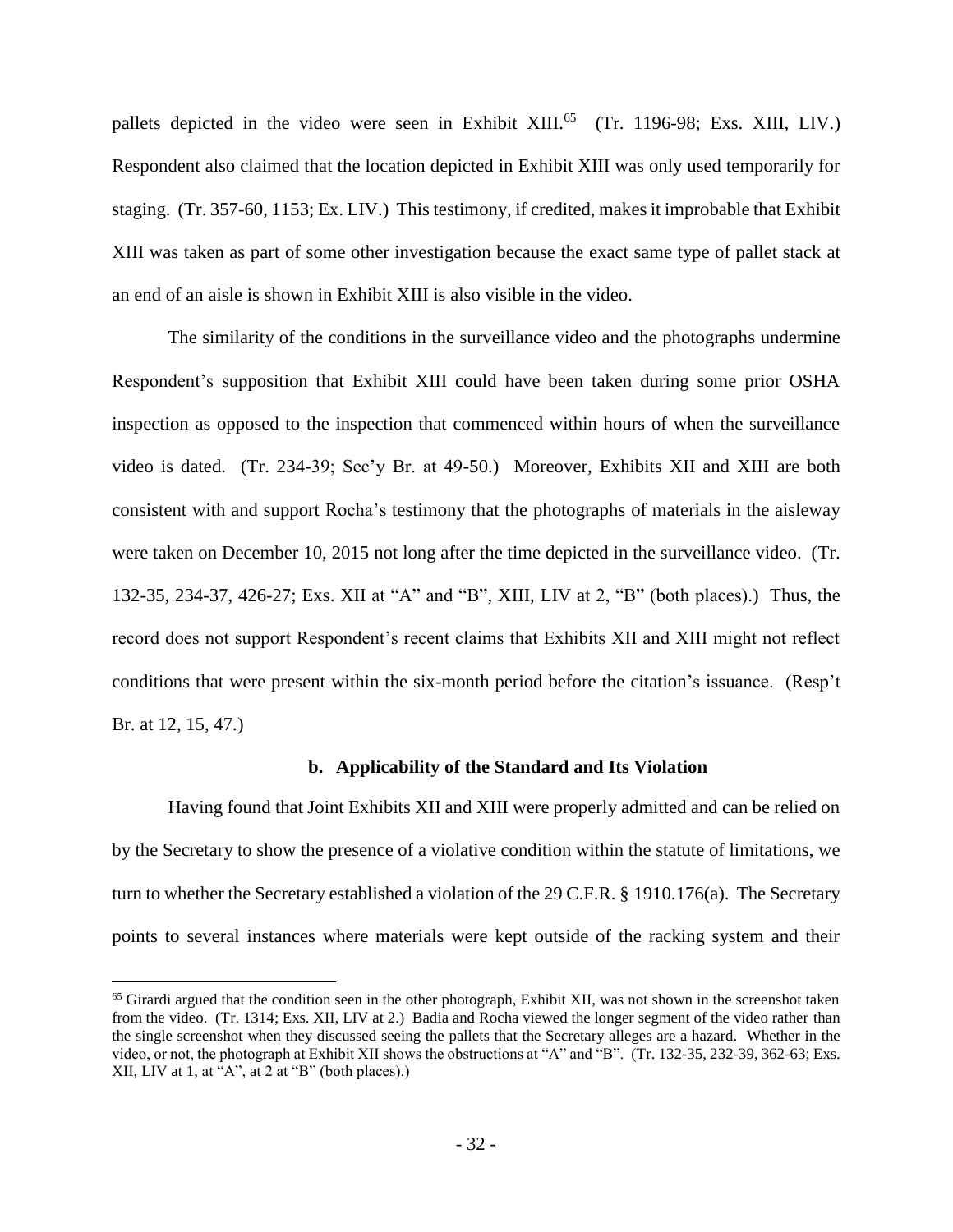pallets depicted in the video were seen in Exhibit XIII.[65] (Tr. 1196-98; Exs. XIII, LIV.) Respondent also claimed that the location depicted in Exhibit XIII was only used temporarily for staging. (Tr. 357-60, 1153; Ex. LIV.) This testimony, if credited, makes it improbable that Exhibit XIII was taken as part of some other investigation because the exact same type of pallet stack at an end of an aisle is shown in Exhibit XIII is also visible in the video.

The similarity of the conditions in the surveillance video and the photographs undermine Respondent's supposition that Exhibit XIII could have been taken during some prior OSHA inspection as opposed to the inspection that commenced within hours of when the surveillance video is dated. (Tr. 234-39; Sec'y Br. at 49-50.) Moreover, Exhibits XII and XIII are both consistent with and support Rocha's testimony that the photographs of materials in the aisleway were taken on December 10, 2015 not long after the time depicted in the surveillance video. (Tr. 132-35, 234-37, 426-27; Exs. XII at "A" and "B", XIII, LIV at 2, "B" (both places).) Thus, the record does not support Respondent's recent claims that Exhibits XII and XIII might not reflect conditions that were present within the six-month period before the citation's issuance. (Resp't Br. at 12, 15, 47.)

### b. Applicability of the Standard and Its Violation

Having found that Joint Exhibits XII and XIII were properly admitted and can be relied on by the Secretary to show the presence of a violative condition within the statute of limitations, we turn to whether the Secretary established a violation of the 29 C.F.R. § 1910.176(a). The Secretary points to several instances where materials were kept outside of the racking system and their

---

[65] Girardi argued that the condition seen in the other photograph, Exhibit XII, was not shown in the screenshot taken from the video. (Tr. 1314; Exs. XII, LIV at 2.) Badia and Rocha viewed the longer segment of the video rather than the single screenshot when they discussed seeing the pallets that the Secretary alleges are a hazard. Whether in the video, or not, the photograph at Exhibit XII shows the obstructions at "A" and "B". (Tr. 132-35, 232-39, 362-63; Exs. XII, LIV at 1, at "A", at 2 at "B" (both places).)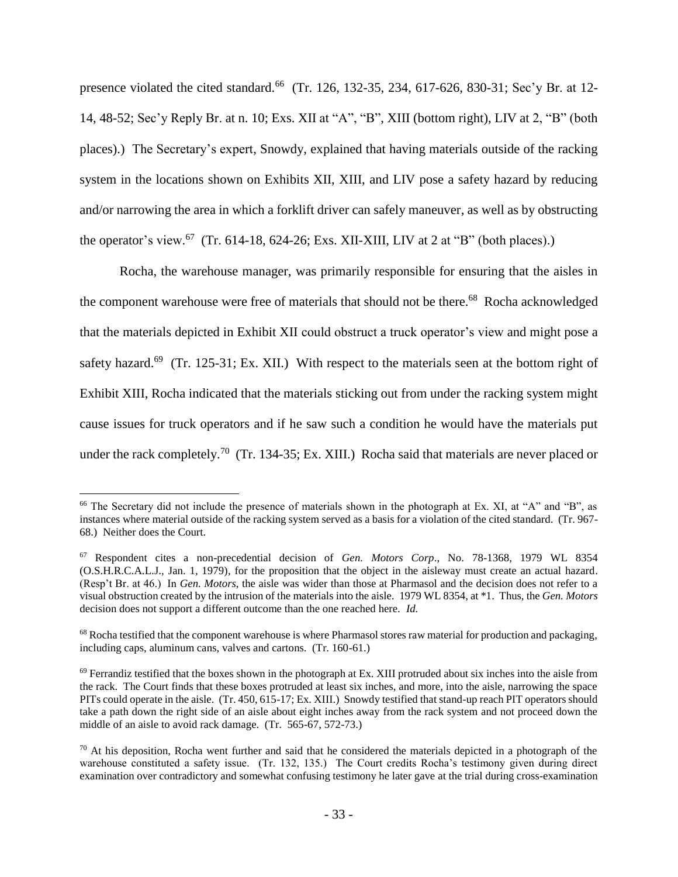presence violated the cited standard.[66] (Tr. 126, 132-35, 234, 617-626, 830-31; Sec'y Br. at 12-14, 48-52; Sec'y Reply Br. at n. 10; Exs. XII at "A", "B", XIII (bottom right), LIV at 2, "B" (both places).) The Secretary's expert, Snowdy, explained that having materials outside of the racking system in the locations shown on Exhibits XII, XIII, and LIV pose a safety hazard by reducing and/or narrowing the area in which a forklift driver can safely maneuver, as well as by obstructing the operator's view.[67] (Tr. 614-18, 624-26; Exs. XII-XIII, LIV at 2 at "B" (both places).)

Rocha, the warehouse manager, was primarily responsible for ensuring that the aisles in the component warehouse were free of materials that should not be there.[68] Rocha acknowledged that the materials depicted in Exhibit XII could obstruct a truck operator's view and might pose a safety hazard.[69] (Tr. 125-31; Ex. XII.) With respect to the materials seen at the bottom right of Exhibit XIII, Rocha indicated that the materials sticking out from under the racking system might cause issues for truck operators and if he saw such a condition he would have the materials put under the rack completely.[70] (Tr. 134-35; Ex. XIII.) Rocha said that materials are never placed or

---

[66] The Secretary did not include the presence of materials shown in the photograph at Ex. XI, at "A" and "B", as instances where material outside of the racking system served as a basis for a violation of the cited standard. (Tr. 967-68.) Neither does the Court.

[67] Respondent cites a non-precedential decision of *Gen. Motors Corp*., No. 78-1368, 1979 WL 8354 (O.S.H.R.C.A.L.J., Jan. 1, 1979), for the proposition that the object in the aisleway must create an actual hazard. (Resp't Br. at 46.) In *Gen. Motors*, the aisle was wider than those at Pharmasol and the decision does not refer to a visual obstruction created by the intrusion of the materials into the aisle. 1979 WL 8354, at *1. Thus, the *Gen. Motors* decision does not support a different outcome than the one reached here. *Id.*

[68] Rocha testified that the component warehouse is where Pharmasol stores raw material for production and packaging, including caps, aluminum cans, valves and cartons. (Tr. 160-61.)

[69] Ferrandiz testified that the boxes shown in the photograph at Ex. XIII protruded about six inches into the aisle from the rack. The Court finds that these boxes protruded at least six inches, and more, into the aisle, narrowing the space PITs could operate in the aisle. (Tr. 450, 615-17; Ex. XIII.) Snowdy testified that stand-up reach PIT operators should take a path down the right side of an aisle about eight inches away from the rack system and not proceed down the middle of an aisle to avoid rack damage. (Tr. 565-67, 572-73.)

[70] At his deposition, Rocha went further and said that he considered the materials depicted in a photograph of the warehouse constituted a safety issue. (Tr. 132, 135.) The Court credits Rocha's testimony given during direct examination over contradictory and somewhat confusing testimony he later gave at the trial during cross-examination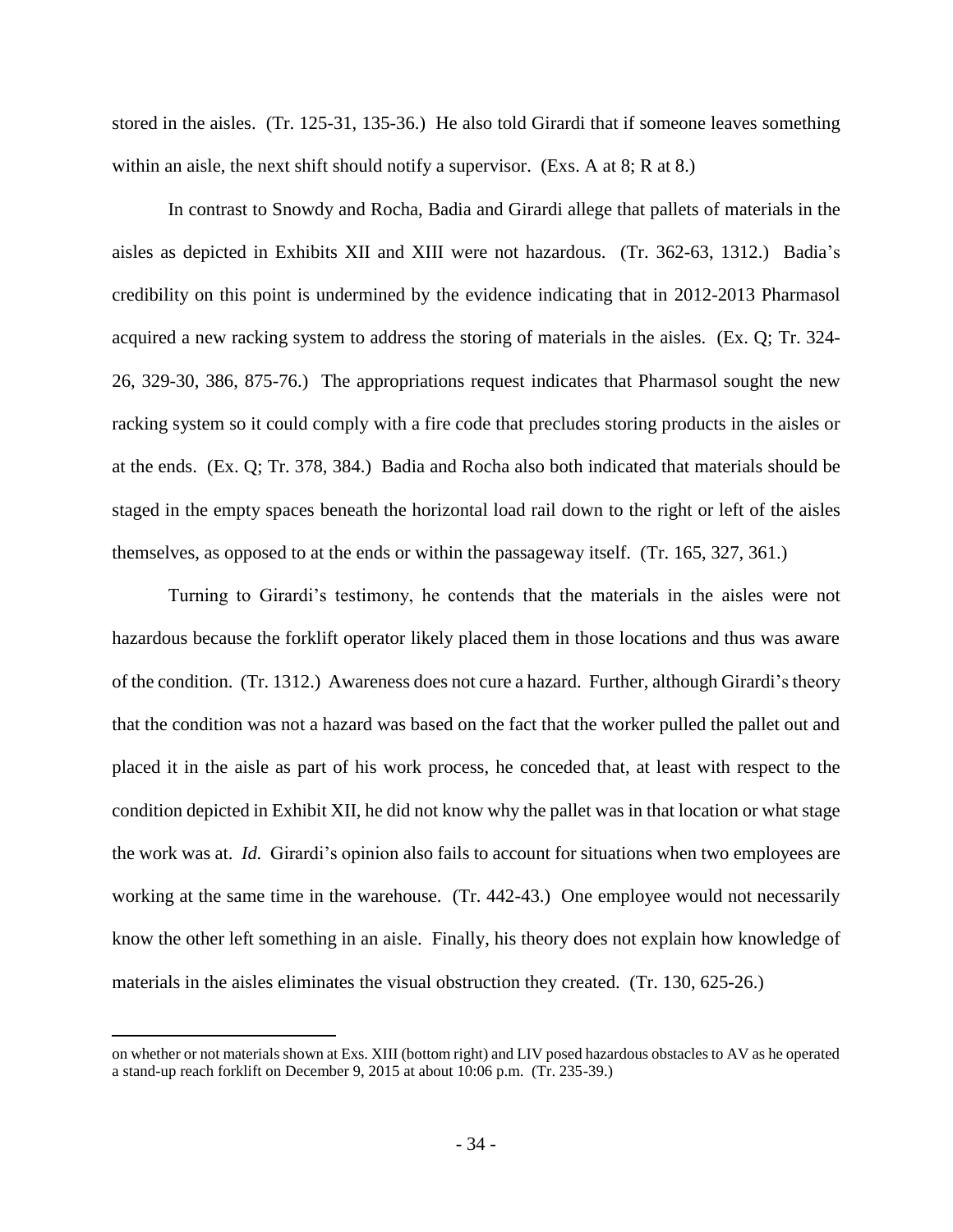stored in the aisles. (Tr. 125-31, 135-36.) He also told Girardi that if someone leaves something within an aisle, the next shift should notify a supervisor. (Exs. A at 8; R at 8.)

In contrast to Snowdy and Rocha, Badia and Girardi allege that pallets of materials in the aisles as depicted in Exhibits XII and XIII were not hazardous. (Tr. 362-63, 1312.) Badia's credibility on this point is undermined by the evidence indicating that in 2012-2013 Pharmasol acquired a new racking system to address the storing of materials in the aisles. (Ex. Q; Tr. 324-26, 329-30, 386, 875-76.) The appropriations request indicates that Pharmasol sought the new racking system so it could comply with a fire code that precludes storing products in the aisles or at the ends. (Ex. Q; Tr. 378, 384.) Badia and Rocha also both indicated that materials should be staged in the empty spaces beneath the horizontal load rail down to the right or left of the aisles themselves, as opposed to at the ends or within the passageway itself. (Tr. 165, 327, 361.)

Turning to Girardi's testimony, he contends that the materials in the aisles were not hazardous because the forklift operator likely placed them in those locations and thus was aware of the condition. (Tr. 1312.) Awareness does not cure a hazard. Further, although Girardi's theory that the condition was not a hazard was based on the fact that the worker pulled the pallet out and placed it in the aisle as part of his work process, he conceded that, at least with respect to the condition depicted in Exhibit XII, he did not know why the pallet was in that location or what stage the work was at. *Id.* Girardi's opinion also fails to account for situations when two employees are working at the same time in the warehouse. (Tr. 442-43.) One employee would not necessarily know the other left something in an aisle. Finally, his theory does not explain how knowledge of materials in the aisles eliminates the visual obstruction they created. (Tr. 130, 625-26.)

---

on whether or not materials shown at Exs. XIII (bottom right) and LIV posed hazardous obstacles to AV as he operated a stand-up reach forklift on December 9, 2015 at about 10:06 p.m. (Tr. 235-39.)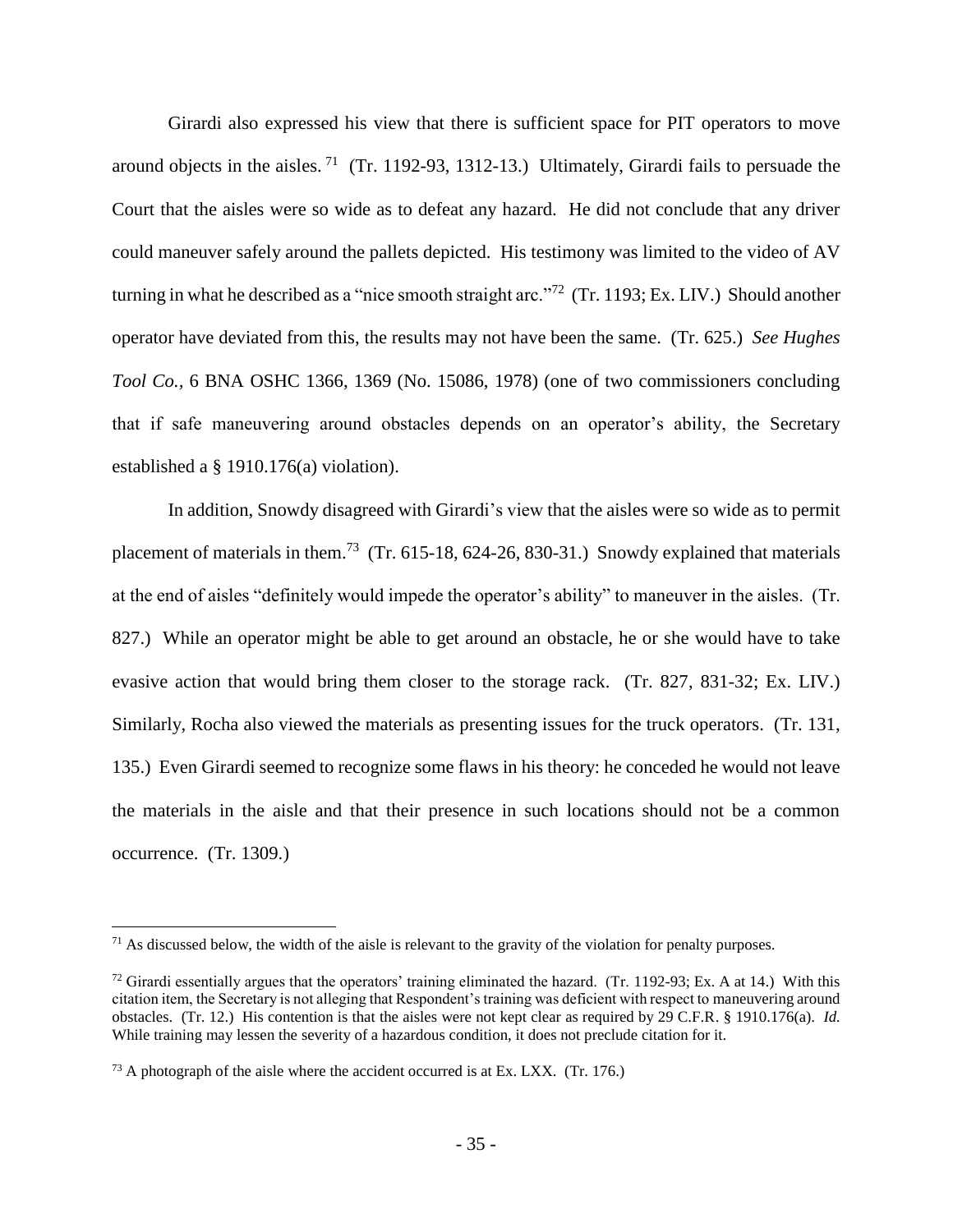Girardi also expressed his view that there is sufficient space for PIT operators to move around objects in the aisles.[71] (Tr. 1192-93, 1312-13.) Ultimately, Girardi fails to persuade the Court that the aisles were so wide as to defeat any hazard. He did not conclude that any driver could maneuver safely around the pallets depicted. His testimony was limited to the video of AV turning in what he described as a "nice smooth straight arc."[72] (Tr. 1193; Ex. LIV.) Should another operator have deviated from this, the results may not have been the same. (Tr. 625.) *See Hughes Tool Co.*, 6 BNA OSHC 1366, 1369 (No. 15086, 1978) (one of two commissioners concluding that if safe maneuvering around obstacles depends on an operator's ability, the Secretary established a § 1910.176(a) violation).

In addition, Snowdy disagreed with Girardi's view that the aisles were so wide as to permit placement of materials in them.[73] (Tr. 615-18, 624-26, 830-31.) Snowdy explained that materials at the end of aisles "definitely would impede the operator's ability" to maneuver in the aisles. (Tr. 827.) While an operator might be able to get around an obstacle, he or she would have to take evasive action that would bring them closer to the storage rack. (Tr. 827, 831-32; Ex. LIV.) Similarly, Rocha also viewed the materials as presenting issues for the truck operators. (Tr. 131, 135.) Even Girardi seemed to recognize some flaws in his theory: he conceded he would not leave the materials in the aisle and that their presence in such locations should not be a common occurrence. (Tr. 1309.)

---

[71] As discussed below, the width of the aisle is relevant to the gravity of the violation for penalty purposes.

[72] Girardi essentially argues that the operators' training eliminated the hazard. (Tr. 1192-93; Ex. A at 14.) With this citation item, the Secretary is not alleging that Respondent's training was deficient with respect to maneuvering around obstacles. (Tr. 12.) His contention is that the aisles were not kept clear as required by 29 C.F.R. § 1910.176(a). *Id.* While training may lessen the severity of a hazardous condition, it does not preclude citation for it.

[73] A photograph of the aisle where the accident occurred is at Ex. LXX. (Tr. 176.)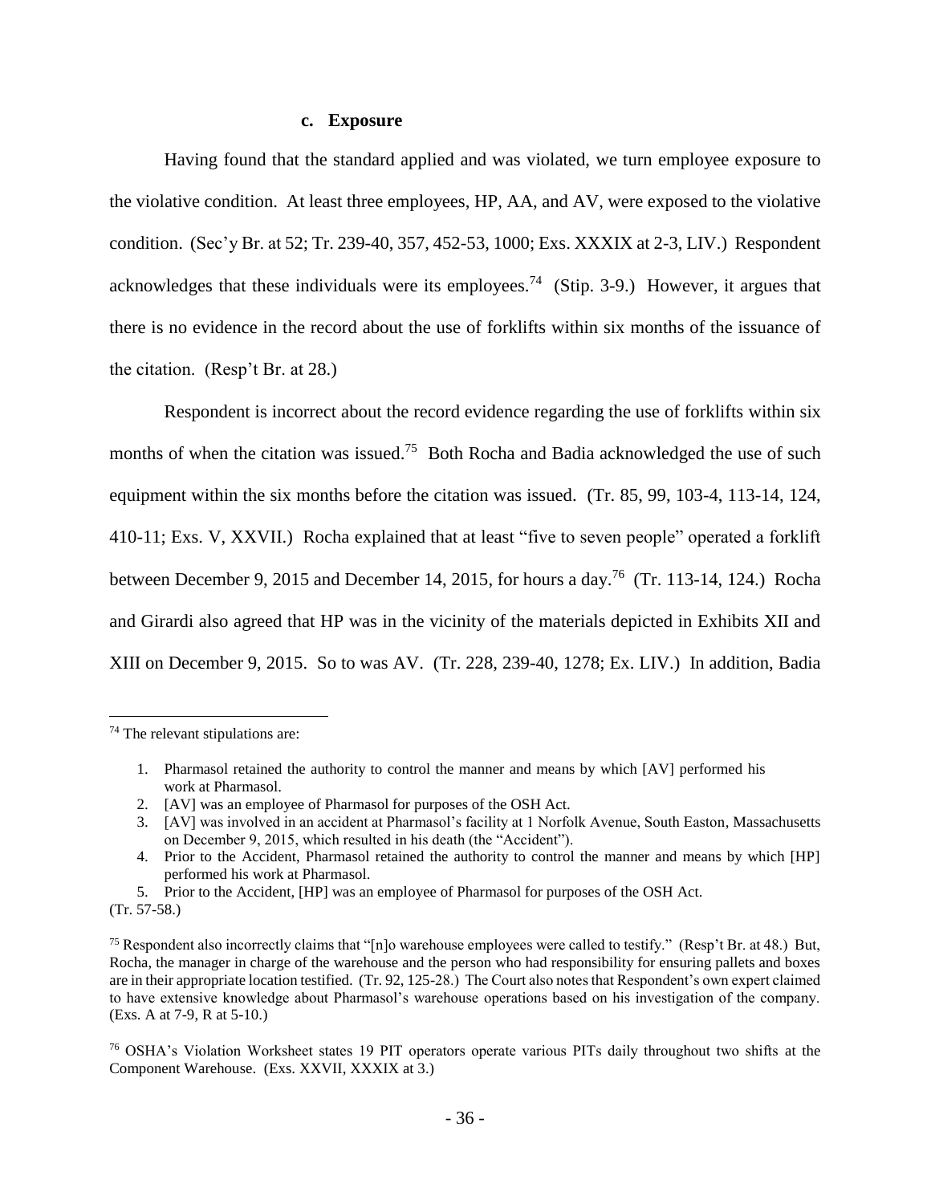### c. Exposure

Having found that the standard applied and was violated, we turn employee exposure to the violative condition. At least three employees, HP, AA, and AV, were exposed to the violative condition. (Sec'y Br. at 52; Tr. 239-40, 357, 452-53, 1000; Exs. XXXIX at 2-3, LIV.) Respondent acknowledges that these individuals were its employees.[74] (Stip. 3-9.) However, it argues that there is no evidence in the record about the use of forklifts within six months of the issuance of the citation. (Resp't Br. at 28.)

Respondent is incorrect about the record evidence regarding the use of forklifts within six months of when the citation was issued.[75] Both Rocha and Badia acknowledged the use of such equipment within the six months before the citation was issued. (Tr. 85, 99, 103-4, 113-14, 124, 410-11; Exs. V, XXVII.) Rocha explained that at least "five to seven people" operated a forklift between December 9, 2015 and December 14, 2015, for hours a day.[76] (Tr. 113-14, 124.) Rocha and Girardi also agreed that HP was in the vicinity of the materials depicted in Exhibits XII and XIII on December 9, 2015. So to was AV. (Tr. 228, 239-40, 1278; Ex. LIV.) In addition, Badia

---

[74] The relevant stipulations are:

1. Pharmasol retained the authority to control the manner and means by which [AV] performed his work at Pharmasol.
2. [AV] was an employee of Pharmasol for purposes of the OSH Act.
3. [AV] was involved in an accident at Pharmasol's facility at 1 Norfolk Avenue, South Easton, Massachusetts on December 9, 2015, which resulted in his death (the "Accident").
4. Prior to the Accident, Pharmasol retained the authority to control the manner and means by which [HP] performed his work at Pharmasol.
5. Prior to the Accident, [HP] was an employee of Pharmasol for purposes of the OSH Act.

(Tr. 57-58.)

[75] Respondent also incorrectly claims that "[n]o warehouse employees were called to testify." (Resp't Br. at 48.) But, Rocha, the manager in charge of the warehouse and the person who had responsibility for ensuring pallets and boxes are in their appropriate location testified. (Tr. 92, 125-28.) The Court also notes that Respondent's own expert claimed to have extensive knowledge about Pharmasol's warehouse operations based on his investigation of the company. (Exs. A at 7-9, R at 5-10.)

[76] OSHA's Violation Worksheet states 19 PIT operators operate various PITs daily throughout two shifts at the Component Warehouse. (Exs. XXVII, XXXIX at 3.)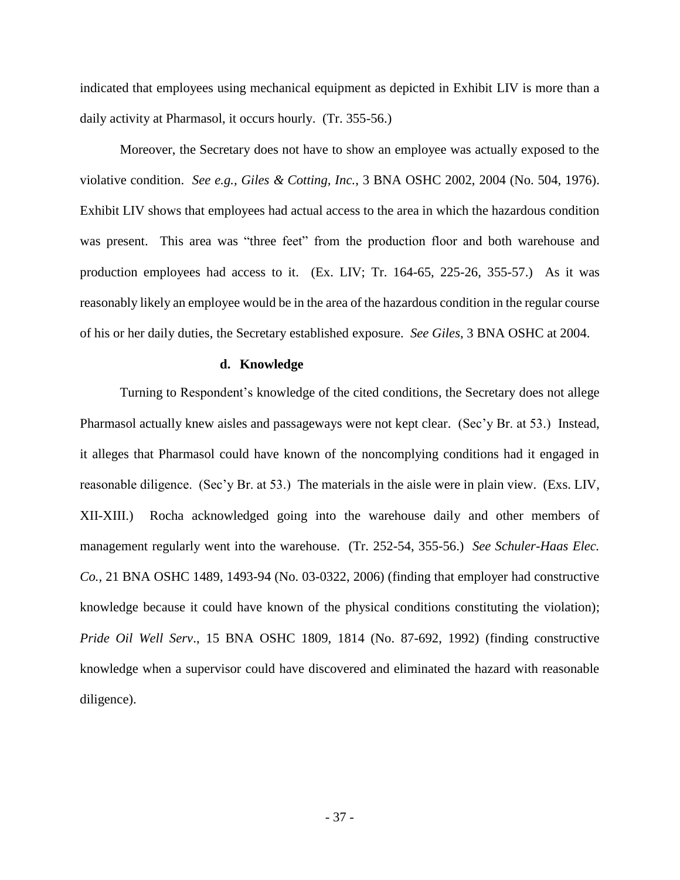indicated that employees using mechanical equipment as depicted in Exhibit LIV is more than a daily activity at Pharmasol, it occurs hourly. (Tr. 355-56.)

Moreover, the Secretary does not have to show an employee was actually exposed to the violative condition. *See e.g., Giles & Cotting, Inc.*, 3 BNA OSHC 2002, 2004 (No. 504, 1976). Exhibit LIV shows that employees had actual access to the area in which the hazardous condition was present. This area was "three feet" from the production floor and both warehouse and production employees had access to it. (Ex. LIV; Tr. 164-65, 225-26, 355-57.) As it was reasonably likely an employee would be in the area of the hazardous condition in the regular course of his or her daily duties, the Secretary established exposure. *See Giles*, 3 BNA OSHC at 2004.

**d. Knowledge**

Turning to Respondent's knowledge of the cited conditions, the Secretary does not allege Pharmasol actually knew aisles and passageways were not kept clear. (Sec'y Br. at 53.) Instead, it alleges that Pharmasol could have known of the noncomplying conditions had it engaged in reasonable diligence. (Sec'y Br. at 53.) The materials in the aisle were in plain view. (Exs. LIV, XII-XIII.) Rocha acknowledged going into the warehouse daily and other members of management regularly went into the warehouse. (Tr. 252-54, 355-56.) *See Schuler-Haas Elec. Co.*, 21 BNA OSHC 1489, 1493-94 (No. 03-0322, 2006) (finding that employer had constructive knowledge because it could have known of the physical conditions constituting the violation); *Pride Oil Well Serv.*, 15 BNA OSHC 1809, 1814 (No. 87-692, 1992) (finding constructive knowledge when a supervisor could have discovered and eliminated the hazard with reasonable diligence).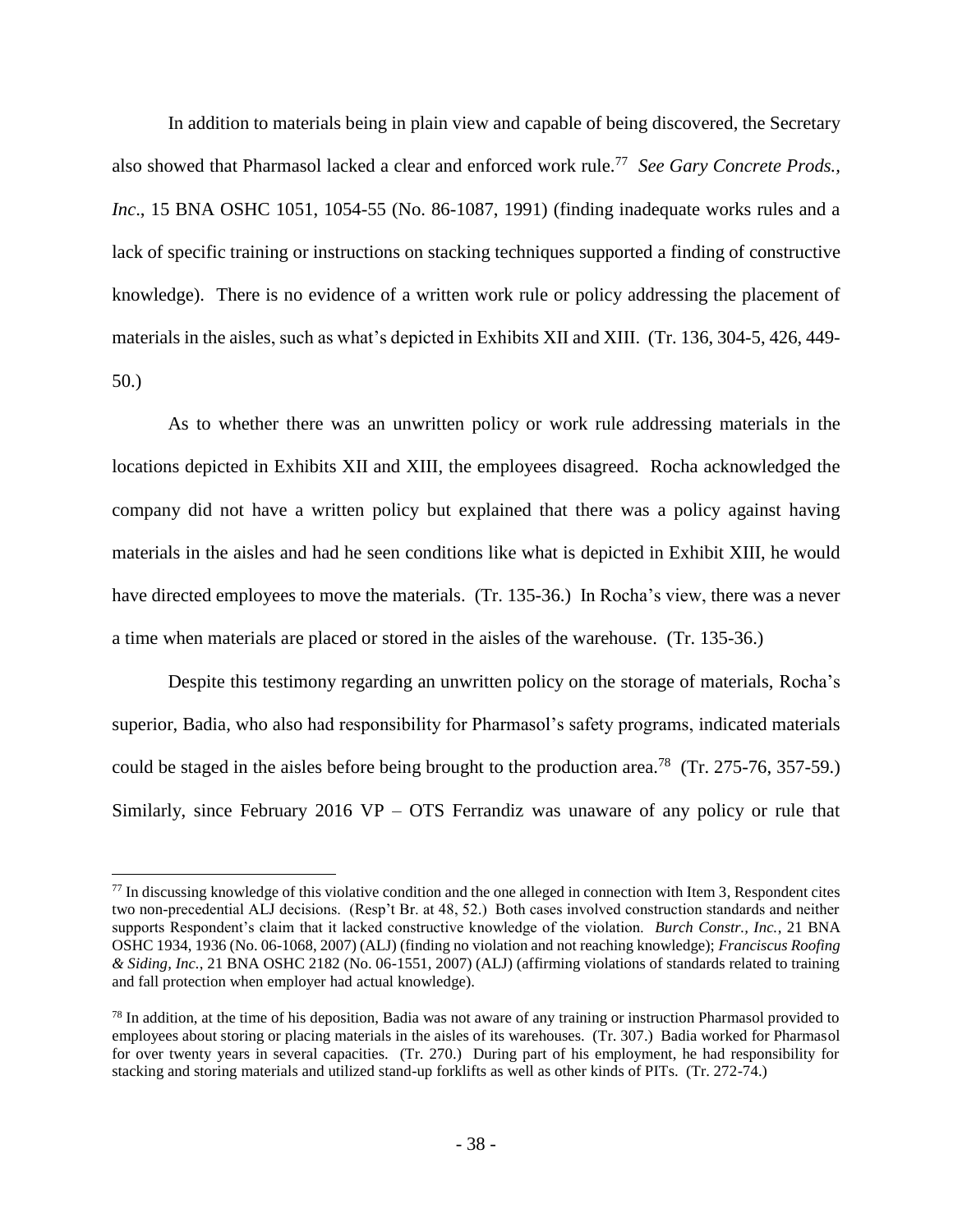In addition to materials being in plain view and capable of being discovered, the Secretary also showed that Pharmasol lacked a clear and enforced work rule.[77] *See Gary Concrete Prods., Inc*., 15 BNA OSHC 1051, 1054-55 (No. 86-1087, 1991) (finding inadequate works rules and a lack of specific training or instructions on stacking techniques supported a finding of constructive knowledge). There is no evidence of a written work rule or policy addressing the placement of materials in the aisles, such as what's depicted in Exhibits XII and XIII. (Tr. 136, 304-5, 426, 449-50.)

As to whether there was an unwritten policy or work rule addressing materials in the locations depicted in Exhibits XII and XIII, the employees disagreed. Rocha acknowledged the company did not have a written policy but explained that there was a policy against having materials in the aisles and had he seen conditions like what is depicted in Exhibit XIII, he would have directed employees to move the materials. (Tr. 135-36.) In Rocha's view, there was a never a time when materials are placed or stored in the aisles of the warehouse. (Tr. 135-36.)

Despite this testimony regarding an unwritten policy on the storage of materials, Rocha's superior, Badia, who also had responsibility for Pharmasol's safety programs, indicated materials could be staged in the aisles before being brought to the production area.[78] (Tr. 275-76, 357-59.) Similarly, since February 2016 VP – OTS Ferrandiz was unaware of any policy or rule that

---

[77] In discussing knowledge of this violative condition and the one alleged in connection with Item 3, Respondent cites two non-precedential ALJ decisions. (Resp't Br. at 48, 52.) Both cases involved construction standards and neither supports Respondent's claim that it lacked constructive knowledge of the violation. *Burch Constr., Inc.*, 21 BNA OSHC 1934, 1936 (No. 06-1068, 2007) (ALJ) (finding no violation and not reaching knowledge); *Franciscus Roofing & Siding, Inc.*, 21 BNA OSHC 2182 (No. 06-1551, 2007) (ALJ) (affirming violations of standards related to training and fall protection when employer had actual knowledge).

[78] In addition, at the time of his deposition, Badia was not aware of any training or instruction Pharmasol provided to employees about storing or placing materials in the aisles of its warehouses. (Tr. 307.) Badia worked for Pharmasol for over twenty years in several capacities. (Tr. 270.) During part of his employment, he had responsibility for stacking and storing materials and utilized stand-up forklifts as well as other kinds of PITs. (Tr. 272-74.)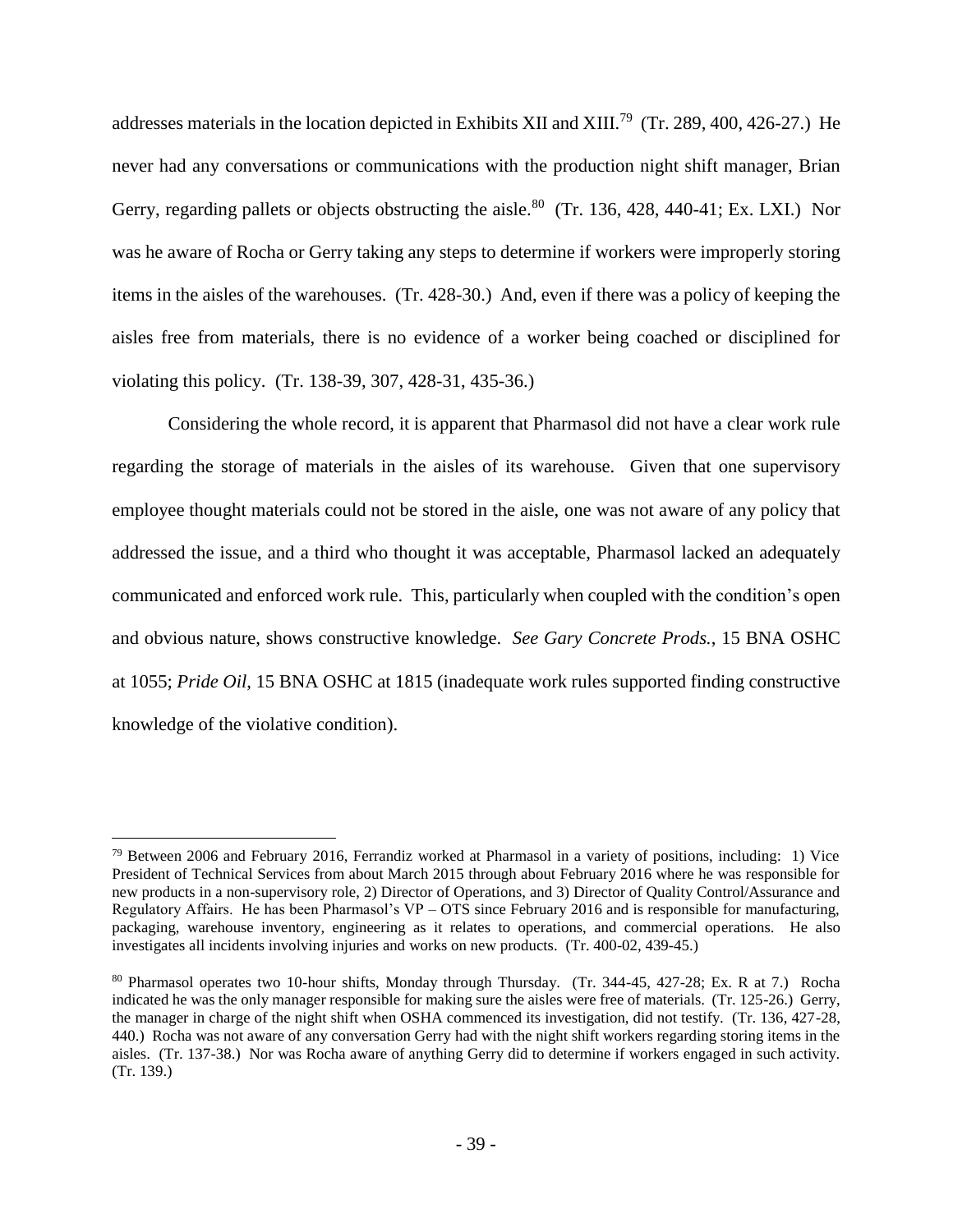addresses materials in the location depicted in Exhibits XII and XIII.[79] (Tr. 289, 400, 426-27.) He never had any conversations or communications with the production night shift manager, Brian Gerry, regarding pallets or objects obstructing the aisle.[80] (Tr. 136, 428, 440-41; Ex. LXI.) Nor was he aware of Rocha or Gerry taking any steps to determine if workers were improperly storing items in the aisles of the warehouses. (Tr. 428-30.) And, even if there was a policy of keeping the aisles free from materials, there is no evidence of a worker being coached or disciplined for violating this policy. (Tr. 138-39, 307, 428-31, 435-36.)

Considering the whole record, it is apparent that Pharmasol did not have a clear work rule regarding the storage of materials in the aisles of its warehouse. Given that one supervisory employee thought materials could not be stored in the aisle, one was not aware of any policy that addressed the issue, and a third who thought it was acceptable, Pharmasol lacked an adequately communicated and enforced work rule. This, particularly when coupled with the condition's open and obvious nature, shows constructive knowledge. *See Gary Concrete Prods.*, 15 BNA OSHC at 1055; *Pride Oil*, 15 BNA OSHC at 1815 (inadequate work rules supported finding constructive knowledge of the violative condition).

---

[79] Between 2006 and February 2016, Ferrandiz worked at Pharmasol in a variety of positions, including: 1) Vice President of Technical Services from about March 2015 through about February 2016 where he was responsible for new products in a non-supervisory role, 2) Director of Operations, and 3) Director of Quality Control/Assurance and Regulatory Affairs. He has been Pharmasol's VP – OTS since February 2016 and is responsible for manufacturing, packaging, warehouse inventory, engineering as it relates to operations, and commercial operations. He also investigates all incidents involving injuries and works on new products. (Tr. 400-02, 439-45.)

[80] Pharmasol operates two 10-hour shifts, Monday through Thursday. (Tr. 344-45, 427-28; Ex. R at 7.) Rocha indicated he was the only manager responsible for making sure the aisles were free of materials. (Tr. 125-26.) Gerry, the manager in charge of the night shift when OSHA commenced its investigation, did not testify. (Tr. 136, 427-28, 440.) Rocha was not aware of any conversation Gerry had with the night shift workers regarding storing items in the aisles. (Tr. 137-38.) Nor was Rocha aware of anything Gerry did to determine if workers engaged in such activity. (Tr. 139.)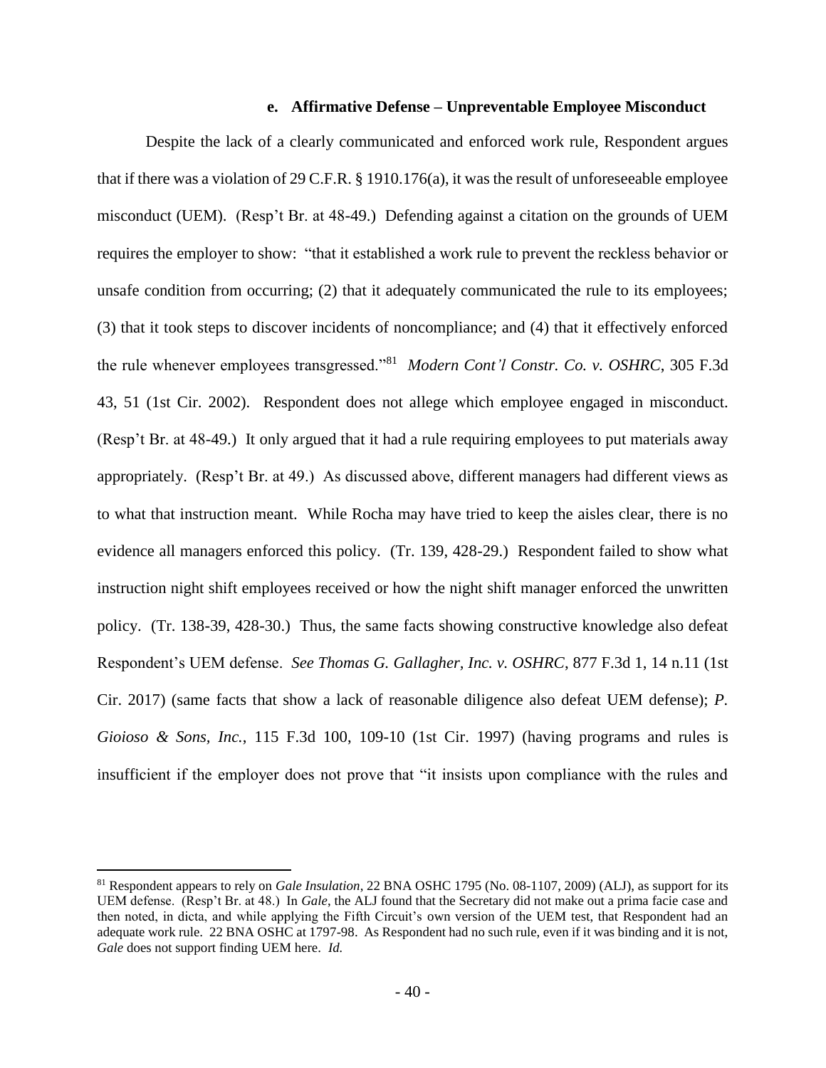#### e. Affirmative Defense – Unpreventable Employee Misconduct

Despite the lack of a clearly communicated and enforced work rule, Respondent argues that if there was a violation of 29 C.F.R. § 1910.176(a), it was the result of unforeseeable employee misconduct (UEM). (Resp't Br. at 48-49.) Defending against a citation on the grounds of UEM requires the employer to show: "that it established a work rule to prevent the reckless behavior or unsafe condition from occurring; (2) that it adequately communicated the rule to its employees; (3) that it took steps to discover incidents of noncompliance; and (4) that it effectively enforced the rule whenever employees transgressed."[81] *Modern Cont'l Constr. Co. v. OSHRC*, 305 F.3d 43, 51 (1st Cir. 2002). Respondent does not allege which employee engaged in misconduct. (Resp't Br. at 48-49.) It only argued that it had a rule requiring employees to put materials away appropriately. (Resp't Br. at 49.) As discussed above, different managers had different views as to what that instruction meant. While Rocha may have tried to keep the aisles clear, there is no evidence all managers enforced this policy. (Tr. 139, 428-29.) Respondent failed to show what instruction night shift employees received or how the night shift manager enforced the unwritten policy. (Tr. 138-39, 428-30.) Thus, the same facts showing constructive knowledge also defeat Respondent's UEM defense. *See Thomas G. Gallagher, Inc. v. OSHRC*, 877 F.3d 1, 14 n.11 (1st Cir. 2017) (same facts that show a lack of reasonable diligence also defeat UEM defense); *P. Gioioso & Sons, Inc.*, 115 F.3d 100, 109-10 (1st Cir. 1997) (having programs and rules is insufficient if the employer does not prove that "it insists upon compliance with the rules and

---

[81] Respondent appears to rely on *Gale Insulation*, 22 BNA OSHC 1795 (No. 08-1107, 2009) (ALJ), as support for its UEM defense. (Resp't Br. at 48.) In *Gale*, the ALJ found that the Secretary did not make out a prima facie case and then noted, in dicta, and while applying the Fifth Circuit's own version of the UEM test, that Respondent had an adequate work rule. 22 BNA OSHC at 1797-98. As Respondent had no such rule, even if it was binding and it is not, *Gale* does not support finding UEM here. *Id.*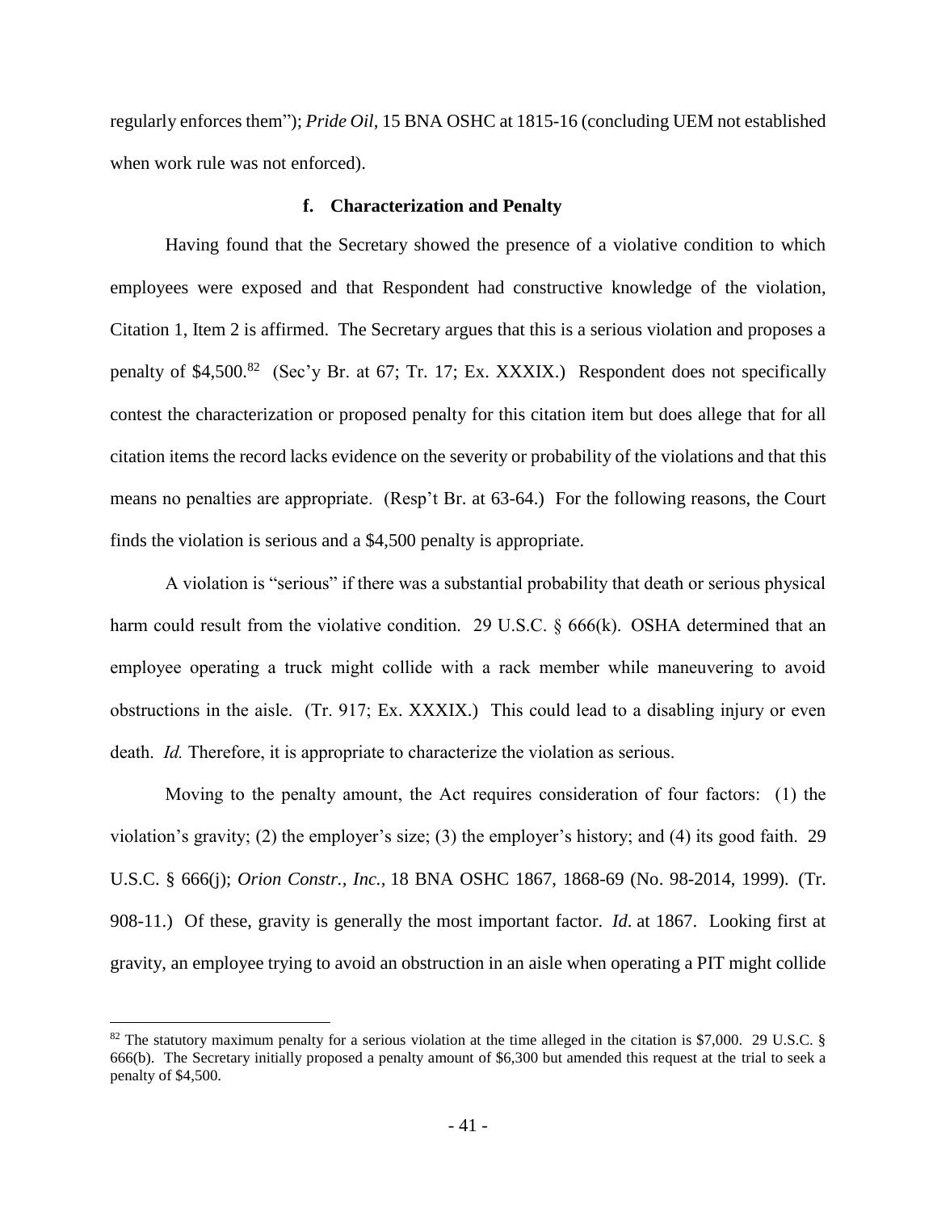regularly enforces them"); *Pride Oil*, 15 BNA OSHC at 1815-16 (concluding UEM not established when work rule was not enforced).

#### f. Characterization and Penalty

Having found that the Secretary showed the presence of a violative condition to which employees were exposed and that Respondent had constructive knowledge of the violation, Citation 1, Item 2 is affirmed. The Secretary argues that this is a serious violation and proposes a penalty of $4,500.[82] (Sec'y Br. at 67; Tr. 17; Ex. XXXIX.) Respondent does not specifically contest the characterization or proposed penalty for this citation item but does allege that for all citation items the record lacks evidence on the severity or probability of the violations and that this means no penalties are appropriate. (Resp't Br. at 63-64.) For the following reasons, the Court finds the violation is serious and a $4,500 penalty is appropriate.

A violation is "serious" if there was a substantial probability that death or serious physical harm could result from the violative condition. 29 U.S.C. § 666(k). OSHA determined that an employee operating a truck might collide with a rack member while maneuvering to avoid obstructions in the aisle. (Tr. 917; Ex. XXXIX.) This could lead to a disabling injury or even death. *Id.* Therefore, it is appropriate to characterize the violation as serious.

Moving to the penalty amount, the Act requires consideration of four factors: (1) the violation's gravity; (2) the employer's size; (3) the employer's history; and (4) its good faith. 29 U.S.C. § 666(j); *Orion Constr., Inc.*, 18 BNA OSHC 1867, 1868-69 (No. 98-2014, 1999). (Tr. 908-11.) Of these, gravity is generally the most important factor. *Id*. at 1867. Looking first at gravity, an employee trying to avoid an obstruction in an aisle when operating a PIT might collide

---

[82] The statutory maximum penalty for a serious violation at the time alleged in the citation is $7,000. 29 U.S.C. § 666(b). The Secretary initially proposed a penalty amount of $6,300 but amended this request at the trial to seek a penalty of $4,500.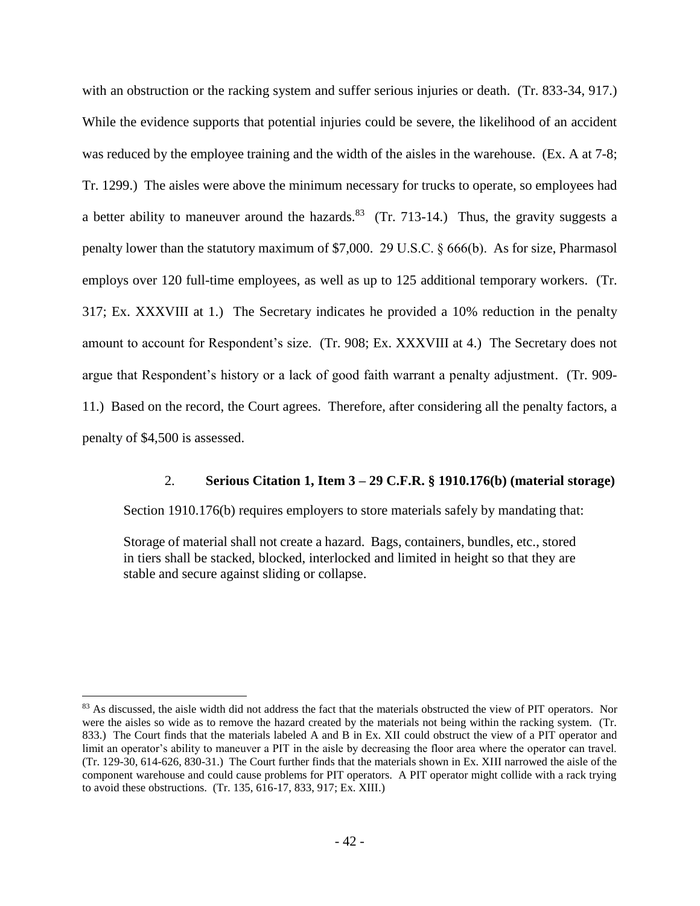with an obstruction or the racking system and suffer serious injuries or death. (Tr. 833-34, 917.) While the evidence supports that potential injuries could be severe, the likelihood of an accident was reduced by the employee training and the width of the aisles in the warehouse. (Ex. A at 7-8; Tr. 1299.) The aisles were above the minimum necessary for trucks to operate, so employees had a better ability to maneuver around the hazards.[83] (Tr. 713-14.) Thus, the gravity suggests a penalty lower than the statutory maximum of $7,000. 29 U.S.C. § 666(b). As for size, Pharmasol employs over 120 full-time employees, as well as up to 125 additional temporary workers. (Tr. 317; Ex. XXXVIII at 1.) The Secretary indicates he provided a 10% reduction in the penalty amount to account for Respondent's size. (Tr. 908; Ex. XXXVIII at 4.) The Secretary does not argue that Respondent's history or a lack of good faith warrant a penalty adjustment. (Tr. 909-11.) Based on the record, the Court agrees. Therefore, after considering all the penalty factors, a penalty of $4,500 is assessed.

### 2. **Serious Citation 1, Item 3 – 29 C.F.R. § 1910.176(b) (material storage)**

Section 1910.176(b) requires employers to store materials safely by mandating that:

> Storage of material shall not create a hazard. Bags, containers, bundles, etc., stored in tiers shall be stacked, blocked, interlocked and limited in height so that they are stable and secure against sliding or collapse.

---

[83] As discussed, the aisle width did not address the fact that the materials obstructed the view of PIT operators. Nor were the aisles so wide as to remove the hazard created by the materials not being within the racking system. (Tr. 833.) The Court finds that the materials labeled A and B in Ex. XII could obstruct the view of a PIT operator and limit an operator's ability to maneuver a PIT in the aisle by decreasing the floor area where the operator can travel. (Tr. 129-30, 614-626, 830-31.) The Court further finds that the materials shown in Ex. XIII narrowed the aisle of the component warehouse and could cause problems for PIT operators. A PIT operator might collide with a rack trying to avoid these obstructions. (Tr. 135, 616-17, 833, 917; Ex. XIII.)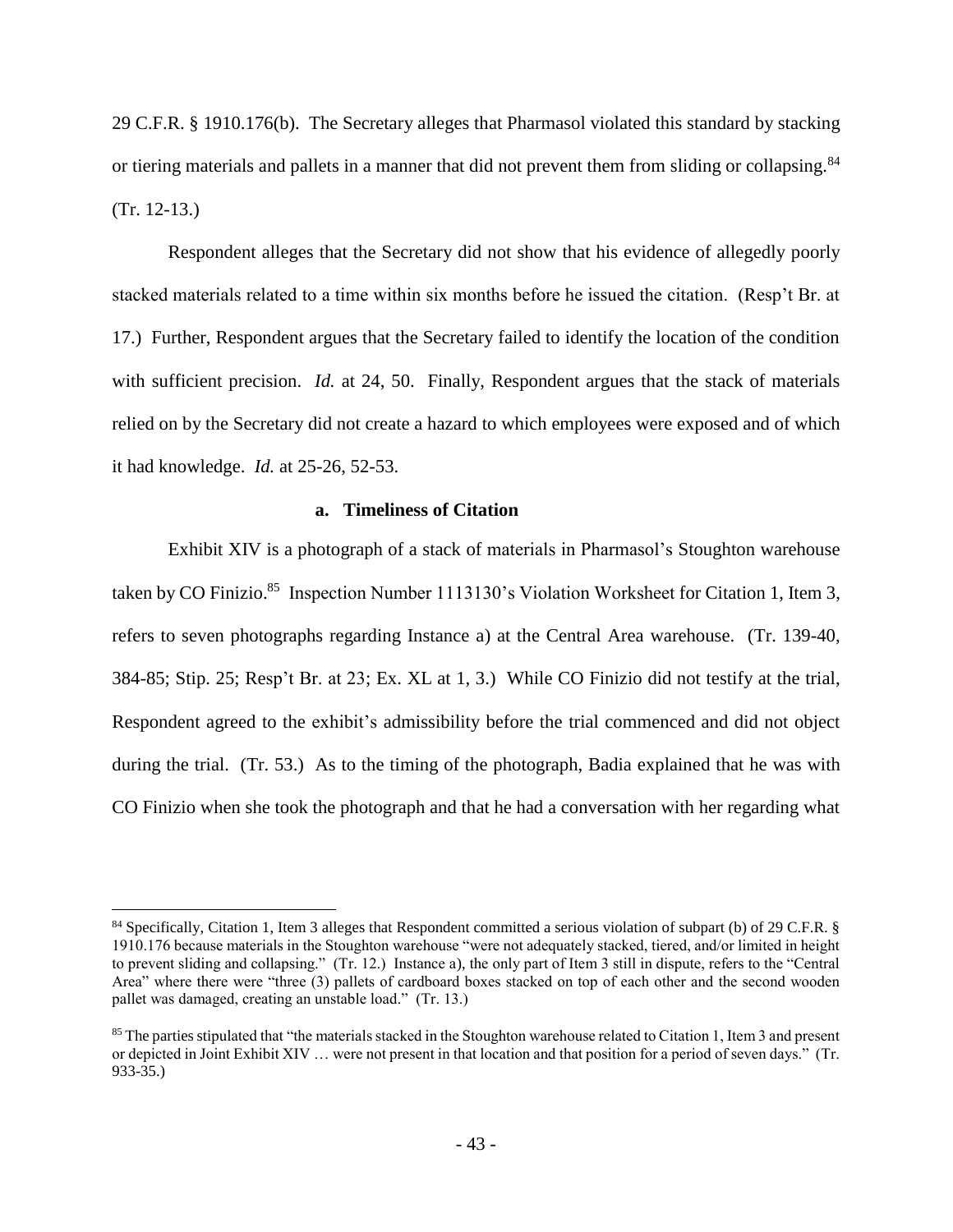29 C.F.R. § 1910.176(b). The Secretary alleges that Pharmasol violated this standard by stacking or tiering materials and pallets in a manner that did not prevent them from sliding or collapsing.[84] (Tr. 12-13.)

Respondent alleges that the Secretary did not show that his evidence of allegedly poorly stacked materials related to a time within six months before he issued the citation. (Resp't Br. at 17.) Further, Respondent argues that the Secretary failed to identify the location of the condition with sufficient precision. *Id.* at 24, 50. Finally, Respondent argues that the stack of materials relied on by the Secretary did not create a hazard to which employees were exposed and of which it had knowledge. *Id.* at 25-26, 52-53.

#### a. Timeliness of Citation

Exhibit XIV is a photograph of a stack of materials in Pharmasol's Stoughton warehouse taken by CO Finizio.[85] Inspection Number 1113130's Violation Worksheet for Citation 1, Item 3, refers to seven photographs regarding Instance a) at the Central Area warehouse. (Tr. 139-40, 384-85; Stip. 25; Resp't Br. at 23; Ex. XL at 1, 3.) While CO Finizio did not testify at the trial, Respondent agreed to the exhibit's admissibility before the trial commenced and did not object during the trial. (Tr. 53.) As to the timing of the photograph, Badia explained that he was with CO Finizio when she took the photograph and that he had a conversation with her regarding what

---

[84] Specifically, Citation 1, Item 3 alleges that Respondent committed a serious violation of subpart (b) of 29 C.F.R. § 1910.176 because materials in the Stoughton warehouse "were not adequately stacked, tiered, and/or limited in height to prevent sliding and collapsing." (Tr. 12.) Instance a), the only part of Item 3 still in dispute, refers to the "Central Area" where there were "three (3) pallets of cardboard boxes stacked on top of each other and the second wooden pallet was damaged, creating an unstable load." (Tr. 13.)

[85] The parties stipulated that "the materials stacked in the Stoughton warehouse related to Citation 1, Item 3 and present or depicted in Joint Exhibit XIV … were not present in that location and that position for a period of seven days." (Tr. 933-35.)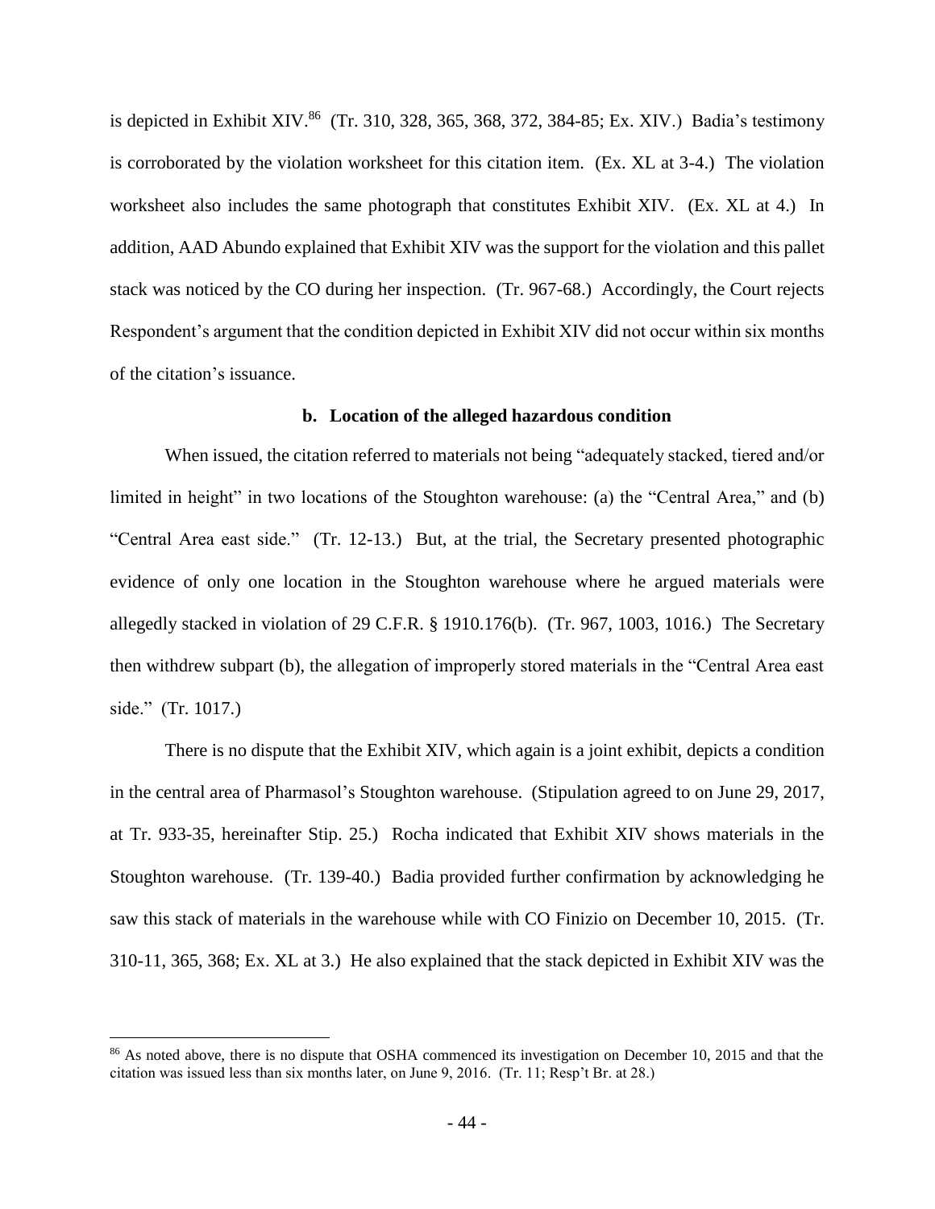is depicted in Exhibit XIV.[86] (Tr. 310, 328, 365, 368, 372, 384-85; Ex. XIV.) Badia's testimony is corroborated by the violation worksheet for this citation item. (Ex. XL at 3-4.) The violation worksheet also includes the same photograph that constitutes Exhibit XIV. (Ex. XL at 4.) In addition, AAD Abundo explained that Exhibit XIV was the support for the violation and this pallet stack was noticed by the CO during her inspection. (Tr. 967-68.) Accordingly, the Court rejects Respondent's argument that the condition depicted in Exhibit XIV did not occur within six months of the citation's issuance.

**b. Location of the alleged hazardous condition**

When issued, the citation referred to materials not being "adequately stacked, tiered and/or limited in height" in two locations of the Stoughton warehouse: (a) the "Central Area," and (b) "Central Area east side." (Tr. 12-13.) But, at the trial, the Secretary presented photographic evidence of only one location in the Stoughton warehouse where he argued materials were allegedly stacked in violation of 29 C.F.R. § 1910.176(b). (Tr. 967, 1003, 1016.) The Secretary then withdrew subpart (b), the allegation of improperly stored materials in the "Central Area east side." (Tr. 1017.)

There is no dispute that the Exhibit XIV, which again is a joint exhibit, depicts a condition in the central area of Pharmasol's Stoughton warehouse. (Stipulation agreed to on June 29, 2017, at Tr. 933-35, hereinafter Stip. 25.) Rocha indicated that Exhibit XIV shows materials in the Stoughton warehouse. (Tr. 139-40.) Badia provided further confirmation by acknowledging he saw this stack of materials in the warehouse while with CO Finizio on December 10, 2015. (Tr. 310-11, 365, 368; Ex. XL at 3.) He also explained that the stack depicted in Exhibit XIV was the

---

[86] As noted above, there is no dispute that OSHA commenced its investigation on December 10, 2015 and that the citation was issued less than six months later, on June 9, 2016. (Tr. 11; Resp't Br. at 28.)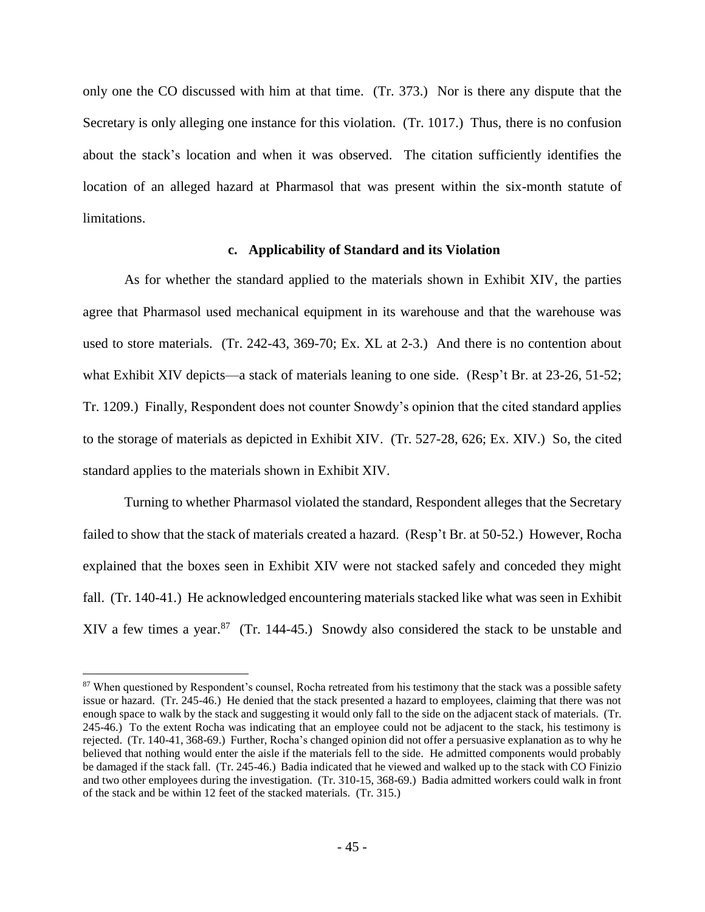only one the CO discussed with him at that time. (Tr. 373.) Nor is there any dispute that the Secretary is only alleging one instance for this violation. (Tr. 1017.) Thus, there is no confusion about the stack's location and when it was observed. The citation sufficiently identifies the location of an alleged hazard at Pharmasol that was present within the six-month statute of limitations.

### c. Applicability of Standard and its Violation

As for whether the standard applied to the materials shown in Exhibit XIV, the parties agree that Pharmasol used mechanical equipment in its warehouse and that the warehouse was used to store materials. (Tr. 242-43, 369-70; Ex. XL at 2-3.) And there is no contention about what Exhibit XIV depicts—a stack of materials leaning to one side. (Resp't Br. at 23-26, 51-52; Tr. 1209.) Finally, Respondent does not counter Snowdy's opinion that the cited standard applies to the storage of materials as depicted in Exhibit XIV. (Tr. 527-28, 626; Ex. XIV.) So, the cited standard applies to the materials shown in Exhibit XIV.

Turning to whether Pharmasol violated the standard, Respondent alleges that the Secretary failed to show that the stack of materials created a hazard. (Resp't Br. at 50-52.) However, Rocha explained that the boxes seen in Exhibit XIV were not stacked safely and conceded they might fall. (Tr. 140-41.) He acknowledged encountering materials stacked like what was seen in Exhibit XIV a few times a year.[87] (Tr. 144-45.) Snowdy also considered the stack to be unstable and

[87] When questioned by Respondent's counsel, Rocha retreated from his testimony that the stack was a possible safety issue or hazard. (Tr. 245-46.) He denied that the stack presented a hazard to employees, claiming that there was not enough space to walk by the stack and suggesting it would only fall to the side on the adjacent stack of materials. (Tr. 245-46.) To the extent Rocha was indicating that an employee could not be adjacent to the stack, his testimony is rejected. (Tr. 140-41, 368-69.) Further, Rocha's changed opinion did not offer a persuasive explanation as to why he believed that nothing would enter the aisle if the materials fell to the side. He admitted components would probably be damaged if the stack fall. (Tr. 245-46.) Badia indicated that he viewed and walked up to the stack with CO Finizio and two other employees during the investigation. (Tr. 310-15, 368-69.) Badia admitted workers could walk in front of the stack and be within 12 feet of the stacked materials. (Tr. 315.)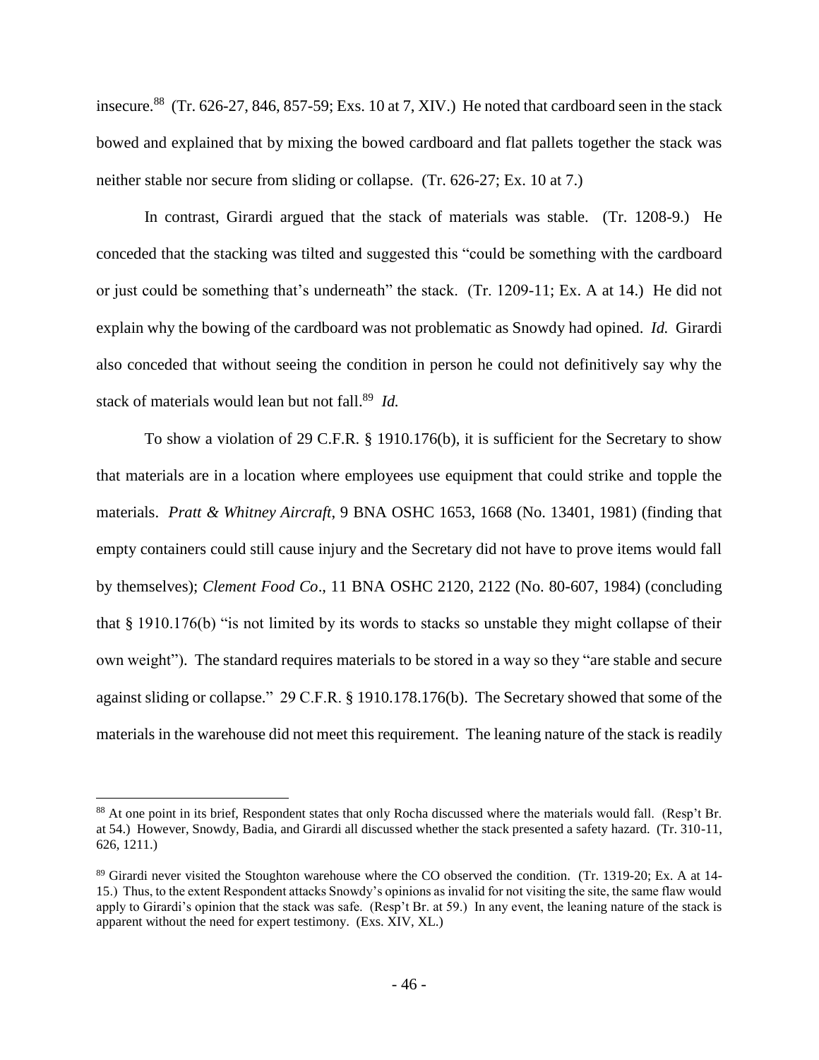insecure.[88] (Tr. 626-27, 846, 857-59; Exs. 10 at 7, XIV.) He noted that cardboard seen in the stack bowed and explained that by mixing the bowed cardboard and flat pallets together the stack was neither stable nor secure from sliding or collapse. (Tr. 626-27; Ex. 10 at 7.)

In contrast, Girardi argued that the stack of materials was stable. (Tr. 1208-9.) He conceded that the stacking was tilted and suggested this "could be something with the cardboard or just could be something that's underneath" the stack. (Tr. 1209-11; Ex. A at 14.) He did not explain why the bowing of the cardboard was not problematic as Snowdy had opined. *Id.* Girardi also conceded that without seeing the condition in person he could not definitively say why the stack of materials would lean but not fall.[89] *Id.*

To show a violation of 29 C.F.R. § 1910.176(b), it is sufficient for the Secretary to show that materials are in a location where employees use equipment that could strike and topple the materials. *Pratt & Whitney Aircraft*, 9 BNA OSHC 1653, 1668 (No. 13401, 1981) (finding that empty containers could still cause injury and the Secretary did not have to prove items would fall by themselves); *Clement Food Co*., 11 BNA OSHC 2120, 2122 (No. 80-607, 1984) (concluding that § 1910.176(b) "is not limited by its words to stacks so unstable they might collapse of their own weight"). The standard requires materials to be stored in a way so they "are stable and secure against sliding or collapse." 29 C.F.R. § 1910.178.176(b). The Secretary showed that some of the materials in the warehouse did not meet this requirement. The leaning nature of the stack is readily

---

[88] At one point in its brief, Respondent states that only Rocha discussed where the materials would fall. (Resp't Br. at 54.) However, Snowdy, Badia, and Girardi all discussed whether the stack presented a safety hazard. (Tr. 310-11, 626, 1211.)

[89] Girardi never visited the Stoughton warehouse where the CO observed the condition. (Tr. 1319-20; Ex. A at 14-15.) Thus, to the extent Respondent attacks Snowdy's opinions as invalid for not visiting the site, the same flaw would apply to Girardi's opinion that the stack was safe. (Resp't Br. at 59.) In any event, the leaning nature of the stack is apparent without the need for expert testimony. (Exs. XIV, XL.)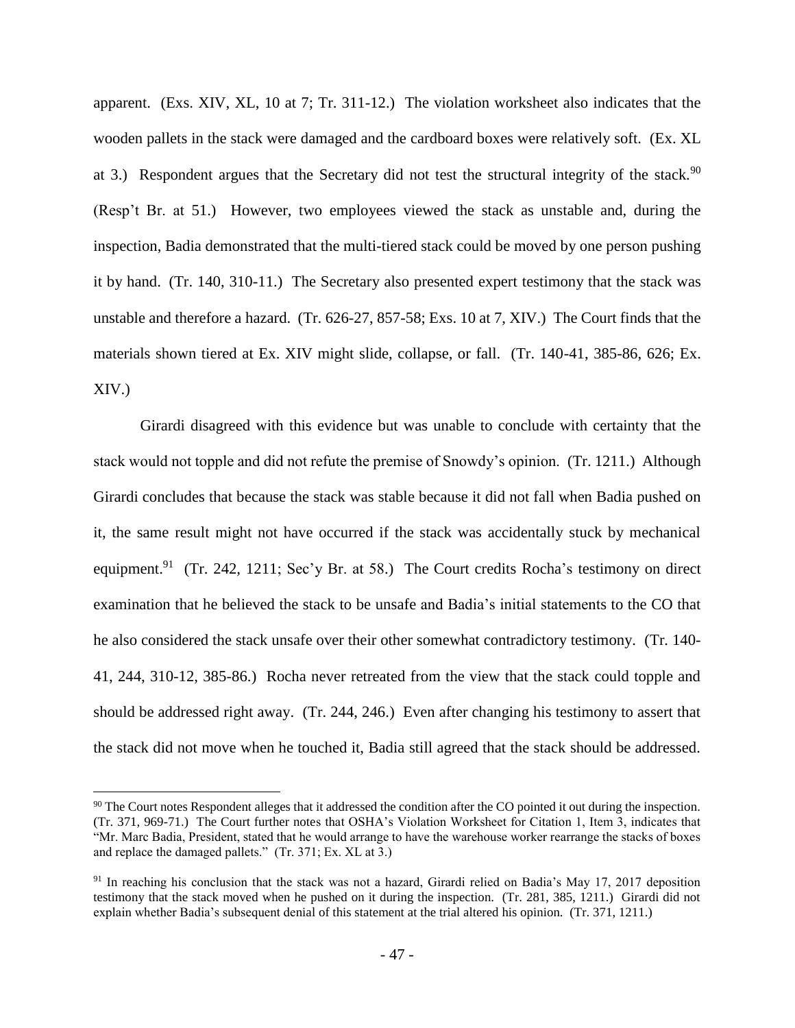apparent. (Exs. XIV, XL, 10 at 7; Tr. 311-12.) The violation worksheet also indicates that the wooden pallets in the stack were damaged and the cardboard boxes were relatively soft. (Ex. XL at 3.) Respondent argues that the Secretary did not test the structural integrity of the stack.[90] (Resp't Br. at 51.) However, two employees viewed the stack as unstable and, during the inspection, Badia demonstrated that the multi-tiered stack could be moved by one person pushing it by hand. (Tr. 140, 310-11.) The Secretary also presented expert testimony that the stack was unstable and therefore a hazard. (Tr. 626-27, 857-58; Exs. 10 at 7, XIV.) The Court finds that the materials shown tiered at Ex. XIV might slide, collapse, or fall. (Tr. 140-41, 385-86, 626; Ex. XIV.)

Girardi disagreed with this evidence but was unable to conclude with certainty that the stack would not topple and did not refute the premise of Snowdy's opinion. (Tr. 1211.) Although Girardi concludes that because the stack was stable because it did not fall when Badia pushed on it, the same result might not have occurred if the stack was accidentally stuck by mechanical equipment.[91] (Tr. 242, 1211; Sec'y Br. at 58.) The Court credits Rocha's testimony on direct examination that he believed the stack to be unsafe and Badia's initial statements to the CO that he also considered the stack unsafe over their other somewhat contradictory testimony. (Tr. 140-41, 244, 310-12, 385-86.) Rocha never retreated from the view that the stack could topple and should be addressed right away. (Tr. 244, 246.) Even after changing his testimony to assert that the stack did not move when he touched it, Badia still agreed that the stack should be addressed.

[90] The Court notes Respondent alleges that it addressed the condition after the CO pointed it out during the inspection. (Tr. 371, 969-71.) The Court further notes that OSHA's Violation Worksheet for Citation 1, Item 3, indicates that "Mr. Marc Badia, President, stated that he would arrange to have the warehouse worker rearrange the stacks of boxes and replace the damaged pallets." (Tr. 371; Ex. XL at 3.)

[91] In reaching his conclusion that the stack was not a hazard, Girardi relied on Badia's May 17, 2017 deposition testimony that the stack moved when he pushed on it during the inspection. (Tr. 281, 385, 1211.) Girardi did not explain whether Badia's subsequent denial of this statement at the trial altered his opinion. (Tr. 371, 1211.)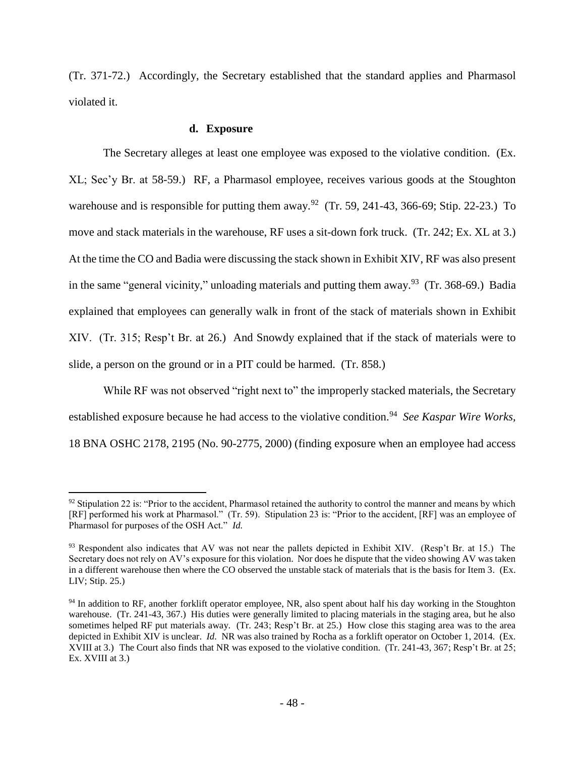(Tr. 371-72.) Accordingly, the Secretary established that the standard applies and Pharmasol violated it.

#### d. Exposure

The Secretary alleges at least one employee was exposed to the violative condition. (Ex. XL; Sec'y Br. at 58-59.) RF, a Pharmasol employee, receives various goods at the Stoughton warehouse and is responsible for putting them away.[92] (Tr. 59, 241-43, 366-69; Stip. 22-23.) To move and stack materials in the warehouse, RF uses a sit-down fork truck. (Tr. 242; Ex. XL at 3.) At the time the CO and Badia were discussing the stack shown in Exhibit XIV, RF was also present in the same "general vicinity," unloading materials and putting them away.[93] (Tr. 368-69.) Badia explained that employees can generally walk in front of the stack of materials shown in Exhibit XIV. (Tr. 315; Resp't Br. at 26.) And Snowdy explained that if the stack of materials were to slide, a person on the ground or in a PIT could be harmed. (Tr. 858.)

While RF was not observed "right next to" the improperly stacked materials, the Secretary established exposure because he had access to the violative condition.[94] *See Kaspar Wire Works*, 18 BNA OSHC 2178, 2195 (No. 90-2775, 2000) (finding exposure when an employee had access

---

[92] Stipulation 22 is: "Prior to the accident, Pharmasol retained the authority to control the manner and means by which [RF] performed his work at Pharmasol." (Tr. 59). Stipulation 23 is: "Prior to the accident, [RF] was an employee of Pharmasol for purposes of the OSH Act." *Id.*

[93] Respondent also indicates that AV was not near the pallets depicted in Exhibit XIV. (Resp't Br. at 15.) The Secretary does not rely on AV's exposure for this violation. Nor does he dispute that the video showing AV was taken in a different warehouse then where the CO observed the unstable stack of materials that is the basis for Item 3. (Ex. LIV; Stip. 25.)

[94] In addition to RF, another forklift operator employee, NR, also spent about half his day working in the Stoughton warehouse. (Tr. 241-43, 367.) His duties were generally limited to placing materials in the staging area, but he also sometimes helped RF put materials away. (Tr. 243; Resp't Br. at 25.) How close this staging area was to the area depicted in Exhibit XIV is unclear. *Id.* NR was also trained by Rocha as a forklift operator on October 1, 2014. (Ex. XVIII at 3.) The Court also finds that NR was exposed to the violative condition. (Tr. 241-43, 367; Resp't Br. at 25; Ex. XVIII at 3.)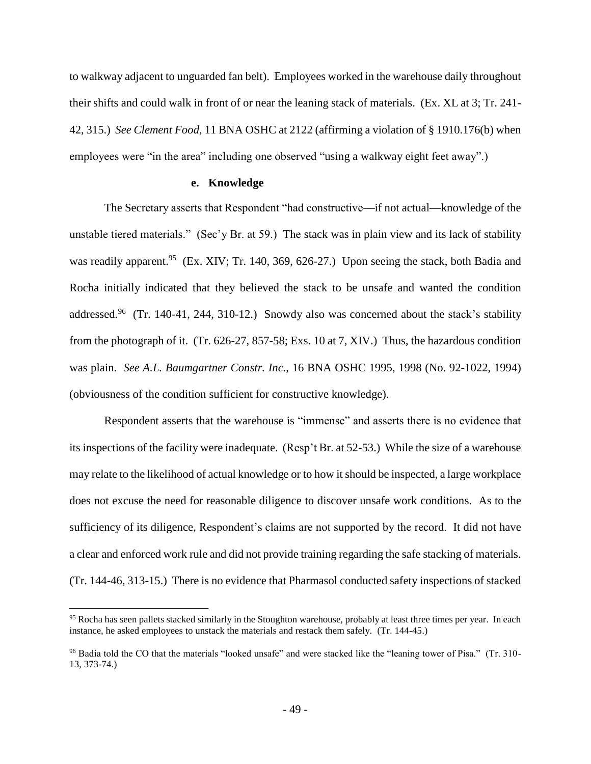to walkway adjacent to unguarded fan belt). Employees worked in the warehouse daily throughout their shifts and could walk in front of or near the leaning stack of materials. (Ex. XL at 3; Tr. 241-42, 315.) *See Clement Food*, 11 BNA OSHC at 2122 (affirming a violation of § 1910.176(b) when employees were "in the area" including one observed "using a walkway eight feet away".)

#### e. Knowledge

The Secretary asserts that Respondent "had constructive—if not actual—knowledge of the unstable tiered materials." (Sec'y Br. at 59.) The stack was in plain view and its lack of stability was readily apparent.[95] (Ex. XIV; Tr. 140, 369, 626-27.) Upon seeing the stack, both Badia and Rocha initially indicated that they believed the stack to be unsafe and wanted the condition addressed.[96] (Tr. 140-41, 244, 310-12.) Snowdy also was concerned about the stack's stability from the photograph of it. (Tr. 626-27, 857-58; Exs. 10 at 7, XIV.) Thus, the hazardous condition was plain. *See A.L. Baumgartner Constr. Inc.,* 16 BNA OSHC 1995, 1998 (No. 92-1022, 1994) (obviousness of the condition sufficient for constructive knowledge).

Respondent asserts that the warehouse is "immense" and asserts there is no evidence that its inspections of the facility were inadequate. (Resp't Br. at 52-53.) While the size of a warehouse may relate to the likelihood of actual knowledge or to how it should be inspected, a large workplace does not excuse the need for reasonable diligence to discover unsafe work conditions. As to the sufficiency of its diligence, Respondent's claims are not supported by the record. It did not have a clear and enforced work rule and did not provide training regarding the safe stacking of materials. (Tr. 144-46, 313-15.) There is no evidence that Pharmasol conducted safety inspections of stacked

---

[95] Rocha has seen pallets stacked similarly in the Stoughton warehouse, probably at least three times per year. In each instance, he asked employees to unstack the materials and restack them safely. (Tr. 144-45.)

[96] Badia told the CO that the materials "looked unsafe" and were stacked like the "leaning tower of Pisa." (Tr. 310-13, 373-74.)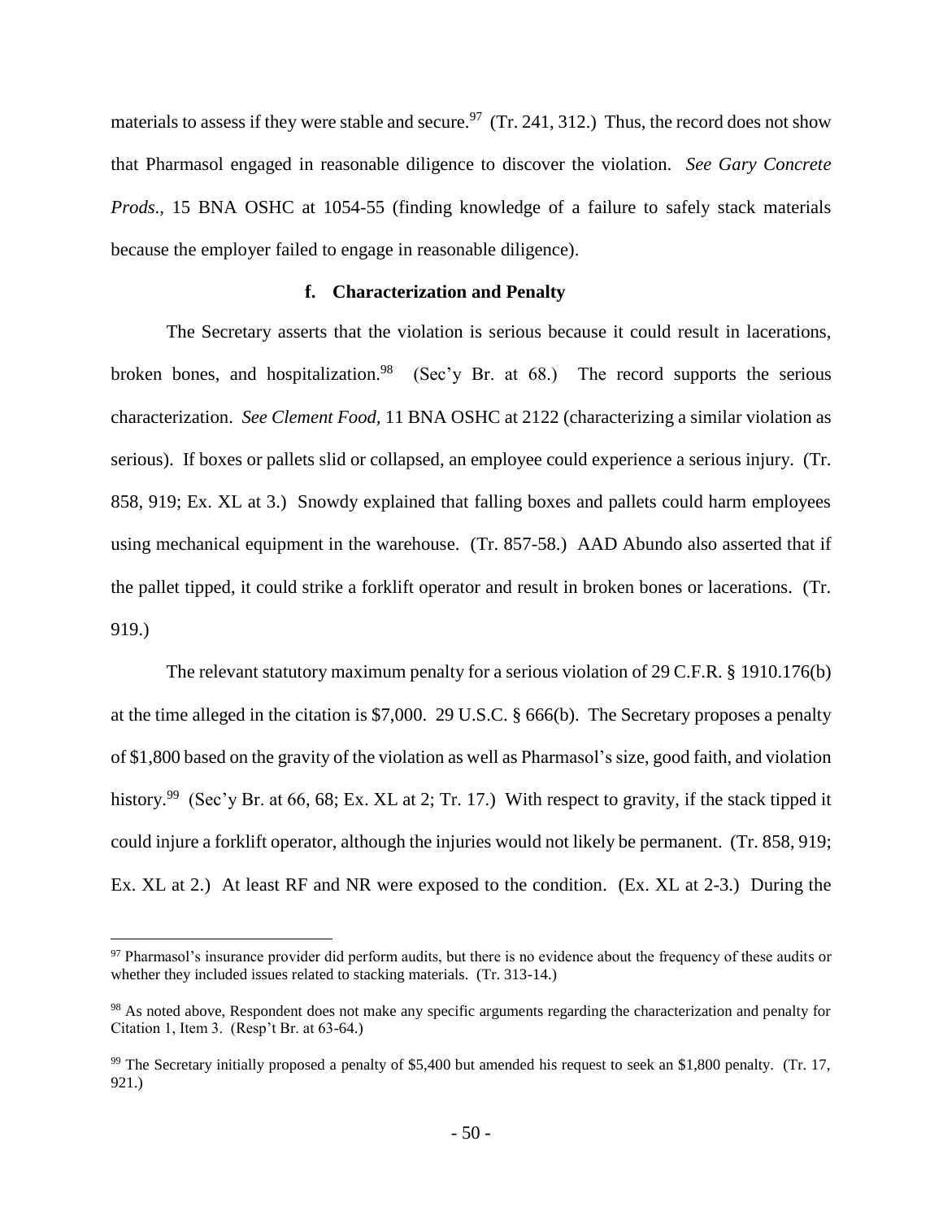materials to assess if they were stable and secure.[97] (Tr. 241, 312.) Thus, the record does not show that Pharmasol engaged in reasonable diligence to discover the violation. *See Gary Concrete Prods.*, 15 BNA OSHC at 1054-55 (finding knowledge of a failure to safely stack materials because the employer failed to engage in reasonable diligence).

#### f. Characterization and Penalty

The Secretary asserts that the violation is serious because it could result in lacerations, broken bones, and hospitalization.[98] (Sec'y Br. at 68.) The record supports the serious characterization. *See Clement Food*, 11 BNA OSHC at 2122 (characterizing a similar violation as serious). If boxes or pallets slid or collapsed, an employee could experience a serious injury. (Tr. 858, 919; Ex. XL at 3.) Snowdy explained that falling boxes and pallets could harm employees using mechanical equipment in the warehouse. (Tr. 857-58.) AAD Abundo also asserted that if the pallet tipped, it could strike a forklift operator and result in broken bones or lacerations. (Tr. 919.)

The relevant statutory maximum penalty for a serious violation of 29 C.F.R. § 1910.176(b) at the time alleged in the citation is $7,000. 29 U.S.C. § 666(b). The Secretary proposes a penalty of $1,800 based on the gravity of the violation as well as Pharmasol's size, good faith, and violation history.[99] (Sec'y Br. at 66, 68; Ex. XL at 2; Tr. 17.) With respect to gravity, if the stack tipped it could injure a forklift operator, although the injuries would not likely be permanent. (Tr. 858, 919; Ex. XL at 2.) At least RF and NR were exposed to the condition. (Ex. XL at 2-3.) During the

---

[97] Pharmasol's insurance provider did perform audits, but there is no evidence about the frequency of these audits or whether they included issues related to stacking materials. (Tr. 313-14.)

[98] As noted above, Respondent does not make any specific arguments regarding the characterization and penalty for Citation 1, Item 3. (Resp't Br. at 63-64.)

[99] The Secretary initially proposed a penalty of $5,400 but amended his request to seek an $1,800 penalty. (Tr. 17, 921.)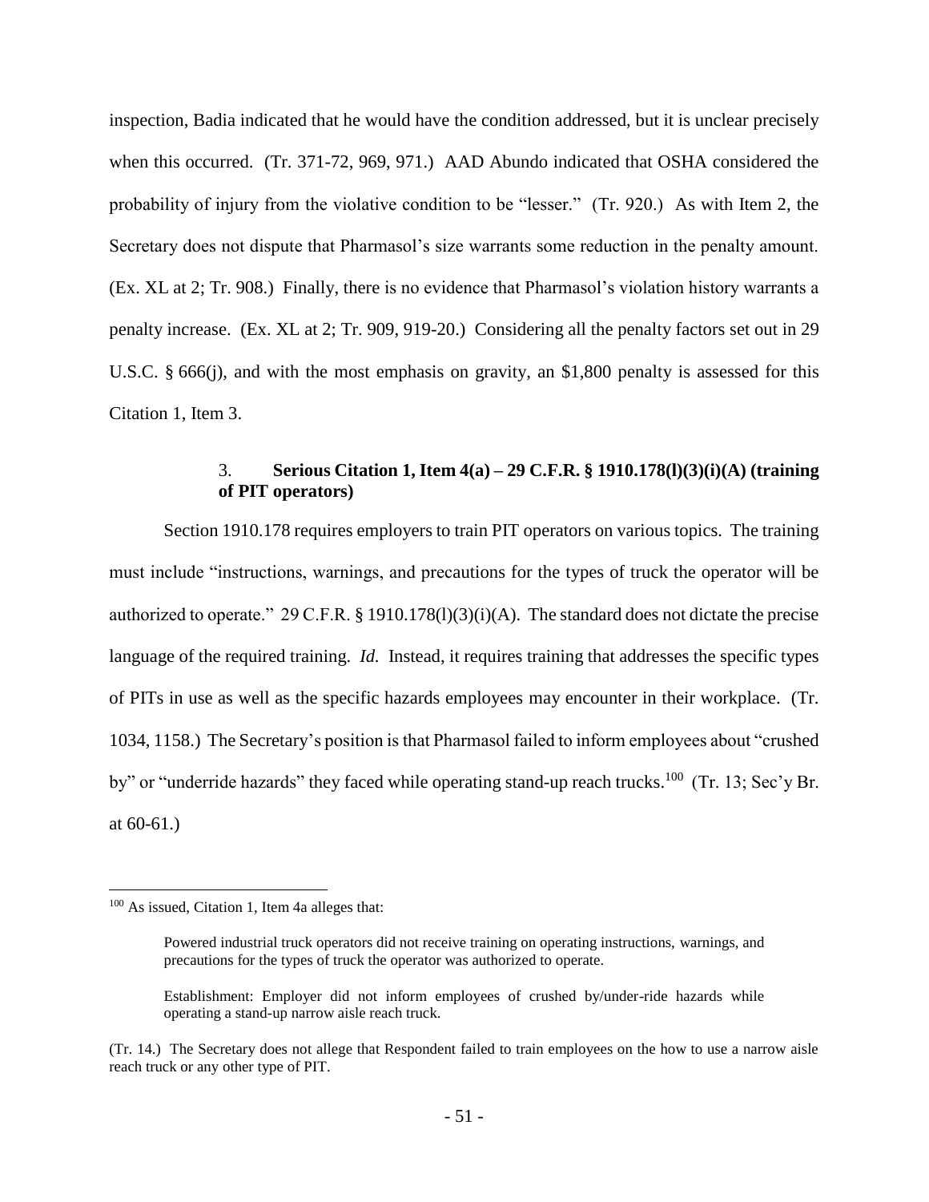inspection, Badia indicated that he would have the condition addressed, but it is unclear precisely when this occurred. (Tr. 371-72, 969, 971.) AAD Abundo indicated that OSHA considered the probability of injury from the violative condition to be "lesser." (Tr. 920.) As with Item 2, the Secretary does not dispute that Pharmasol's size warrants some reduction in the penalty amount. (Ex. XL at 2; Tr. 908.) Finally, there is no evidence that Pharmasol's violation history warrants a penalty increase. (Ex. XL at 2; Tr. 909, 919-20.) Considering all the penalty factors set out in 29 U.S.C. § 666(j), and with the most emphasis on gravity, an $1,800 penalty is assessed for this Citation 1, Item 3.

### 3. Serious Citation 1, Item 4(a) – 29 C.F.R. § 1910.178(l)(3)(i)(A) (training of PIT operators)

Section 1910.178 requires employers to train PIT operators on various topics. The training must include "instructions, warnings, and precautions for the types of truck the operator will be authorized to operate." 29 C.F.R. § 1910.178(l)(3)(i)(A). The standard does not dictate the precise language of the required training. *Id.* Instead, it requires training that addresses the specific types of PITs in use as well as the specific hazards employees may encounter in their workplace. (Tr. 1034, 1158.) The Secretary's position is that Pharmasol failed to inform employees about "crushed by" or "underride hazards" they faced while operating stand-up reach trucks.[100] (Tr. 13; Sec'y Br. at 60-61.)

---

[100] As issued, Citation 1, Item 4a alleges that:

> Powered industrial truck operators did not receive training on operating instructions, warnings, and precautions for the types of truck the operator was authorized to operate.
>
> Establishment: Employer did not inform employees of crushed by/under-ride hazards while operating a stand-up narrow aisle reach truck.

(Tr. 14.) The Secretary does not allege that Respondent failed to train employees on the how to use a narrow aisle reach truck or any other type of PIT.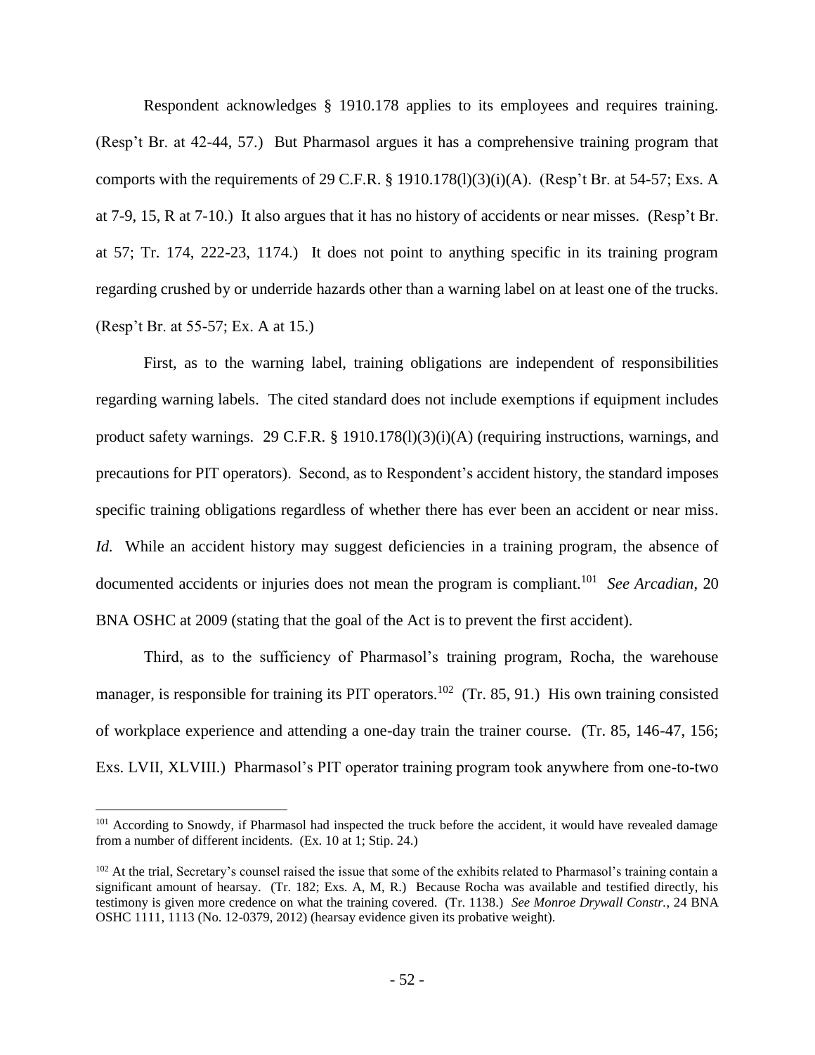Respondent acknowledges § 1910.178 applies to its employees and requires training. (Resp't Br. at 42-44, 57.) But Pharmasol argues it has a comprehensive training program that comports with the requirements of 29 C.F.R. § 1910.178(l)(3)(i)(A). (Resp't Br. at 54-57; Exs. A at 7-9, 15, R at 7-10.) It also argues that it has no history of accidents or near misses. (Resp't Br. at 57; Tr. 174, 222-23, 1174.) It does not point to anything specific in its training program regarding crushed by or underride hazards other than a warning label on at least one of the trucks. (Resp't Br. at 55-57; Ex. A at 15.)

First, as to the warning label, training obligations are independent of responsibilities regarding warning labels. The cited standard does not include exemptions if equipment includes product safety warnings. 29 C.F.R. § 1910.178(l)(3)(i)(A) (requiring instructions, warnings, and precautions for PIT operators). Second, as to Respondent's accident history, the standard imposes specific training obligations regardless of whether there has ever been an accident or near miss. *Id.* While an accident history may suggest deficiencies in a training program, the absence of documented accidents or injuries does not mean the program is compliant.[101] *See Arcadian*, 20 BNA OSHC at 2009 (stating that the goal of the Act is to prevent the first accident).

Third, as to the sufficiency of Pharmasol's training program, Rocha, the warehouse manager, is responsible for training its PIT operators.[102] (Tr. 85, 91.) His own training consisted of workplace experience and attending a one-day train the trainer course. (Tr. 85, 146-47, 156; Exs. LVII, XLVIII.) Pharmasol's PIT operator training program took anywhere from one-to-two

---

[101] According to Snowdy, if Pharmasol had inspected the truck before the accident, it would have revealed damage from a number of different incidents. (Ex. 10 at 1; Stip. 24.)

[102] At the trial, Secretary's counsel raised the issue that some of the exhibits related to Pharmasol's training contain a significant amount of hearsay. (Tr. 182; Exs. A, M, R.) Because Rocha was available and testified directly, his testimony is given more credence on what the training covered. (Tr. 1138.) *See Monroe Drywall Constr.*, 24 BNA OSHC 1111, 1113 (No. 12-0379, 2012) (hearsay evidence given its probative weight).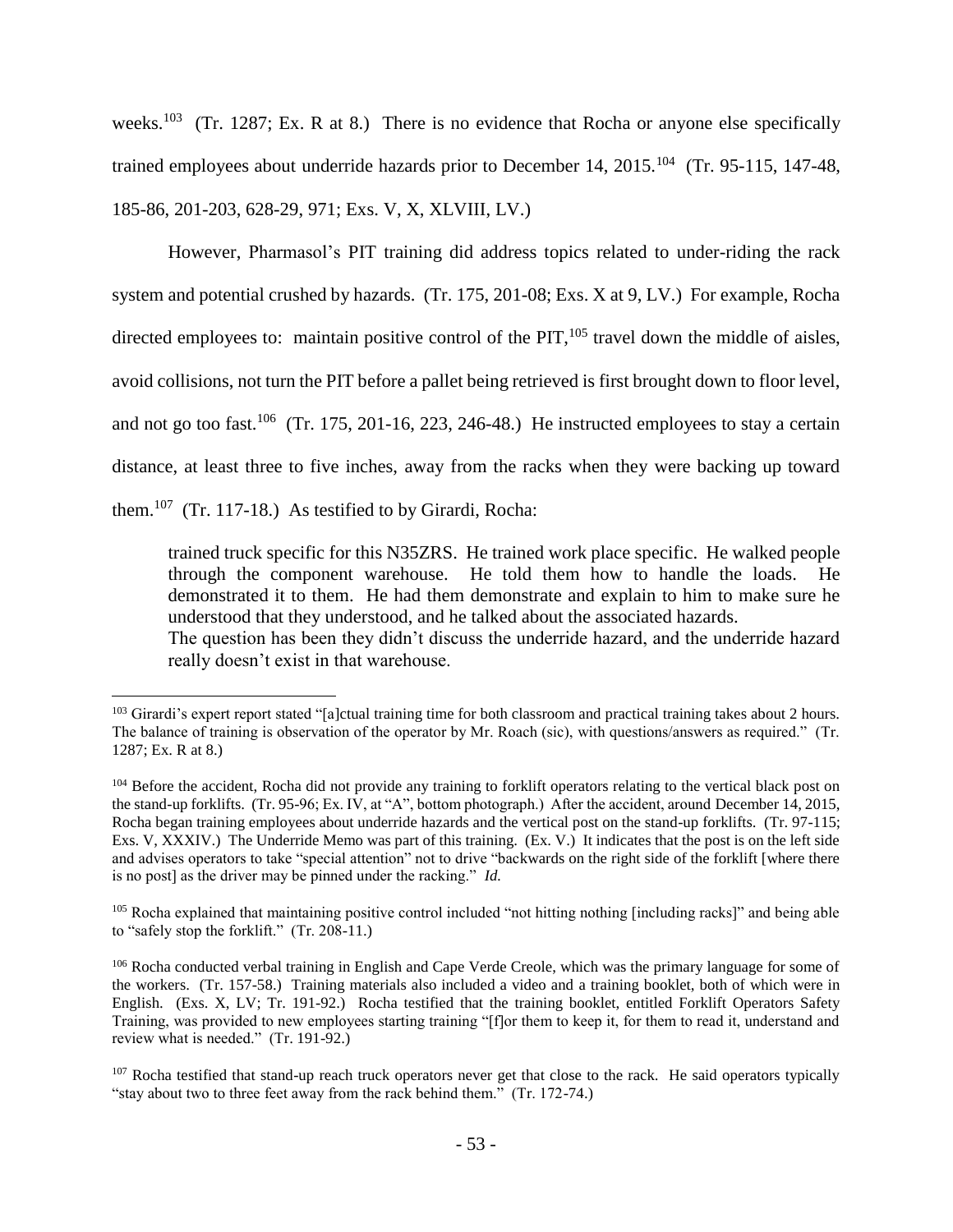weeks.[103] (Tr. 1287; Ex. R at 8.) There is no evidence that Rocha or anyone else specifically trained employees about underride hazards prior to December 14, 2015.[104] (Tr. 95-115, 147-48, 185-86, 201-203, 628-29, 971; Exs. V, X, XLVIII, LV.)

However, Pharmasol's PIT training did address topics related to under-riding the rack system and potential crushed by hazards. (Tr. 175, 201-08; Exs. X at 9, LV.) For example, Rocha directed employees to: maintain positive control of the PIT,[105] travel down the middle of aisles, avoid collisions, not turn the PIT before a pallet being retrieved is first brought down to floor level, and not go too fast.[106] (Tr. 175, 201-16, 223, 246-48.) He instructed employees to stay a certain distance, at least three to five inches, away from the racks when they were backing up toward them.[107] (Tr. 117-18.) As testified to by Girardi, Rocha:

> trained truck specific for this N35ZRS. He trained work place specific. He walked people through the component warehouse. He told them how to handle the loads. He demonstrated it to them. He had them demonstrate and explain to him to make sure he understood that they understood, and he talked about the associated hazards.
> The question has been they didn't discuss the underride hazard, and the underride hazard really doesn't exist in that warehouse.

---

[103] Girardi's expert report stated "[a]ctual training time for both classroom and practical training takes about 2 hours. The balance of training is observation of the operator by Mr. Roach (sic), with questions/answers as required." (Tr. 1287; Ex. R at 8.)

[104] Before the accident, Rocha did not provide any training to forklift operators relating to the vertical black post on the stand-up forklifts. (Tr. 95-96; Ex. IV, at "A", bottom photograph.) After the accident, around December 14, 2015, Rocha began training employees about underride hazards and the vertical post on the stand-up forklifts. (Tr. 97-115; Exs. V, XXXIV.) The Underride Memo was part of this training. (Ex. V.) It indicates that the post is on the left side and advises operators to take "special attention" not to drive "backwards on the right side of the forklift [where there is no post] as the driver may be pinned under the racking." *Id.*

[105] Rocha explained that maintaining positive control included "not hitting nothing [including racks]" and being able to "safely stop the forklift." (Tr. 208-11.)

[106] Rocha conducted verbal training in English and Cape Verde Creole, which was the primary language for some of the workers. (Tr. 157-58.) Training materials also included a video and a training booklet, both of which were in English. (Exs. X, LV; Tr. 191-92.) Rocha testified that the training booklet, entitled Forklift Operators Safety Training, was provided to new employees starting training "[f]or them to keep it, for them to read it, understand and review what is needed." (Tr. 191-92.)

[107] Rocha testified that stand-up reach truck operators never get that close to the rack. He said operators typically "stay about two to three feet away from the rack behind them." (Tr. 172-74.)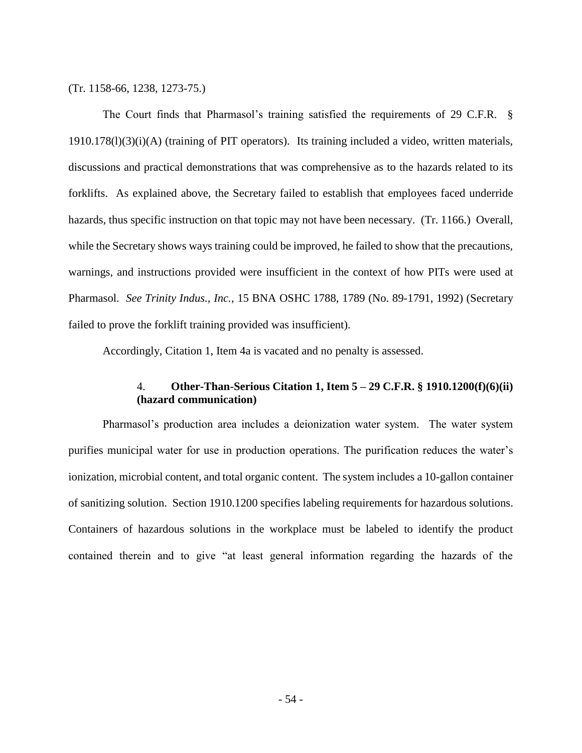(Tr. 1158-66, 1238, 1273-75.)

The Court finds that Pharmasol's training satisfied the requirements of 29 C.F.R. § 1910.178(l)(3)(i)(A) (training of PIT operators). Its training included a video, written materials, discussions and practical demonstrations that was comprehensive as to the hazards related to its forklifts. As explained above, the Secretary failed to establish that employees faced underride hazards, thus specific instruction on that topic may not have been necessary. (Tr. 1166.) Overall, while the Secretary shows ways training could be improved, he failed to show that the precautions, warnings, and instructions provided were insufficient in the context of how PITs were used at Pharmasol. *See Trinity Indus., Inc.*, 15 BNA OSHC 1788, 1789 (No. 89-1791, 1992) (Secretary failed to prove the forklift training provided was insufficient).

Accordingly, Citation 1, Item 4a is vacated and no penalty is assessed.

### 4. **Other-Than-Serious Citation 1, Item 5 – 29 C.F.R. § 1910.1200(f)(6)(ii) (hazard communication)**

Pharmasol's production area includes a deionization water system. The water system purifies municipal water for use in production operations. The purification reduces the water's ionization, microbial content, and total organic content. The system includes a 10-gallon container of sanitizing solution. Section 1910.1200 specifies labeling requirements for hazardous solutions. Containers of hazardous solutions in the workplace must be labeled to identify the product contained therein and to give "at least general information regarding the hazards of the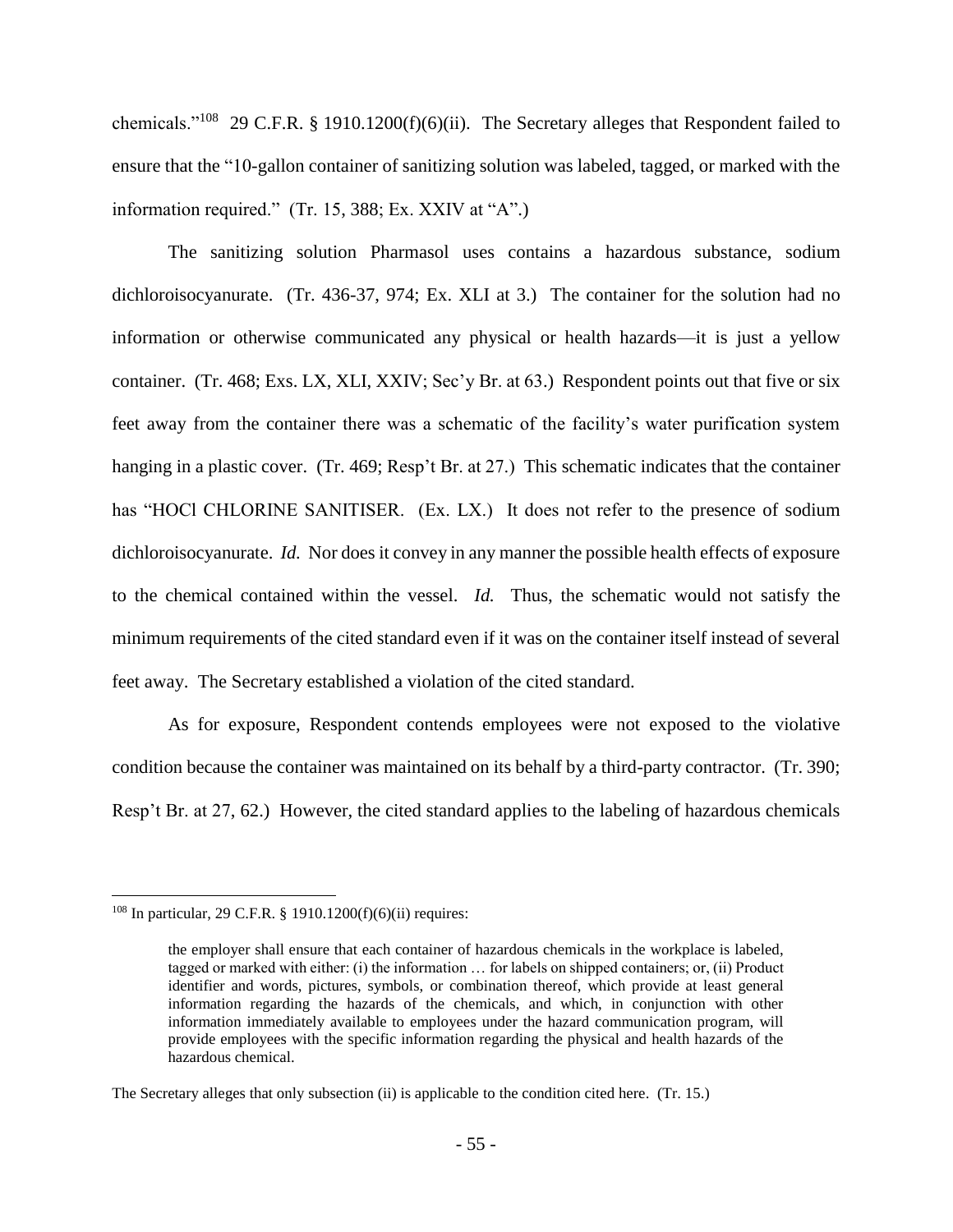chemicals."[108] 29 C.F.R. § 1910.1200(f)(6)(ii). The Secretary alleges that Respondent failed to ensure that the "10-gallon container of sanitizing solution was labeled, tagged, or marked with the information required." (Tr. 15, 388; Ex. XXIV at "A".)

The sanitizing solution Pharmasol uses contains a hazardous substance, sodium dichloroisocyanurate. (Tr. 436-37, 974; Ex. XLI at 3.) The container for the solution had no information or otherwise communicated any physical or health hazards—it is just a yellow container. (Tr. 468; Exs. LX, XLI, XXIV; Sec'y Br. at 63.) Respondent points out that five or six feet away from the container there was a schematic of the facility's water purification system hanging in a plastic cover. (Tr. 469; Resp't Br. at 27.) This schematic indicates that the container has "HOCl CHLORINE SANITISER. (Ex. LX.) It does not refer to the presence of sodium dichloroisocyanurate. *Id.* Nor does it convey in any manner the possible health effects of exposure to the chemical contained within the vessel. *Id.* Thus, the schematic would not satisfy the minimum requirements of the cited standard even if it was on the container itself instead of several feet away. The Secretary established a violation of the cited standard.

As for exposure, Respondent contends employees were not exposed to the violative condition because the container was maintained on its behalf by a third-party contractor. (Tr. 390; Resp't Br. at 27, 62.) However, the cited standard applies to the labeling of hazardous chemicals

---

[108] In particular, 29 C.F.R. § 1910.1200(f)(6)(ii) requires:

> the employer shall ensure that each container of hazardous chemicals in the workplace is labeled, tagged or marked with either: (i) the information … for labels on shipped containers; or, (ii) Product identifier and words, pictures, symbols, or combination thereof, which provide at least general information regarding the hazards of the chemicals, and which, in conjunction with other information immediately available to employees under the hazard communication program, will provide employees with the specific information regarding the physical and health hazards of the hazardous chemical.

The Secretary alleges that only subsection (ii) is applicable to the condition cited here. (Tr. 15.)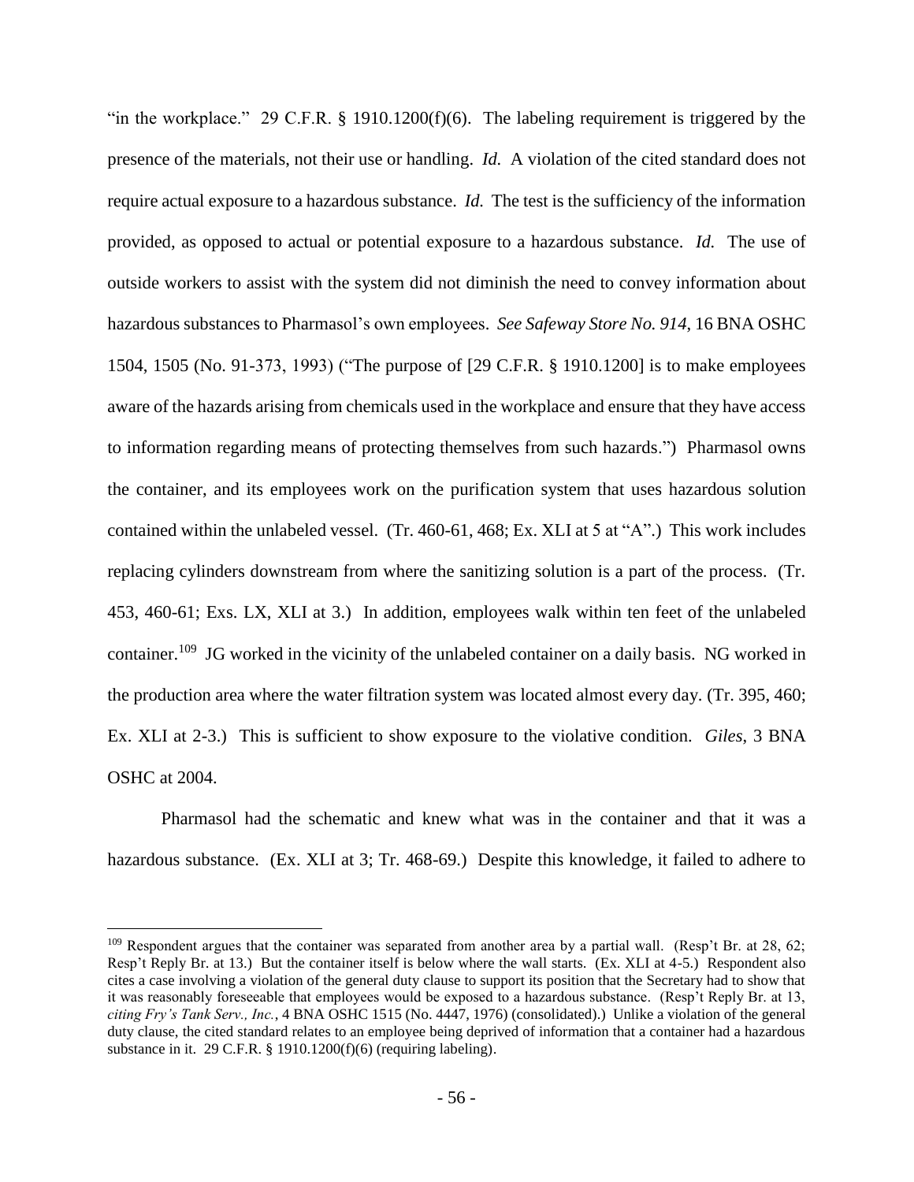"in the workplace." 29 C.F.R. § 1910.1200(f)(6). The labeling requirement is triggered by the presence of the materials, not their use or handling. *Id.* A violation of the cited standard does not require actual exposure to a hazardous substance. *Id.* The test is the sufficiency of the information provided, as opposed to actual or potential exposure to a hazardous substance. *Id.* The use of outside workers to assist with the system did not diminish the need to convey information about hazardous substances to Pharmasol's own employees. *See Safeway Store No. 914*, 16 BNA OSHC 1504, 1505 (No. 91-373, 1993) ("The purpose of [29 C.F.R. § 1910.1200] is to make employees aware of the hazards arising from chemicals used in the workplace and ensure that they have access to information regarding means of protecting themselves from such hazards.") Pharmasol owns the container, and its employees work on the purification system that uses hazardous solution contained within the unlabeled vessel. (Tr. 460-61, 468; Ex. XLI at 5 at "A".) This work includes replacing cylinders downstream from where the sanitizing solution is a part of the process. (Tr. 453, 460-61; Exs. LX, XLI at 3.) In addition, employees walk within ten feet of the unlabeled container.[109] JG worked in the vicinity of the unlabeled container on a daily basis. NG worked in the production area where the water filtration system was located almost every day. (Tr. 395, 460; Ex. XLI at 2-3.) This is sufficient to show exposure to the violative condition. *Giles*, 3 BNA OSHC at 2004.

Pharmasol had the schematic and knew what was in the container and that it was a hazardous substance. (Ex. XLI at 3; Tr. 468-69.) Despite this knowledge, it failed to adhere to

---

[109] Respondent argues that the container was separated from another area by a partial wall. (Resp't Br. at 28, 62; Resp't Reply Br. at 13.) But the container itself is below where the wall starts. (Ex. XLI at 4-5.) Respondent also cites a case involving a violation of the general duty clause to support its position that the Secretary had to show that it was reasonably foreseeable that employees would be exposed to a hazardous substance. (Resp't Reply Br. at 13, *citing Fry's Tank Serv., Inc.*, 4 BNA OSHC 1515 (No. 4447, 1976) (consolidated).) Unlike a violation of the general duty clause, the cited standard relates to an employee being deprived of information that a container had a hazardous substance in it. 29 C.F.R. § 1910.1200(f)(6) (requiring labeling).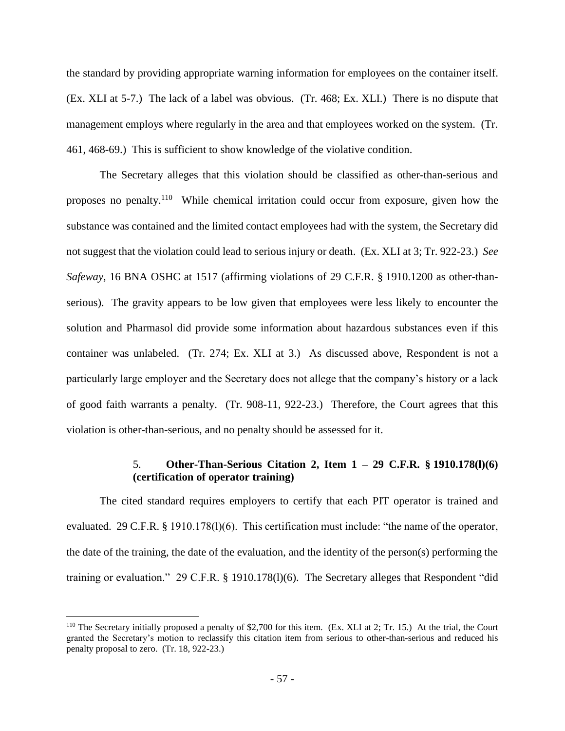the standard by providing appropriate warning information for employees on the container itself. (Ex. XLI at 5-7.) The lack of a label was obvious. (Tr. 468; Ex. XLI.) There is no dispute that management employs where regularly in the area and that employees worked on the system. (Tr. 461, 468-69.) This is sufficient to show knowledge of the violative condition.

The Secretary alleges that this violation should be classified as other-than-serious and proposes no penalty.[110] While chemical irritation could occur from exposure, given how the substance was contained and the limited contact employees had with the system, the Secretary did not suggest that the violation could lead to serious injury or death. (Ex. XLI at 3; Tr. 922-23.) *See Safeway*, 16 BNA OSHC at 1517 (affirming violations of 29 C.F.R. § 1910.1200 as other-than-serious). The gravity appears to be low given that employees were less likely to encounter the solution and Pharmasol did provide some information about hazardous substances even if this container was unlabeled. (Tr. 274; Ex. XLI at 3.) As discussed above, Respondent is not a particularly large employer and the Secretary does not allege that the company's history or a lack of good faith warrants a penalty. (Tr. 908-11, 922-23.) Therefore, the Court agrees that this violation is other-than-serious, and no penalty should be assessed for it.

### 5. **Other-Than-Serious Citation 2, Item 1 – 29 C.F.R. § 1910.178(l)(6) (certification of operator training)**

The cited standard requires employers to certify that each PIT operator is trained and evaluated. 29 C.F.R. § 1910.178(l)(6). This certification must include: "the name of the operator, the date of the training, the date of the evaluation, and the identity of the person(s) performing the training or evaluation." 29 C.F.R. § 1910.178(l)(6). The Secretary alleges that Respondent "did

---

[110] The Secretary initially proposed a penalty of $2,700 for this item. (Ex. XLI at 2; Tr. 15.) At the trial, the Court granted the Secretary's motion to reclassify this citation item from serious to other-than-serious and reduced his penalty proposal to zero. (Tr. 18, 922-23.)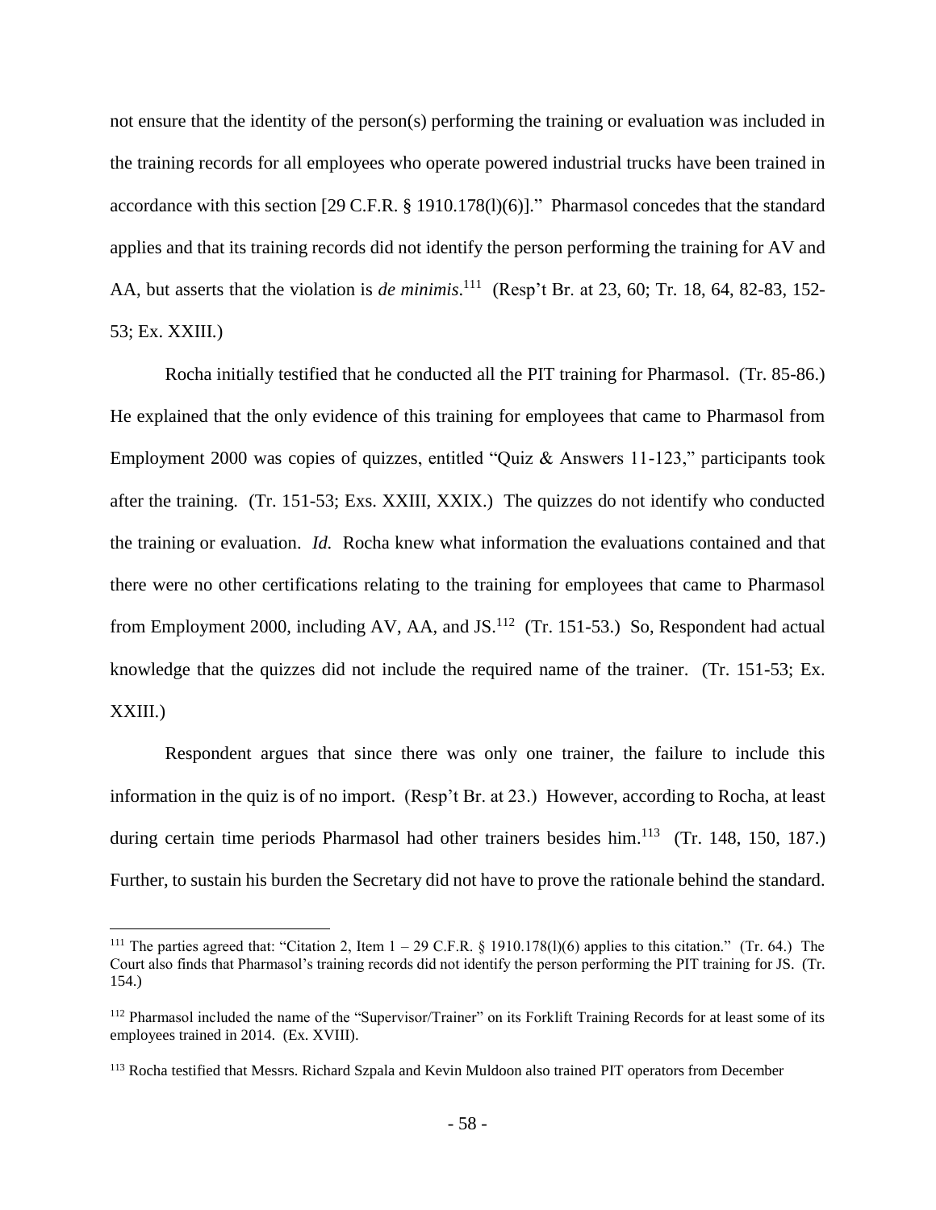not ensure that the identity of the person(s) performing the training or evaluation was included in the training records for all employees who operate powered industrial trucks have been trained in accordance with this section [29 C.F.R. § 1910.178(l)(6)]." Pharmasol concedes that the standard applies and that its training records did not identify the person performing the training for AV and AA, but asserts that the violation is *de minimis*.[111] (Resp't Br. at 23, 60; Tr. 18, 64, 82-83, 152-53; Ex. XXIII.)

Rocha initially testified that he conducted all the PIT training for Pharmasol. (Tr. 85-86.) He explained that the only evidence of this training for employees that came to Pharmasol from Employment 2000 was copies of quizzes, entitled "Quiz & Answers 11-123," participants took after the training. (Tr. 151-53; Exs. XXIII, XXIX.) The quizzes do not identify who conducted the training or evaluation. *Id.* Rocha knew what information the evaluations contained and that there were no other certifications relating to the training for employees that came to Pharmasol from Employment 2000, including AV, AA, and JS.[112] (Tr. 151-53.) So, Respondent had actual knowledge that the quizzes did not include the required name of the trainer. (Tr. 151-53; Ex. XXIII.)

Respondent argues that since there was only one trainer, the failure to include this information in the quiz is of no import. (Resp't Br. at 23.) However, according to Rocha, at least during certain time periods Pharmasol had other trainers besides him.[113] (Tr. 148, 150, 187.) Further, to sustain his burden the Secretary did not have to prove the rationale behind the standard.

---

[111] The parties agreed that: "Citation 2, Item 1 – 29 C.F.R. § 1910.178(l)(6) applies to this citation." (Tr. 64.) The Court also finds that Pharmasol's training records did not identify the person performing the PIT training for JS. (Tr. 154.)

[112] Pharmasol included the name of the "Supervisor/Trainer" on its Forklift Training Records for at least some of its employees trained in 2014. (Ex. XVIII).

[113] Rocha testified that Messrs. Richard Szpala and Kevin Muldoon also trained PIT operators from December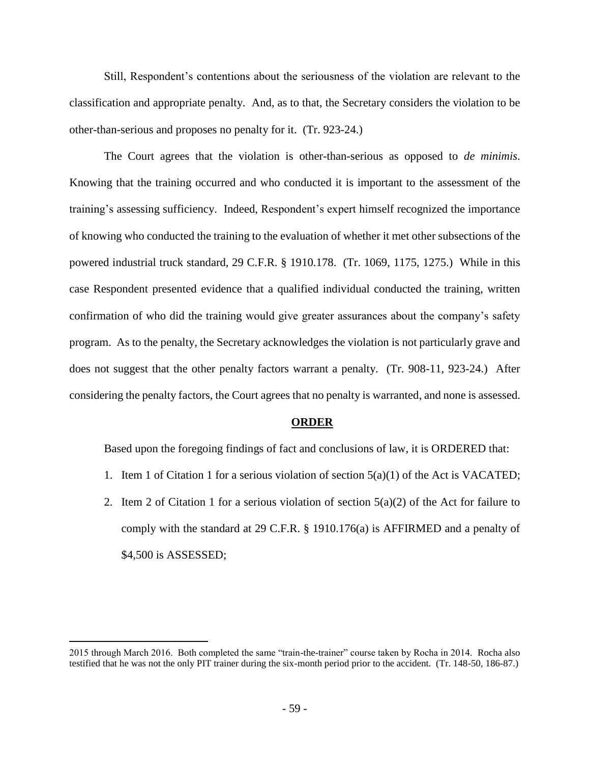Still, Respondent's contentions about the seriousness of the violation are relevant to the classification and appropriate penalty. And, as to that, the Secretary considers the violation to be other-than-serious and proposes no penalty for it. (Tr. 923-24.)

The Court agrees that the violation is other-than-serious as opposed to *de minimis*. Knowing that the training occurred and who conducted it is important to the assessment of the training's assessing sufficiency. Indeed, Respondent's expert himself recognized the importance of knowing who conducted the training to the evaluation of whether it met other subsections of the powered industrial truck standard, 29 C.F.R. § 1910.178. (Tr. 1069, 1175, 1275.) While in this case Respondent presented evidence that a qualified individual conducted the training, written confirmation of who did the training would give greater assurances about the company's safety program. As to the penalty, the Secretary acknowledges the violation is not particularly grave and does not suggest that the other penalty factors warrant a penalty. (Tr. 908-11, 923-24.) After considering the penalty factors, the Court agrees that no penalty is warranted, and none is assessed.

## ORDER

Based upon the foregoing findings of fact and conclusions of law, it is ORDERED that:

1. Item 1 of Citation 1 for a serious violation of section 5(a)(1) of the Act is VACATED;
2. Item 2 of Citation 1 for a serious violation of section 5(a)(2) of the Act for failure to comply with the standard at 29 C.F.R. § 1910.176(a) is AFFIRMED and a penalty of $4,500 is ASSESSED;

---

2015 through March 2016. Both completed the same "train-the-trainer" course taken by Rocha in 2014. Rocha also testified that he was not the only PIT trainer during the six-month period prior to the accident. (Tr. 148-50, 186-87.)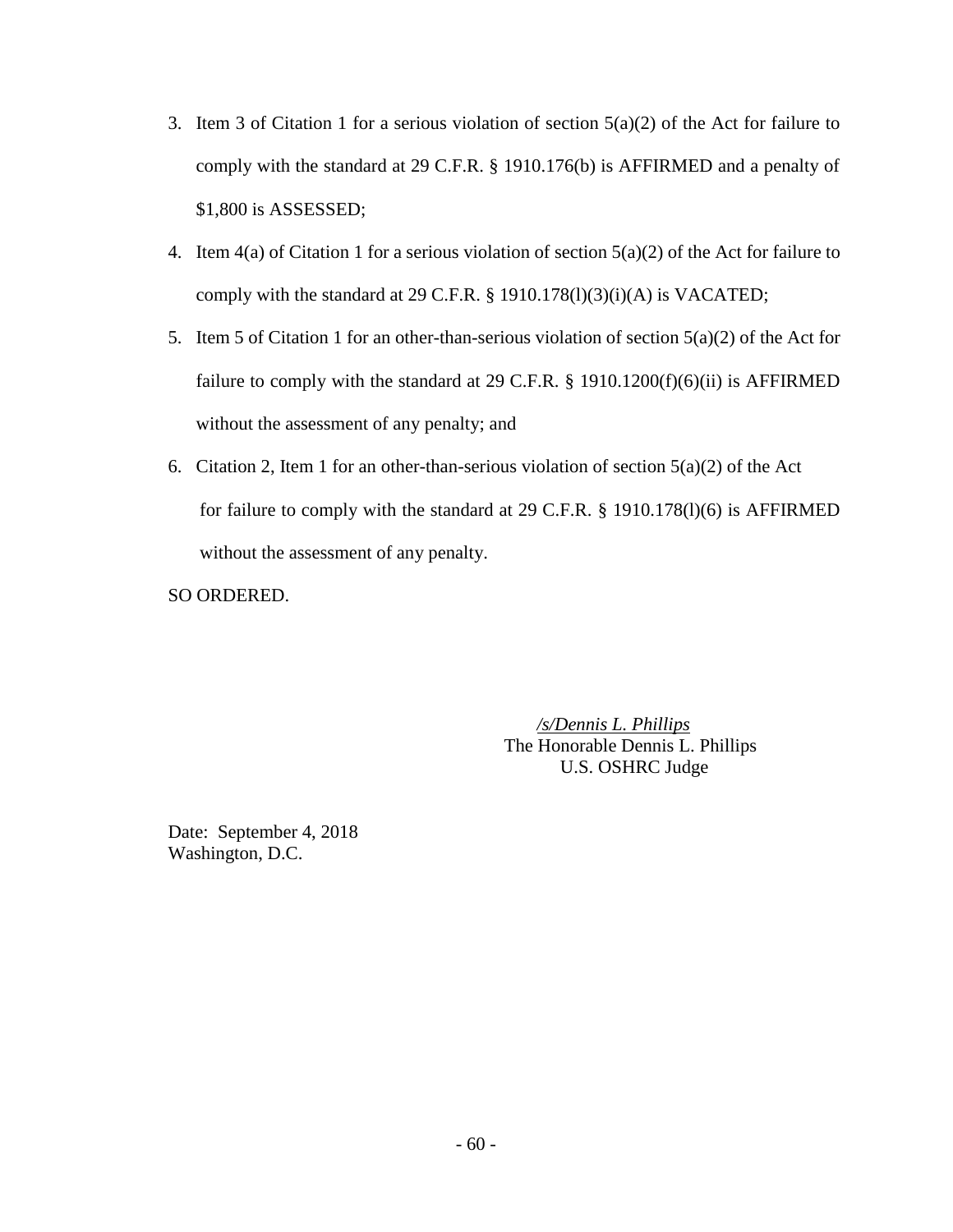3. Item 3 of Citation 1 for a serious violation of section 5(a)(2) of the Act for failure to comply with the standard at 29 C.F.R. § 1910.176(b) is AFFIRMED and a penalty of $1,800 is ASSESSED;
4. Item 4(a) of Citation 1 for a serious violation of section 5(a)(2) of the Act for failure to comply with the standard at 29 C.F.R. § 1910.178(l)(3)(i)(A) is VACATED;
5. Item 5 of Citation 1 for an other-than-serious violation of section 5(a)(2) of the Act for failure to comply with the standard at 29 C.F.R. § 1910.1200(f)(6)(ii) is AFFIRMED without the assessment of any penalty; and
6. Citation 2, Item 1 for an other-than-serious violation of section 5(a)(2) of the Act for failure to comply with the standard at 29 C.F.R. § 1910.178(l)(6) is AFFIRMED without the assessment of any penalty.

SO ORDERED.

*/s/Dennis L. Phillips*
The Honorable Dennis L. Phillips
U.S. OSHRC Judge

Date: September 4, 2018
Washington, D.C.